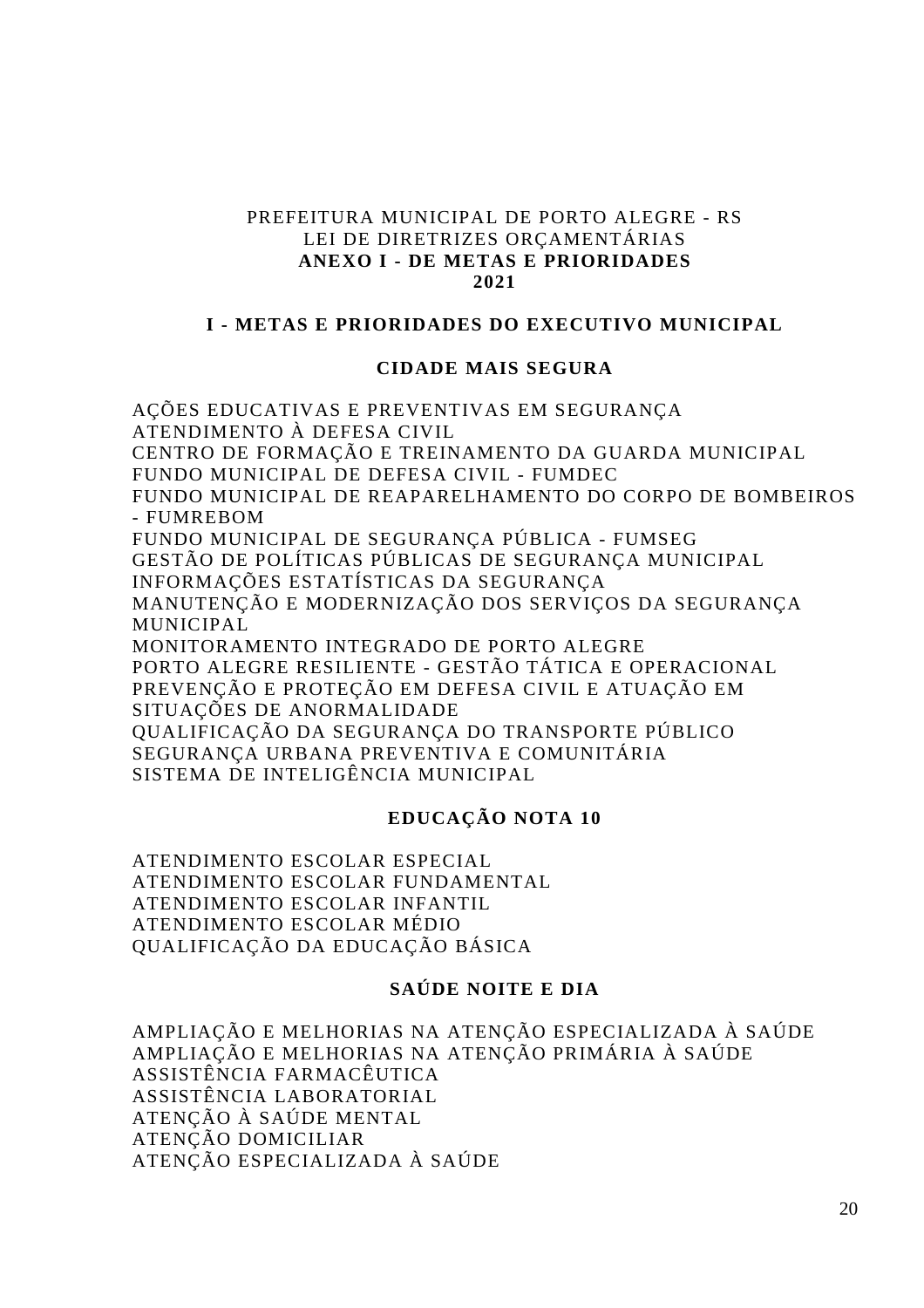PREFEITURA MUNICIPAL DE PORTO ALEGRE - RS
LEI DE DIRETRIZES ORÇAMENTÁRIAS
**ANEXO I - DE METAS E PRIORIDADES**
**2021**

## I - METAS E PRIORIDADES DO EXECUTIVO MUNICIPAL

### CIDADE MAIS SEGURA

AÇÕES EDUCATIVAS E PREVENTIVAS EM SEGURANÇA
ATENDIMENTO À DEFESA CIVIL
CENTRO DE FORMAÇÃO E TREINAMENTO DA GUARDA MUNICIPAL
FUNDO MUNICIPAL DE DEFESA CIVIL - FUMDEC
FUNDO MUNICIPAL DE REAPARELHAMENTO DO CORPO DE BOMBEIROS - FUMREBOM
FUNDO MUNICIPAL DE SEGURANÇA PÚBLICA - FUMSEG
GESTÃO DE POLÍTICAS PÚBLICAS DE SEGURANÇA MUNICIPAL
INFORMAÇÕES ESTATÍSTICAS DA SEGURANÇA
MANUTENÇÃO E MODERNIZAÇÃO DOS SERVIÇOS DA SEGURANÇA MUNICIPAL
MONITORAMENTO INTEGRADO DE PORTO ALEGRE
PORTO ALEGRE RESILIENTE - GESTÃO TÁTICA E OPERACIONAL
PREVENÇÃO E PROTEÇÃO EM DEFESA CIVIL E ATUAÇÃO EM SITUAÇÕES DE ANORMALIDADE
QUALIFICAÇÃO DA SEGURANÇA DO TRANSPORTE PÚBLICO
SEGURANÇA URBANA PREVENTIVA E COMUNITÁRIA
SISTEMA DE INTELIGÊNCIA MUNICIPAL

### EDUCAÇÃO NOTA 10

ATENDIMENTO ESCOLAR ESPECIAL
ATENDIMENTO ESCOLAR FUNDAMENTAL
ATENDIMENTO ESCOLAR INFANTIL
ATENDIMENTO ESCOLAR MÉDIO
QUALIFICAÇÃO DA EDUCAÇÃO BÁSICA

### SAÚDE NOITE E DIA

AMPLIAÇÃO E MELHORIAS NA ATENÇÃO ESPECIALIZADA À SAÚDE
AMPLIAÇÃO E MELHORIAS NA ATENÇÃO PRIMÁRIA À SAÚDE
ASSISTÊNCIA FARMACÊUTICA
ASSISTÊNCIA LABORATORIAL
ATENÇÃO À SAÚDE MENTAL
ATENÇÃO DOMICILIAR
ATENÇÃO ESPECIALIZADA À SAÚDE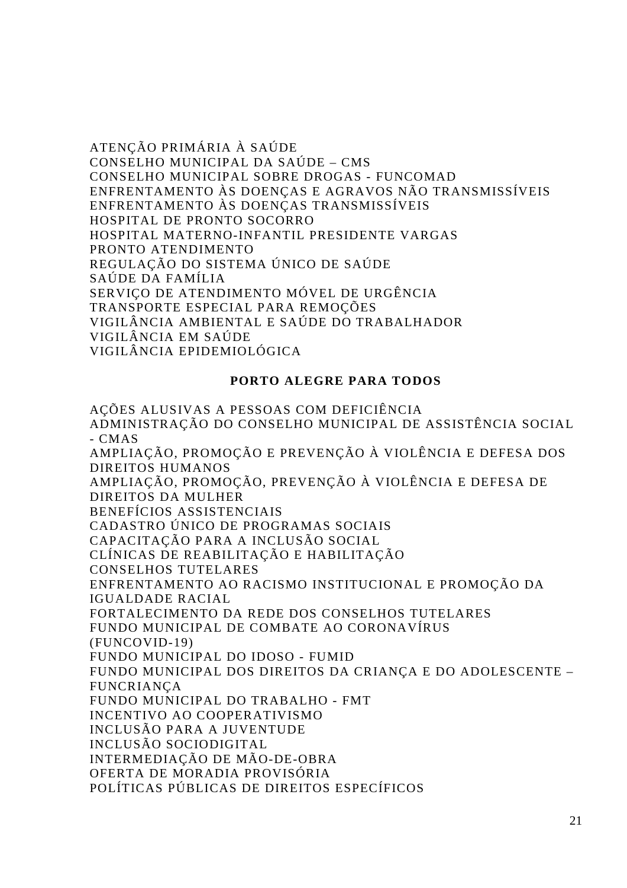ATENÇÃO PRIMÁRIA À SAÚDE
CONSELHO MUNICIPAL DA SAÚDE – CMS
CONSELHO MUNICIPAL SOBRE DROGAS - FUNCOMAD
ENFRENTAMENTO ÀS DOENÇAS E AGRAVOS NÃO TRANSMISSÍVEIS
ENFRENTAMENTO ÀS DOENÇAS TRANSMISSÍVEIS
HOSPITAL DE PRONTO SOCORRO
HOSPITAL MATERNO-INFANTIL PRESIDENTE VARGAS
PRONTO ATENDIMENTO
REGULAÇÃO DO SISTEMA ÚNICO DE SAÚDE
SAÚDE DA FAMÍLIA
SERVIÇO DE ATENDIMENTO MÓVEL DE URGÊNCIA
TRANSPORTE ESPECIAL PARA REMOÇÕES
VIGILÂNCIA AMBIENTAL E SAÚDE DO TRABALHADOR
VIGILÂNCIA EM SAÚDE
VIGILÂNCIA EPIDEMIOLÓGICA

**PORTO ALEGRE PARA TODOS**

AÇÕES ALUSIVAS A PESSOAS COM DEFICIÊNCIA
ADMINISTRAÇÃO DO CONSELHO MUNICIPAL DE ASSISTÊNCIA SOCIAL - CMAS
AMPLIAÇÃO, PROMOÇÃO E PREVENÇÃO À VIOLÊNCIA E DEFESA DOS DIREITOS HUMANOS
AMPLIAÇÃO, PROMOÇÃO, PREVENÇÃO À VIOLÊNCIA E DEFESA DE DIREITOS DA MULHER
BENEFÍCIOS ASSISTENCIAIS
CADASTRO ÚNICO DE PROGRAMAS SOCIAIS
CAPACITAÇÃO PARA A INCLUSÃO SOCIAL
CLÍNICAS DE REABILITAÇÃO E HABILITAÇÃO
CONSELHOS TUTELARES
ENFRENTAMENTO AO RACISMO INSTITUCIONAL E PROMOÇÃO DA IGUALDADE RACIAL
FORTALECIMENTO DA REDE DOS CONSELHOS TUTELARES
FUNDO MUNICIPAL DE COMBATE AO CORONAVÍRUS (FUNCOVID-19)
FUNDO MUNICIPAL DO IDOSO - FUMID
FUNDO MUNICIPAL DOS DIREITOS DA CRIANÇA E DO ADOLESCENTE – FUNCRIANÇA
FUNDO MUNICIPAL DO TRABALHO - FMT
INCENTIVO AO COOPERATIVISMO
INCLUSÃO PARA A JUVENTUDE
INCLUSÃO SOCIODIGITAL
INTERMEDIAÇÃO DE MÃO-DE-OBRA
OFERTA DE MORADIA PROVISÓRIA
POLÍTICAS PÚBLICAS DE DIREITOS ESPECÍFICOS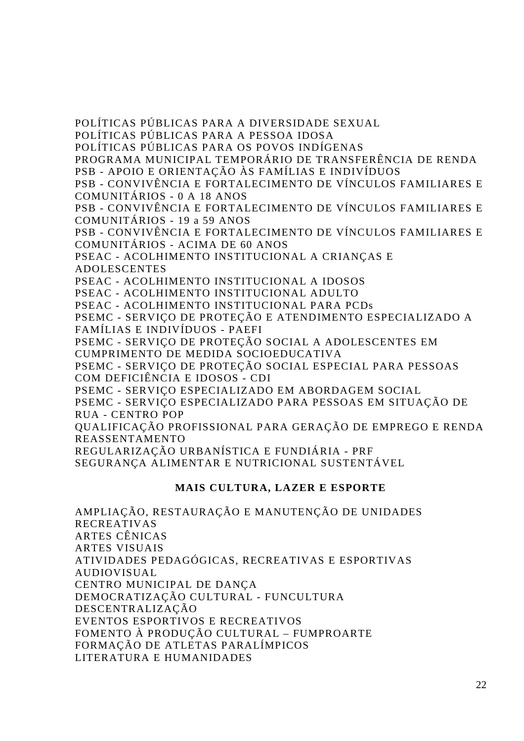POLÍTICAS PÚBLICAS PARA A DIVERSIDADE SEXUAL
POLÍTICAS PÚBLICAS PARA A PESSOA IDOSA
POLÍTICAS PÚBLICAS PARA OS POVOS INDÍGENAS
PROGRAMA MUNICIPAL TEMPORÁRIO DE TRANSFERÊNCIA DE RENDA
PSB - APOIO E ORIENTAÇÃO ÀS FAMÍLIAS E INDIVÍDUOS
PSB - CONVIVÊNCIA E FORTALECIMENTO DE VÍNCULOS FAMILIARES E COMUNITÁRIOS - 0 A 18 ANOS
PSB - CONVIVÊNCIA E FORTALECIMENTO DE VÍNCULOS FAMILIARES E COMUNITÁRIOS - 19 a 59 ANOS
PSB - CONVIVÊNCIA E FORTALECIMENTO DE VÍNCULOS FAMILIARES E COMUNITÁRIOS - ACIMA DE 60 ANOS
PSEAC - ACOLHIMENTO INSTITUCIONAL A CRIANÇAS E ADOLESCENTES
PSEAC - ACOLHIMENTO INSTITUCIONAL A IDOSOS
PSEAC - ACOLHIMENTO INSTITUCIONAL ADULTO
PSEAC - ACOLHIMENTO INSTITUCIONAL PARA PCDs
PSEMC - SERVIÇO DE PROTEÇÃO E ATENDIMENTO ESPECIALIZADO A FAMÍLIAS E INDIVÍDUOS - PAEFI
PSEMC - SERVIÇO DE PROTEÇÃO SOCIAL A ADOLESCENTES EM CUMPRIMENTO DE MEDIDA SOCIOEDUCATIVA
PSEMC - SERVIÇO DE PROTEÇÃO SOCIAL ESPECIAL PARA PESSOAS COM DEFICIÊNCIA E IDOSOS - CDI
PSEMC - SERVIÇO ESPECIALIZADO EM ABORDAGEM SOCIAL
PSEMC - SERVIÇO ESPECIALIZADO PARA PESSOAS EM SITUAÇÃO DE RUA - CENTRO POP
QUALIFICAÇÃO PROFISSIONAL PARA GERAÇÃO DE EMPREGO E RENDA
REASSENTAMENTO
REGULARIZAÇÃO URBANÍSTICA E FUNDIÁRIA - PRF
SEGURANÇA ALIMENTAR E NUTRICIONAL SUSTENTÁVEL

**MAIS CULTURA, LAZER E ESPORTE**

AMPLIAÇÃO, RESTAURAÇÃO E MANUTENÇÃO DE UNIDADES RECREATIVAS
ARTES CÊNICAS
ARTES VISUAIS
ATIVIDADES PEDAGÓGICAS, RECREATIVAS E ESPORTIVAS
AUDIOVISUAL
CENTRO MUNICIPAL DE DANÇA
DEMOCRATIZAÇÃO CULTURAL - FUNCULTURA
DESCENTRALIZAÇÃO
EVENTOS ESPORTIVOS E RECREATIVOS
FOMENTO À PRODUÇÃO CULTURAL – FUMPROARTE
FORMAÇÃO DE ATLETAS PARALÍMPICOS
LITERATURA E HUMANIDADES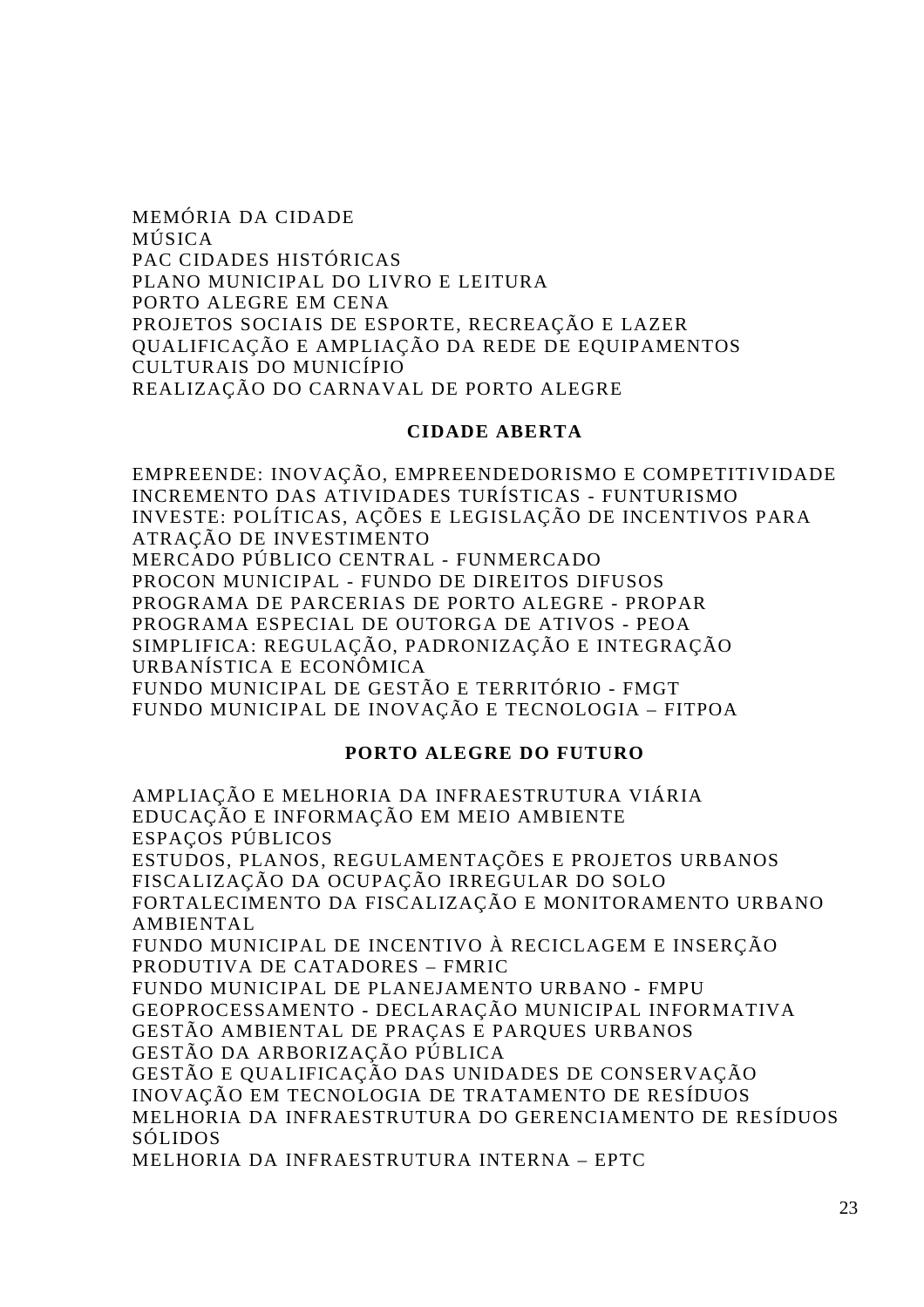MEMÓRIA DA CIDADE
MÚSICA
PAC CIDADES HISTÓRICAS
PLANO MUNICIPAL DO LIVRO E LEITURA
PORTO ALEGRE EM CENA
PROJETOS SOCIAIS DE ESPORTE, RECREAÇÃO E LAZER
QUALIFICAÇÃO E AMPLIAÇÃO DA REDE DE EQUIPAMENTOS CULTURAIS DO MUNICÍPIO
REALIZAÇÃO DO CARNAVAL DE PORTO ALEGRE

**CIDADE ABERTA**

EMPREENDE: INOVAÇÃO, EMPREENDEDORISMO E COMPETITIVIDADE
INCREMENTO DAS ATIVIDADES TURÍSTICAS - FUNTURISMO
INVESTE: POLÍTICAS, AÇÕES E LEGISLAÇÃO DE INCENTIVOS PARA ATRAÇÃO DE INVESTIMENTO
MERCADO PÚBLICO CENTRAL - FUNMERCADO
PROCON MUNICIPAL - FUNDO DE DIREITOS DIFUSOS
PROGRAMA DE PARCERIAS DE PORTO ALEGRE - PROPAR
PROGRAMA ESPECIAL DE OUTORGA DE ATIVOS - PEOA
SIMPLIFICA: REGULAÇÃO, PADRONIZAÇÃO E INTEGRAÇÃO URBANÍSTICA E ECONÔMICA
FUNDO MUNICIPAL DE GESTÃO E TERRITÓRIO - FMGT
FUNDO MUNICIPAL DE INOVAÇÃO E TECNOLOGIA – FITPOA

**PORTO ALEGRE DO FUTURO**

AMPLIAÇÃO E MELHORIA DA INFRAESTRUTURA VIÁRIA
EDUCAÇÃO E INFORMAÇÃO EM MEIO AMBIENTE
ESPAÇOS PÚBLICOS
ESTUDOS, PLANOS, REGULAMENTAÇÕES E PROJETOS URBANOS
FISCALIZAÇÃO DA OCUPAÇÃO IRREGULAR DO SOLO
FORTALECIMENTO DA FISCALIZAÇÃO E MONITORAMENTO URBANO AMBIENTAL
FUNDO MUNICIPAL DE INCENTIVO À RECICLAGEM E INSERÇÃO PRODUTIVA DE CATADORES – FMRIC
FUNDO MUNICIPAL DE PLANEJAMENTO URBANO - FMPU
GEOPROCESSAMENTO - DECLARAÇÃO MUNICIPAL INFORMATIVA
GESTÃO AMBIENTAL DE PRAÇAS E PARQUES URBANOS
GESTÃO DA ARBORIZAÇÃO PÚBLICA
GESTÃO E QUALIFICAÇÃO DAS UNIDADES DE CONSERVAÇÃO
INOVAÇÃO EM TECNOLOGIA DE TRATAMENTO DE RESÍDUOS
MELHORIA DA INFRAESTRUTURA DO GERENCIAMENTO DE RESÍDUOS SÓLIDOS
MELHORIA DA INFRAESTRUTURA INTERNA – EPTC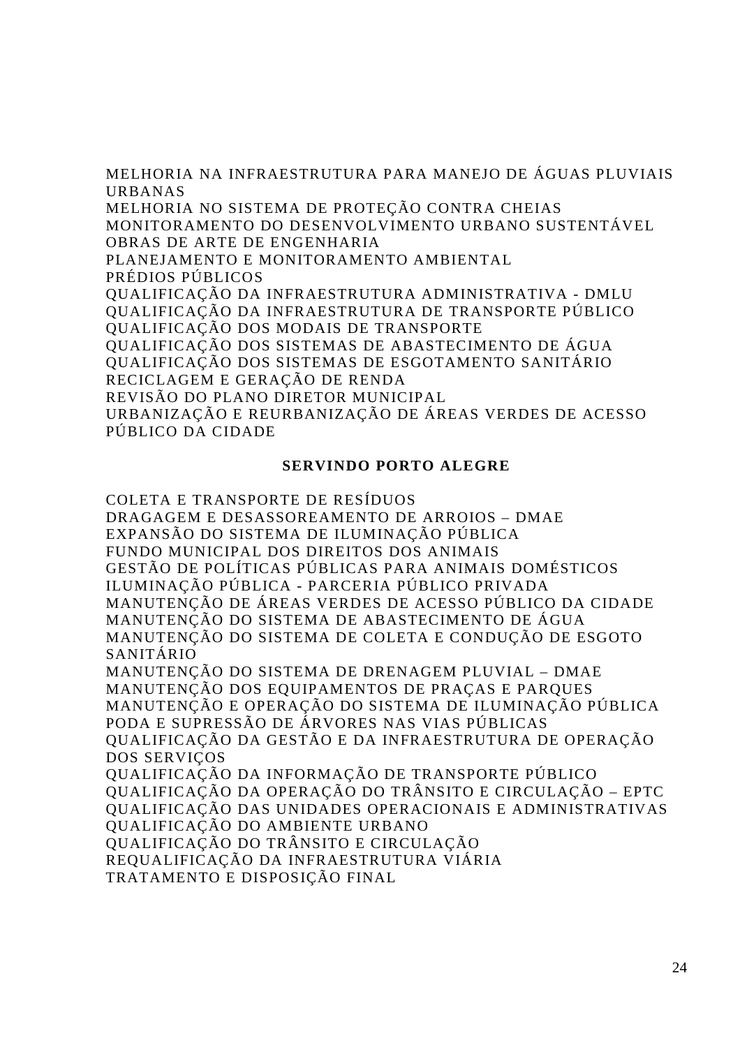MELHORIA NA INFRAESTRUTURA PARA MANEJO DE ÁGUAS PLUVIAIS URBANAS
MELHORIA NO SISTEMA DE PROTEÇÃO CONTRA CHEIAS
MONITORAMENTO DO DESENVOLVIMENTO URBANO SUSTENTÁVEL
OBRAS DE ARTE DE ENGENHARIA
PLANEJAMENTO E MONITORAMENTO AMBIENTAL
PRÉDIOS PÚBLICOS
QUALIFICAÇÃO DA INFRAESTRUTURA ADMINISTRATIVA - DMLU
QUALIFICAÇÃO DA INFRAESTRUTURA DE TRANSPORTE PÚBLICO
QUALIFICAÇÃO DOS MODAIS DE TRANSPORTE
QUALIFICAÇÃO DOS SISTEMAS DE ABASTECIMENTO DE ÁGUA
QUALIFICAÇÃO DOS SISTEMAS DE ESGOTAMENTO SANITÁRIO
RECICLAGEM E GERAÇÃO DE RENDA
REVISÃO DO PLANO DIRETOR MUNICIPAL
URBANIZAÇÃO E REURBANIZAÇÃO DE ÁREAS VERDES DE ACESSO PÚBLICO DA CIDADE

**SERVINDO PORTO ALEGRE**

COLETA E TRANSPORTE DE RESÍDUOS
DRAGAGEM E DESASSOREAMENTO DE ARROIOS – DMAE
EXPANSÃO DO SISTEMA DE ILUMINAÇÃO PÚBLICA
FUNDO MUNICIPAL DOS DIREITOS DOS ANIMAIS
GESTÃO DE POLÍTICAS PÚBLICAS PARA ANIMAIS DOMÉSTICOS
ILUMINAÇÃO PÚBLICA - PARCERIA PÚBLICO PRIVADA
MANUTENÇÃO DE ÁREAS VERDES DE ACESSO PÚBLICO DA CIDADE
MANUTENÇÃO DO SISTEMA DE ABASTECIMENTO DE ÁGUA
MANUTENÇÃO DO SISTEMA DE COLETA E CONDUÇÃO DE ESGOTO SANITÁRIO
MANUTENÇÃO DO SISTEMA DE DRENAGEM PLUVIAL – DMAE
MANUTENÇÃO DOS EQUIPAMENTOS DE PRAÇAS E PARQUES
MANUTENÇÃO E OPERAÇÃO DO SISTEMA DE ILUMINAÇÃO PÚBLICA
PODA E SUPRESSÃO DE ÁRVORES NAS VIAS PÚBLICAS
QUALIFICAÇÃO DA GESTÃO E DA INFRAESTRUTURA DE OPERAÇÃO DOS SERVIÇOS
QUALIFICAÇÃO DA INFORMAÇÃO DE TRANSPORTE PÚBLICO
QUALIFICAÇÃO DA OPERAÇÃO DO TRÂNSITO E CIRCULAÇÃO – EPTC
QUALIFICAÇÃO DAS UNIDADES OPERACIONAIS E ADMINISTRATIVAS
QUALIFICAÇÃO DO AMBIENTE URBANO
QUALIFICAÇÃO DO TRÂNSITO E CIRCULAÇÃO
REQUALIFICAÇÃO DA INFRAESTRUTURA VIÁRIA
TRATAMENTO E DISPOSIÇÃO FINAL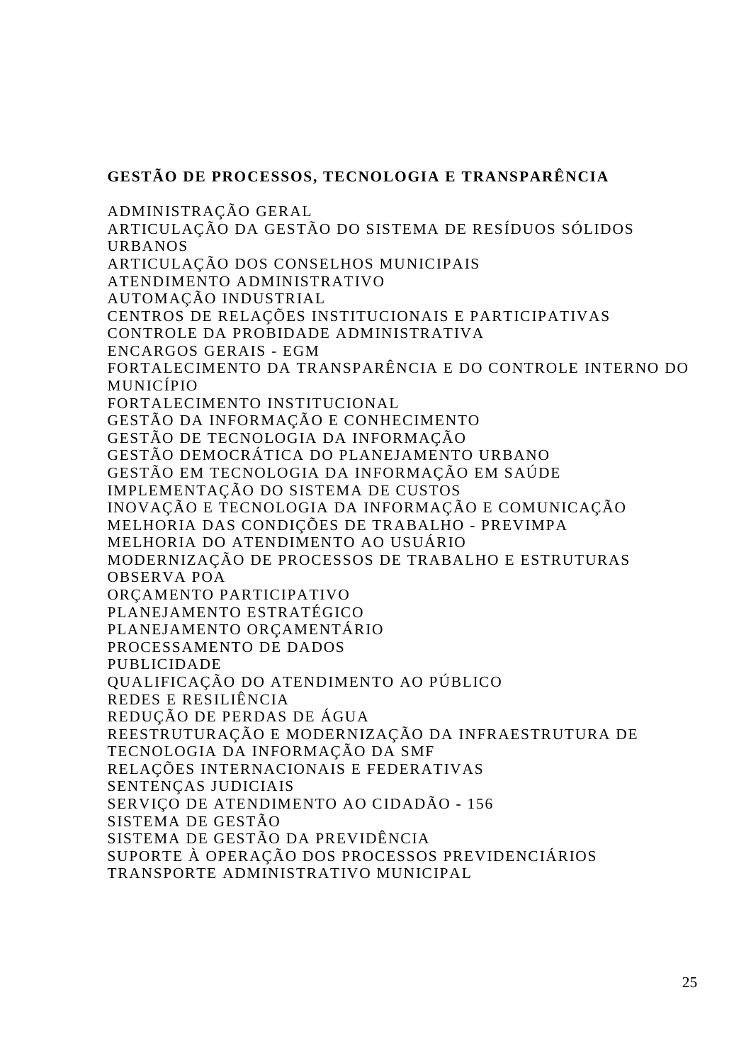**GESTÃO DE PROCESSOS, TECNOLOGIA E TRANSPARÊNCIA**

ADMINISTRAÇÃO GERAL
ARTICULAÇÃO DA GESTÃO DO SISTEMA DE RESÍDUOS SÓLIDOS URBANOS
ARTICULAÇÃO DOS CONSELHOS MUNICIPAIS
ATENDIMENTO ADMINISTRATIVO
AUTOMAÇÃO INDUSTRIAL
CENTROS DE RELAÇÕES INSTITUCIONAIS E PARTICIPATIVAS
CONTROLE DA PROBIDADE ADMINISTRATIVA
ENCARGOS GERAIS - EGM
FORTALECIMENTO DA TRANSPARÊNCIA E DO CONTROLE INTERNO DO MUNICÍPIO
FORTALECIMENTO INSTITUCIONAL
GESTÃO DA INFORMAÇÃO E CONHECIMENTO
GESTÃO DE TECNOLOGIA DA INFORMAÇÃO
GESTÃO DEMOCRÁTICA DO PLANEJAMENTO URBANO
GESTÃO EM TECNOLOGIA DA INFORMAÇÃO EM SAÚDE
IMPLEMENTAÇÃO DO SISTEMA DE CUSTOS
INOVAÇÃO E TECNOLOGIA DA INFORMAÇÃO E COMUNICAÇÃO
MELHORIA DAS CONDIÇÕES DE TRABALHO - PREVIMPA
MELHORIA DO ATENDIMENTO AO USUÁRIO
MODERNIZAÇÃO DE PROCESSOS DE TRABALHO E ESTRUTURAS
OBSERVA POA
ORÇAMENTO PARTICIPATIVO
PLANEJAMENTO ESTRATÉGICO
PLANEJAMENTO ORÇAMENTÁRIO
PROCESSAMENTO DE DADOS
PUBLICIDADE
QUALIFICAÇÃO DO ATENDIMENTO AO PÚBLICO
REDES E RESILIÊNCIA
REDUÇÃO DE PERDAS DE ÁGUA
REESTRUTURAÇÃO E MODERNIZAÇÃO DA INFRAESTRUTURA DE TECNOLOGIA DA INFORMAÇÃO DA SMF
RELAÇÕES INTERNACIONAIS E FEDERATIVAS
SENTENÇAS JUDICIAIS
SERVIÇO DE ATENDIMENTO AO CIDADÃO - 156
SISTEMA DE GESTÃO
SISTEMA DE GESTÃO DA PREVIDÊNCIA
SUPORTE À OPERAÇÃO DOS PROCESSOS PREVIDENCIÁRIOS
TRANSPORTE ADMINISTRATIVO MUNICIPAL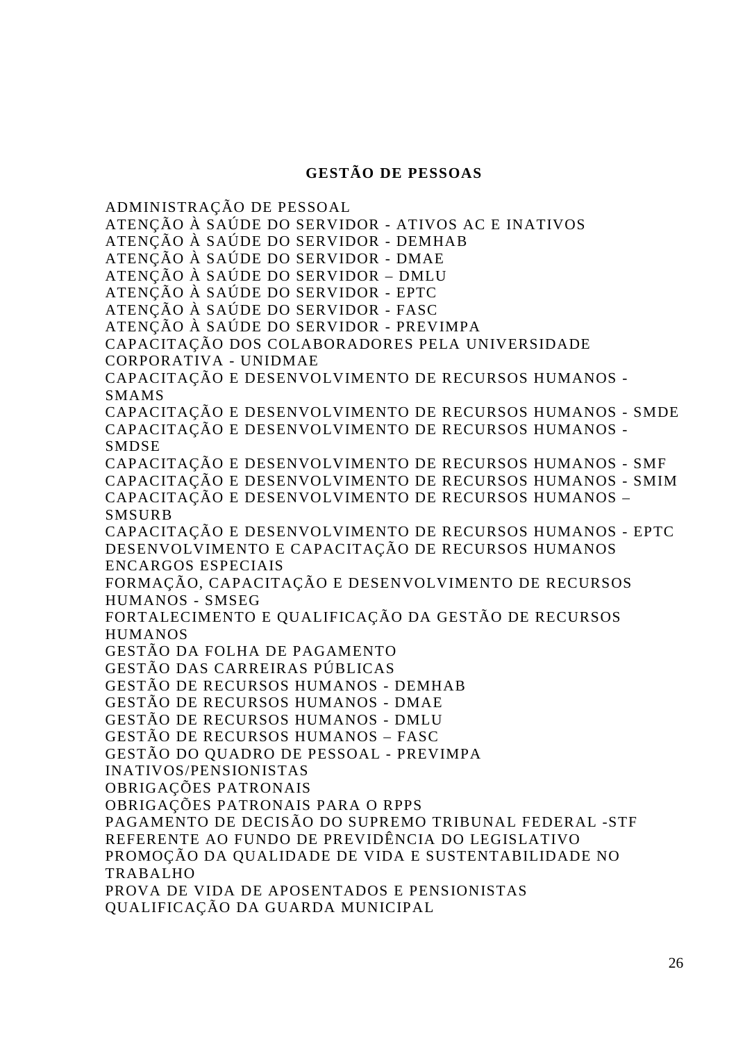## GESTÃO DE PESSOAS

ADMINISTRAÇÃO DE PESSOAL
ATENÇÃO À SAÚDE DO SERVIDOR - ATIVOS AC E INATIVOS
ATENÇÃO À SAÚDE DO SERVIDOR - DEMHAB
ATENÇÃO À SAÚDE DO SERVIDOR - DMAE
ATENÇÃO À SAÚDE DO SERVIDOR – DMLU
ATENÇÃO À SAÚDE DO SERVIDOR - EPTC
ATENÇÃO À SAÚDE DO SERVIDOR - FASC
ATENÇÃO À SAÚDE DO SERVIDOR - PREVIMPA
CAPACITAÇÃO DOS COLABORADORES PELA UNIVERSIDADE CORPORATIVA - UNIDMAE
CAPACITAÇÃO E DESENVOLVIMENTO DE RECURSOS HUMANOS - SMAMS
CAPACITAÇÃO E DESENVOLVIMENTO DE RECURSOS HUMANOS - SMDE
CAPACITAÇÃO E DESENVOLVIMENTO DE RECURSOS HUMANOS - SMDSE
CAPACITAÇÃO E DESENVOLVIMENTO DE RECURSOS HUMANOS - SMF
CAPACITAÇÃO E DESENVOLVIMENTO DE RECURSOS HUMANOS - SMIM
CAPACITAÇÃO E DESENVOLVIMENTO DE RECURSOS HUMANOS – SMSURB
CAPACITAÇÃO E DESENVOLVIMENTO DE RECURSOS HUMANOS - EPTC
DESENVOLVIMENTO E CAPACITAÇÃO DE RECURSOS HUMANOS
ENCARGOS ESPECIAIS
FORMAÇÃO, CAPACITAÇÃO E DESENVOLVIMENTO DE RECURSOS HUMANOS - SMSEG
FORTALECIMENTO E QUALIFICAÇÃO DA GESTÃO DE RECURSOS HUMANOS
GESTÃO DA FOLHA DE PAGAMENTO
GESTÃO DAS CARREIRAS PÚBLICAS
GESTÃO DE RECURSOS HUMANOS - DEMHAB
GESTÃO DE RECURSOS HUMANOS - DMAE
GESTÃO DE RECURSOS HUMANOS - DMLU
GESTÃO DE RECURSOS HUMANOS – FASC
GESTÃO DO QUADRO DE PESSOAL - PREVIMPA
INATIVOS/PENSIONISTAS
OBRIGAÇÕES PATRONAIS
OBRIGAÇÕES PATRONAIS PARA O RPPS
PAGAMENTO DE DECISÃO DO SUPREMO TRIBUNAL FEDERAL -STF REFERENTE AO FUNDO DE PREVIDÊNCIA DO LEGISLATIVO
PROMOÇÃO DA QUALIDADE DE VIDA E SUSTENTABILIDADE NO TRABALHO
PROVA DE VIDA DE APOSENTADOS E PENSIONISTAS
QUALIFICAÇÃO DA GUARDA MUNICIPAL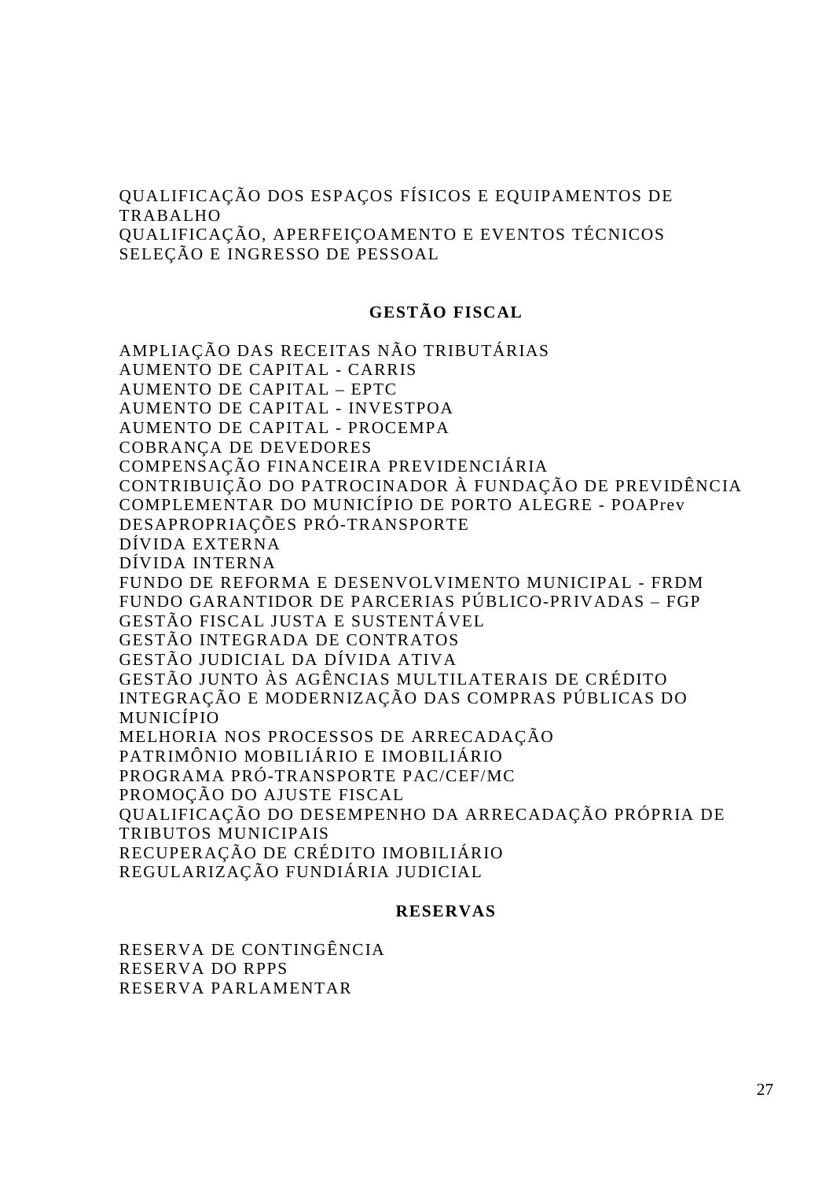QUALIFICAÇÃO DOS ESPAÇOS FÍSICOS E EQUIPAMENTOS DE TRABALHO
QUALIFICAÇÃO, APERFEIÇOAMENTO E EVENTOS TÉCNICOS
SELEÇÃO E INGRESSO DE PESSOAL

## GESTÃO FISCAL

AMPLIAÇÃO DAS RECEITAS NÃO TRIBUTÁRIAS
AUMENTO DE CAPITAL - CARRIS
AUMENTO DE CAPITAL – EPTC
AUMENTO DE CAPITAL - INVESTPOA
AUMENTO DE CAPITAL - PROCEMPA
COBRANÇA DE DEVEDORES
COMPENSAÇÃO FINANCEIRA PREVIDENCIÁRIA
CONTRIBUIÇÃO DO PATROCINADOR À FUNDAÇÃO DE PREVIDÊNCIA COMPLEMENTAR DO MUNICÍPIO DE PORTO ALEGRE - POAPrev
DESAPROPRIAÇÕES PRÓ-TRANSPORTE
DÍVIDA EXTERNA
DÍVIDA INTERNA
FUNDO DE REFORMA E DESENVOLVIMENTO MUNICIPAL - FRDM
FUNDO GARANTIDOR DE PARCERIAS PÚBLICO-PRIVADAS – FGP
GESTÃO FISCAL JUSTA E SUSTENTÁVEL
GESTÃO INTEGRADA DE CONTRATOS
GESTÃO JUDICIAL DA DÍVIDA ATIVA
GESTÃO JUNTO ÀS AGÊNCIAS MULTILATERAIS DE CRÉDITO
INTEGRAÇÃO E MODERNIZAÇÃO DAS COMPRAS PÚBLICAS DO MUNICÍPIO
MELHORIA NOS PROCESSOS DE ARRECADAÇÃO
PATRIMÔNIO MOBILIÁRIO E IMOBILIÁRIO
PROGRAMA PRÓ-TRANSPORTE PAC/CEF/MC
PROMOÇÃO DO AJUSTE FISCAL
QUALIFICAÇÃO DO DESEMPENHO DA ARRECADAÇÃO PRÓPRIA DE TRIBUTOS MUNICIPAIS
RECUPERAÇÃO DE CRÉDITO IMOBILIÁRIO
REGULARIZAÇÃO FUNDIÁRIA JUDICIAL

## RESERVAS

RESERVA DE CONTINGÊNCIA
RESERVA DO RPPS
RESERVA PARLAMENTAR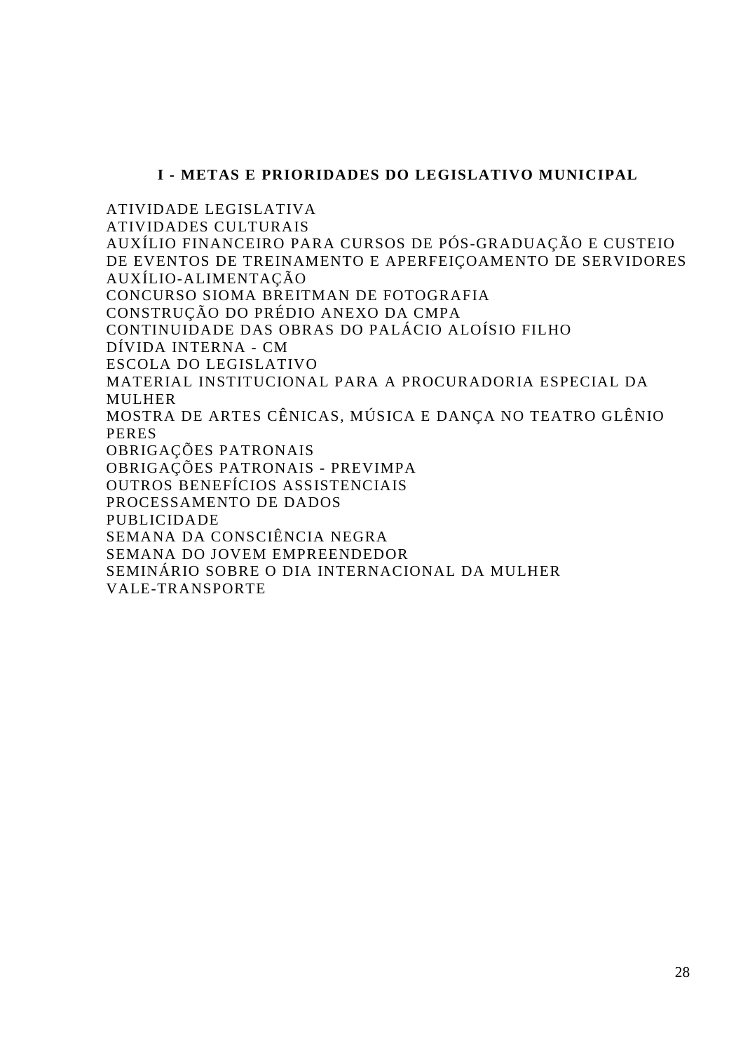## I - METAS E PRIORIDADES DO LEGISLATIVO MUNICIPAL

ATIVIDADE LEGISLATIVA
ATIVIDADES CULTURAIS
AUXÍLIO FINANCEIRO PARA CURSOS DE PÓS-GRADUAÇÃO E CUSTEIO DE EVENTOS DE TREINAMENTO E APERFEIÇOAMENTO DE SERVIDORES
AUXÍLIO-ALIMENTAÇÃO
CONCURSO SIOMA BREITMAN DE FOTOGRAFIA
CONSTRUÇÃO DO PRÉDIO ANEXO DA CMPA
CONTINUIDADE DAS OBRAS DO PALÁCIO ALOÍSIO FILHO
DÍVIDA INTERNA - CM
ESCOLA DO LEGISLATIVO
MATERIAL INSTITUCIONAL PARA A PROCURADORIA ESPECIAL DA MULHER
MOSTRA DE ARTES CÊNICAS, MÚSICA E DANÇA NO TEATRO GLÊNIO PERES
OBRIGAÇÕES PATRONAIS
OBRIGAÇÕES PATRONAIS - PREVIMPA
OUTROS BENEFÍCIOS ASSISTENCIAIS
PROCESSAMENTO DE DADOS
PUBLICIDADE
SEMANA DA CONSCIÊNCIA NEGRA
SEMANA DO JOVEM EMPREENDEDOR
SEMINÁRIO SOBRE O DIA INTERNACIONAL DA MULHER
VALE-TRANSPORTE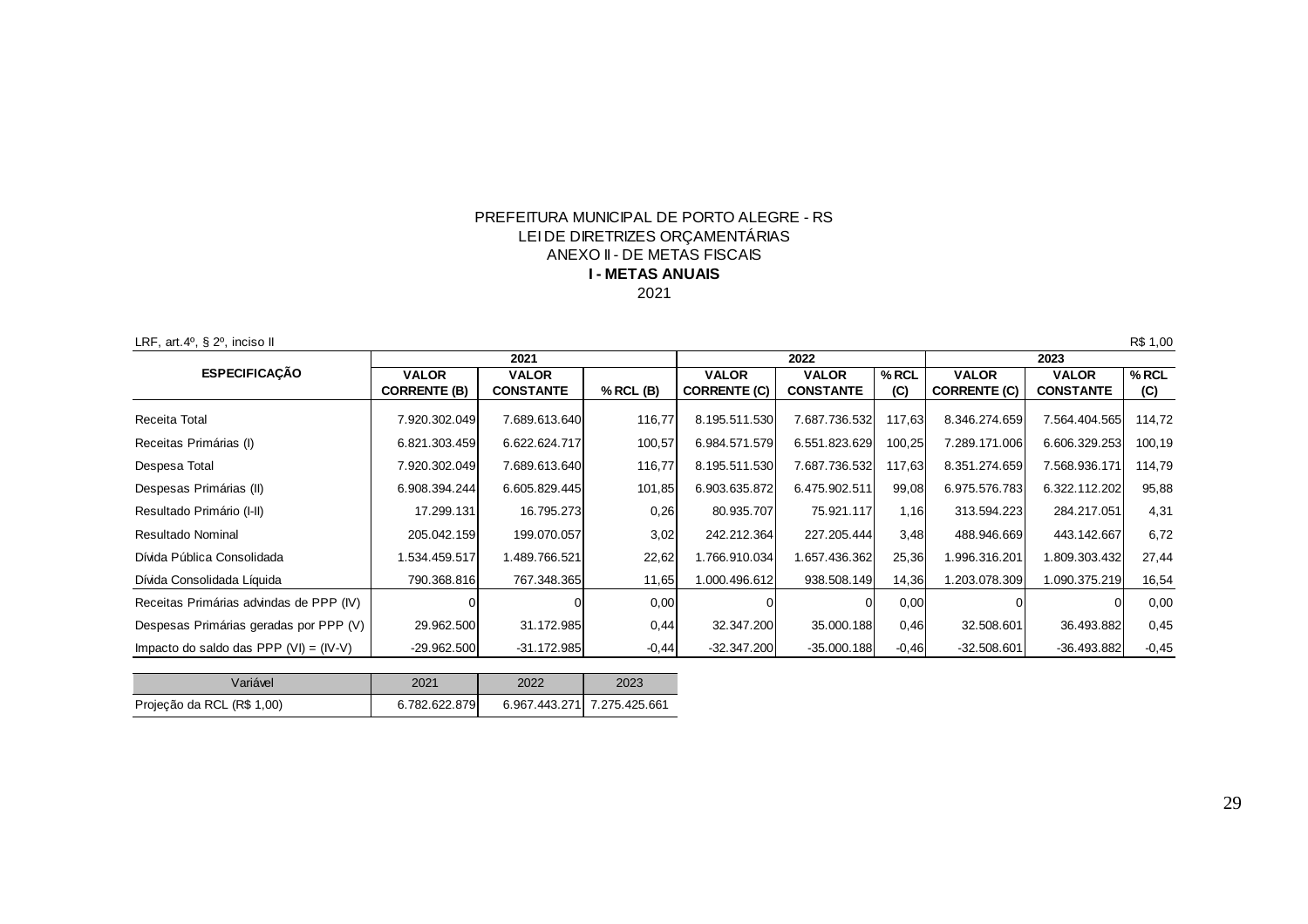PREFEITURA MUNICIPAL DE PORTO ALEGRE - RS
LEI DE DIRETRIZES ORÇAMENTÁRIAS
ANEXO II - DE METAS FISCAIS

**I - METAS ANUAIS**

2021

LRF, art.4º, § 2º, inciso II R$ 1,00

| ESPECIFICAÇÃO | 2021 | | | 2022 | | | 2023 | | |
|---|---|---|---|---|---|---|---|---|---|
| | VALOR CORRENTE (B) | VALOR CONSTANTE | % RCL (B) | VALOR CORRENTE (C) | VALOR CONSTANTE | % RCL (C) | VALOR CORRENTE (C) | VALOR CONSTANTE | % RCL (C) |
| Receita Total | 7.920.302.049 | 7.689.613.640 | 116,77 | 8.195.511.530 | 7.687.736.532 | 117,63 | 8.346.274.659 | 7.564.404.565 | 114,72 |
| Receitas Primárias (I) | 6.821.303.459 | 6.622.624.717 | 100,57 | 6.984.571.579 | 6.551.823.629 | 100,25 | 7.289.171.006 | 6.606.329.253 | 100,19 |
| Despesa Total | 7.920.302.049 | 7.689.613.640 | 116,77 | 8.195.511.530 | 7.687.736.532 | 117,63 | 8.351.274.659 | 7.568.936.171 | 114,79 |
| Despesas Primárias (II) | 6.908.394.244 | 6.605.829.445 | 101,85 | 6.903.635.872 | 6.475.902.511 | 99,08 | 6.975.576.783 | 6.322.112.202 | 95,88 |
| Resultado Primário (I-II) | 17.299.131 | 16.795.273 | 0,26 | 80.935.707 | 75.921.117 | 1,16 | 313.594.223 | 284.217.051 | 4,31 |
| Resultado Nominal | 205.042.159 | 199.070.057 | 3,02 | 242.212.364 | 227.205.444 | 3,48 | 488.946.669 | 443.142.667 | 6,72 |
| Dívida Pública Consolidada | 1.534.459.517 | 1.489.766.521 | 22,62 | 1.766.910.034 | 1.657.436.362 | 25,36 | 1.996.316.201 | 1.809.303.432 | 27,44 |
| Dívida Consolidada Líquida | 790.368.816 | 767.348.365 | 11,65 | 1.000.496.612 | 938.508.149 | 14,36 | 1.203.078.309 | 1.090.375.219 | 16,54 |
| Receitas Primárias advindas de PPP (IV) | 0 | 0 | 0,00 | 0 | 0 | 0,00 | 0 | 0 | 0,00 |
| Despesas Primárias geradas por PPP (V) | 29.962.500 | 31.172.985 | 0,44 | 32.347.200 | 35.000.188 | 0,46 | 32.508.601 | 36.493.882 | 0,45 |
| Impacto do saldo das PPP (VI) = (IV-V) | -29.962.500 | -31.172.985 | -0,44 | -32.347.200 | -35.000.188 | -0,46 | -32.508.601 | -36.493.882 | -0,45 |

| Variável | 2021 | 2022 | 2023 |
|---|---|---|---|
| Projeção da RCL (R$ 1,00) | 6.782.622.879 | 6.967.443.271 | 7.275.425.661 |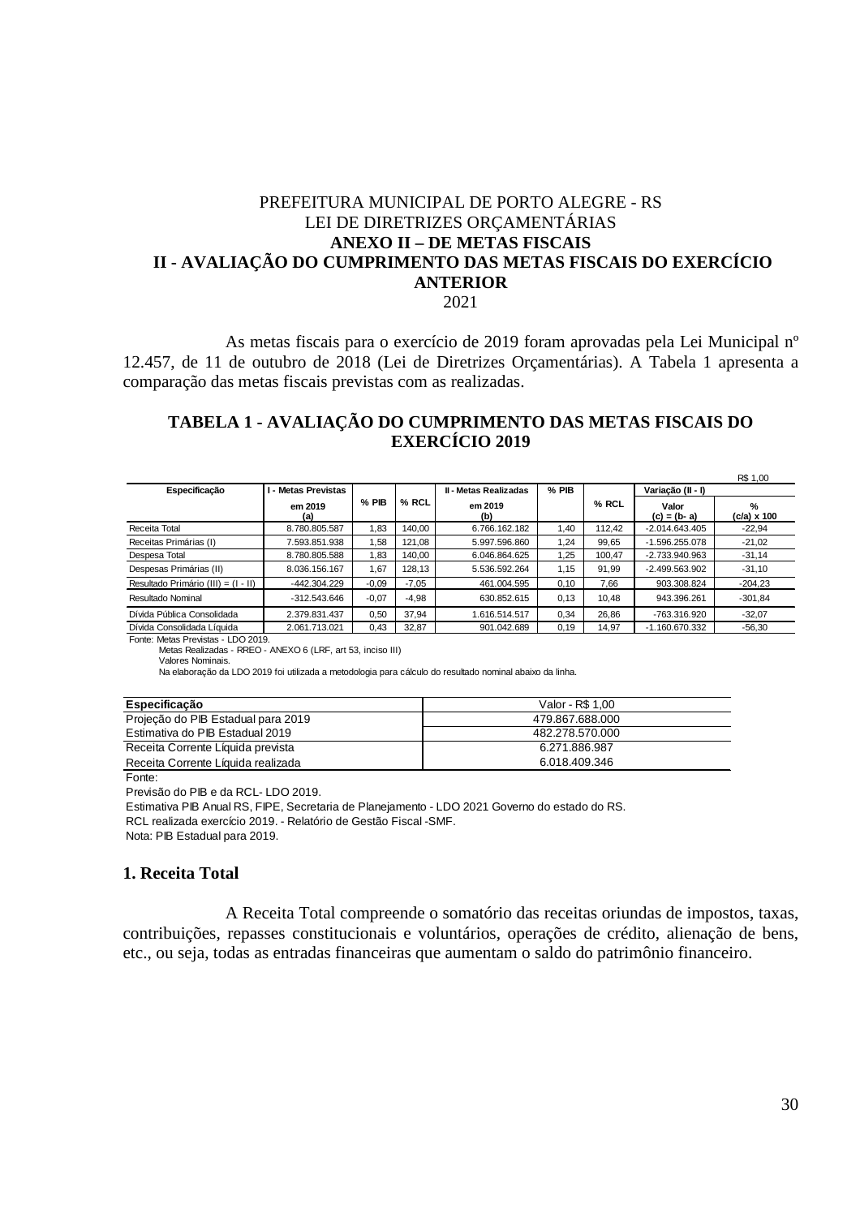PREFEITURA MUNICIPAL DE PORTO ALEGRE - RS
LEI DE DIRETRIZES ORÇAMENTÁRIAS

**ANEXO II – DE METAS FISCAIS**

**II - AVALIAÇÃO DO CUMPRIMENTO DAS METAS FISCAIS DO EXERCÍCIO ANTERIOR**

2021

As metas fiscais para o exercício de 2019 foram aprovadas pela Lei Municipal nº 12.457, de 11 de outubro de 2018 (Lei de Diretrizes Orçamentárias). A Tabela 1 apresenta a comparação das metas fiscais previstas com as realizadas.

**TABELA 1 - AVALIAÇÃO DO CUMPRIMENTO DAS METAS FISCAIS DO EXERCÍCIO 2019**

R$ 1,00

| Especificação | I - Metas Previstas em 2019 (a) | % PIB | % RCL | II - Metas Realizadas em 2019 (b) | % PIB | % RCL | Variação (II - I) Valor (c) = (b- a) | % (c/a) x 100 |
|---|---|---|---|---|---|---|---|---|
| Receita Total | 8.780.805.587 | 1,83 | 140,00 | 6.766.162.182 | 1,40 | 112,42 | -2.014.643.405 | -22,94 |
| Receitas Primárias (I) | 7.593.851.938 | 1,58 | 121,08 | 5.997.596.860 | 1,24 | 99,65 | -1.596.255.078 | -21,02 |
| Despesa Total | 8.780.805.588 | 1,83 | 140,00 | 6.046.864.625 | 1,25 | 100,47 | -2.733.940.963 | -31,14 |
| Despesas Primárias (II) | 8.036.156.167 | 1,67 | 128,13 | 5.536.592.264 | 1,15 | 91,99 | -2.499.563.902 | -31,10 |
| Resultado Primário (III) = (I - II) | -442.304.229 | -0,09 | -7,05 | 461.004.595 | 0,10 | 7,66 | 903.308.824 | -204,23 |
| Resultado Nominal | -312.543.646 | -0,07 | -4,98 | 630.852.615 | 0,13 | 10,48 | 943.396.261 | -301,84 |
| Dívida Pública Consolidada | 2.379.831.437 | 0,50 | 37,94 | 1.616.514.517 | 0,34 | 26,86 | -763.316.920 | -32,07 |
| Dívida Consolidada Líquida | 2.061.713.021 | 0,43 | 32,87 | 901.042.689 | 0,19 | 14,97 | -1.160.670.332 | -56,30 |

Fonte: Metas Previstas - LDO 2019.
Metas Realizadas - RREO - ANEXO 6 (LRF, art 53, inciso III)
Valores Nominais.
Na elaboração da LDO 2019 foi utilizada a metodologia para cálculo do resultado nominal abaixo da linha.

| Especificação | Valor - R$ 1,00 |
|---|---|
| Projeção do PIB Estadual para 2019 | 479.867.688.000 |
| Estimativa do PIB Estadual 2019 | 482.278.570.000 |
| Receita Corrente Líquida prevista | 6.271.886.987 |
| Receita Corrente Líquida realizada | 6.018.409.346 |

Fonte:
Previsão do PIB e da RCL- LDO 2019.
Estimativa PIB Anual RS, FIPE, Secretaria de Planejamento - LDO 2021 Governo do estado do RS.
RCL realizada exercício 2019. - Relatório de Gestão Fiscal -SMF.
Nota: PIB Estadual para 2019.

### 1. Receita Total

A Receita Total compreende o somatório das receitas oriundas de impostos, taxas, contribuições, repasses constitucionais e voluntários, operações de crédito, alienação de bens, etc., ou seja, todas as entradas financeiras que aumentam o saldo do patrimônio financeiro.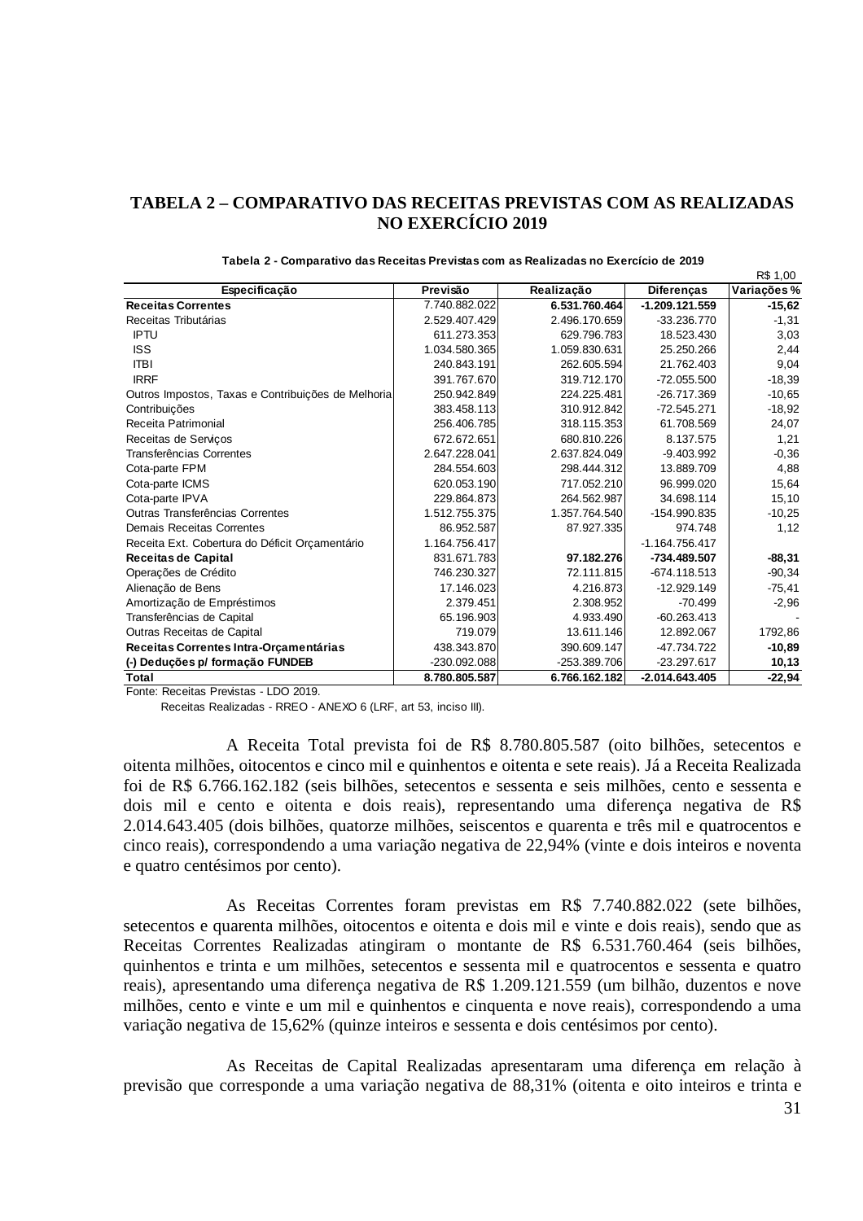# TABELA 2 – COMPARATIVO DAS RECEITAS PREVISTAS COM AS REALIZADAS NO EXERCÍCIO 2019

**Tabela 2 - Comparativo das Receitas Previstas com as Realizadas no Exercício de 2019**

R$ 1,00

| Especificação | Previsão | Realização | Diferenças | Variações % |
|---|---|---|---|---|
| **Receitas Correntes** | 7.740.882.022 | **6.531.760.464** | **-1.209.121.559** | **-15,62** |
| Receitas Tributárias | 2.529.407.429 | 2.496.170.659 | -33.236.770 | -1,31 |
| IPTU | 611.273.353 | 629.796.783 | 18.523.430 | 3,03 |
| ISS | 1.034.580.365 | 1.059.830.631 | 25.250.266 | 2,44 |
| ITBI | 240.843.191 | 262.605.594 | 21.762.403 | 9,04 |
| IRRF | 391.767.670 | 319.712.170 | -72.055.500 | -18,39 |
| Outros Impostos, Taxas e Contribuições de Melhoria | 250.942.849 | 224.225.481 | -26.717.369 | -10,65 |
| Contribuições | 383.458.113 | 310.912.842 | -72.545.271 | -18,92 |
| Receita Patrimonial | 256.406.785 | 318.115.353 | 61.708.569 | 24,07 |
| Receitas de Serviços | 672.672.651 | 680.810.226 | 8.137.575 | 1,21 |
| Transferências Correntes | 2.647.228.041 | 2.637.824.049 | -9.403.992 | -0,36 |
| Cota-parte FPM | 284.554.603 | 298.444.312 | 13.889.709 | 4,88 |
| Cota-parte ICMS | 620.053.190 | 717.052.210 | 96.999.020 | 15,64 |
| Cota-parte IPVA | 229.864.873 | 264.562.987 | 34.698.114 | 15,10 |
| Outras Transferências Correntes | 1.512.755.375 | 1.357.764.540 | -154.990.835 | -10,25 |
| Demais Receitas Correntes | 86.952.587 | 87.927.335 | 974.748 | 1,12 |
| Receita Ext. Cobertura do Déficit Orçamentário | 1.164.756.417 | | -1.164.756.417 | |
| **Receitas de Capital** | 831.671.783 | **97.182.276** | **-734.489.507** | **-88,31** |
| Operações de Crédito | 746.230.327 | 72.111.815 | -674.118.513 | -90,34 |
| Alienação de Bens | 17.146.023 | 4.216.873 | -12.929.149 | -75,41 |
| Amortização de Empréstimos | 2.379.451 | 2.308.952 | -70.499 | -2,96 |
| Transferências de Capital | 65.196.903 | 4.933.490 | -60.263.413 | - |
| Outras Receitas de Capital | 719.079 | 13.611.146 | 12.892.067 | 1792,86 |
| **Receitas Correntes Intra-Orçamentárias** | 438.343.870 | 390.609.147 | -47.734.722 | **-10,89** |
| **(-) Deduções p/ formação FUNDEB** | -230.092.088 | -253.389.706 | -23.297.617 | **10,13** |
| **Total** | **8.780.805.587** | **6.766.162.182** | **-2.014.643.405** | **-22,94** |

Fonte: Receitas Previstas - LDO 2019.
Receitas Realizadas - RREO - ANEXO 6 (LRF, art 53, inciso III).

A Receita Total prevista foi de R$ 8.780.805.587 (oito bilhões, setecentos e oitenta milhões, oitocentos e cinco mil e quinhentos e oitenta e sete reais). Já a Receita Realizada foi de R$ 6.766.162.182 (seis bilhões, setecentos e sessenta e seis milhões, cento e sessenta e dois mil e cento e oitenta e dois reais), representando uma diferença negativa de R$ 2.014.643.405 (dois bilhões, quatorze milhões, seiscentos e quarenta e três mil e quatrocentos e cinco reais), correspondendo a uma variação negativa de 22,94% (vinte e dois inteiros e noventa e quatro centésimos por cento).

As Receitas Correntes foram previstas em R$ 7.740.882.022 (sete bilhões, setecentos e quarenta milhões, oitocentos e oitenta e dois mil e vinte e dois reais), sendo que as Receitas Correntes Realizadas atingiram o montante de R$ 6.531.760.464 (seis bilhões, quinhentos e trinta e um milhões, setecentos e sessenta mil e quatrocentos e sessenta e quatro reais), apresentando uma diferença negativa de R$ 1.209.121.559 (um bilhão, duzentos e nove milhões, cento e vinte e um mil e quinhentos e cinquenta e nove reais), correspondendo a uma variação negativa de 15,62% (quinze inteiros e sessenta e dois centésimos por cento).

As Receitas de Capital Realizadas apresentaram uma diferença em relação à previsão que corresponde a uma variação negativa de 88,31% (oitenta e oito inteiros e trinta e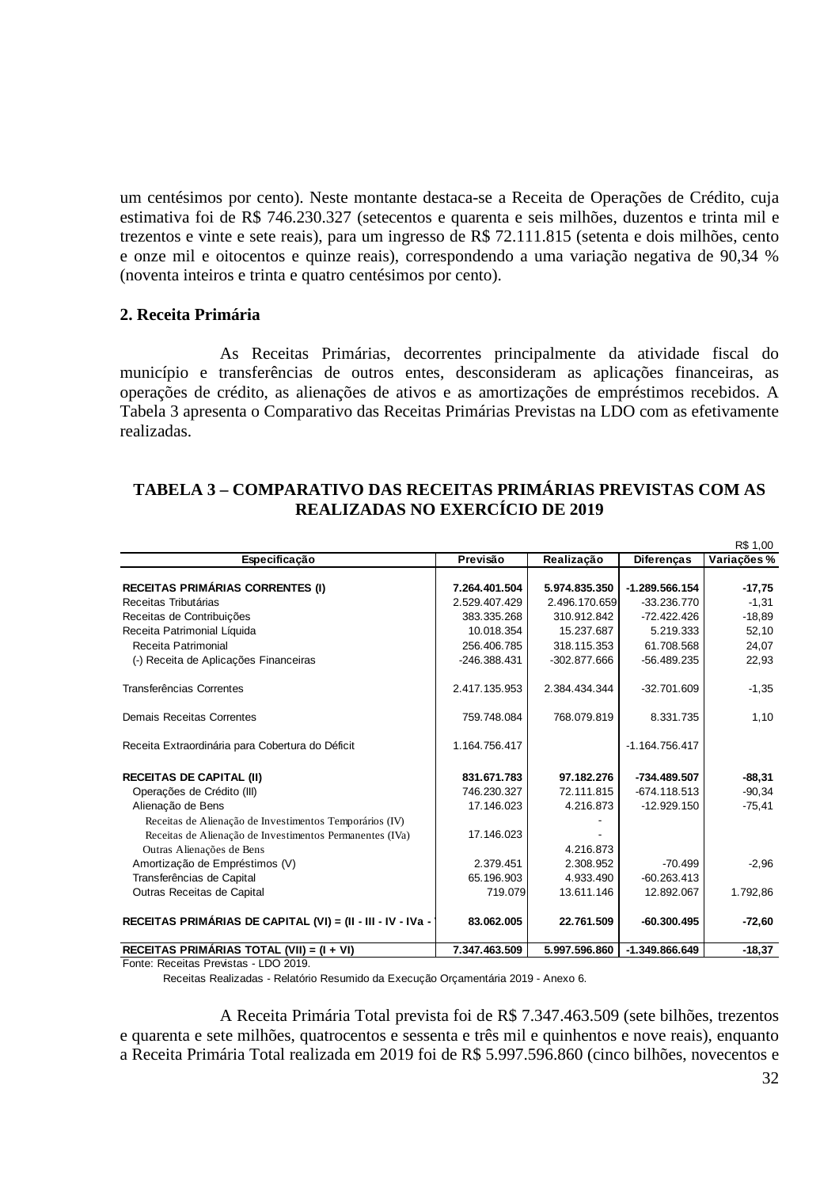um centésimos por cento). Neste montante destaca-se a Receita de Operações de Crédito, cuja estimativa foi de R$ 746.230.327 (setecentos e quarenta e seis milhões, duzentos e trinta mil e trezentos e vinte e sete reais), para um ingresso de R$ 72.111.815 (setenta e dois milhões, cento e onze mil e oitocentos e quinze reais), correspondendo a uma variação negativa de 90,34 % (noventa inteiros e trinta e quatro centésimos por cento).

## 2. Receita Primária

As Receitas Primárias, decorrentes principalmente da atividade fiscal do município e transferências de outros entes, desconsideram as aplicações financeiras, as operações de crédito, as alienações de ativos e as amortizações de empréstimos recebidos. A Tabela 3 apresenta o Comparativo das Receitas Primárias Previstas na LDO com as efetivamente realizadas.

### TABELA 3 – COMPARATIVO DAS RECEITAS PRIMÁRIAS PREVISTAS COM AS REALIZADAS NO EXERCÍCIO DE 2019

R$ 1,00

| Especificação | Previsão | Realização | Diferenças | Variações % |
|---|---|---|---|---|
| **RECEITAS PRIMÁRIAS CORRENTES (I)** | **7.264.401.504** | **5.974.835.350** | **-1.289.566.154** | **-17,75** |
| Receitas Tributárias | 2.529.407.429 | 2.496.170.659 | -33.236.770 | -1,31 |
| Receitas de Contribuições | 383.335.268 | 310.912.842 | -72.422.426 | -18,89 |
| Receita Patrimonial Líquida | 10.018.354 | 15.237.687 | 5.219.333 | 52,10 |
| Receita Patrimonial | 256.406.785 | 318.115.353 | 61.708.568 | 24,07 |
| (-) Receita de Aplicações Financeiras | -246.388.431 | -302.877.666 | -56.489.235 | 22,93 |
| Transferências Correntes | 2.417.135.953 | 2.384.434.344 | -32.701.609 | -1,35 |
| Demais Receitas Correntes | 759.748.084 | 768.079.819 | 8.331.735 | 1,10 |
| Receita Extraordinária para Cobertura do Déficit | 1.164.756.417 | | -1.164.756.417 | |
| **RECEITAS DE CAPITAL (II)** | **831.671.783** | **97.182.276** | **-734.489.507** | **-88,31** |
| Operações de Crédito (III) | 746.230.327 | 72.111.815 | -674.118.513 | -90,34 |
| Alienação de Bens | 17.146.023 | 4.216.873 | -12.929.150 | -75,41 |
| Receitas de Alienação de Investimentos Temporários (IV) | | - | | |
| Receitas de Alienação de Investimentos Permanentes (IVa) | 17.146.023 | - | | |
| Outras Alienações de Bens | | 4.216.873 | | |
| Amortização de Empréstimos (V) | 2.379.451 | 2.308.952 | -70.499 | -2,96 |
| Transferências de Capital | 65.196.903 | 4.933.490 | -60.263.413 | |
| Outras Receitas de Capital | 719.079 | 13.611.146 | 12.892.067 | 1.792,86 |
| **RECEITAS PRIMÁRIAS DE CAPITAL (VI) = (II - III - IV - IVa - V)** | **83.062.005** | **22.761.509** | **-60.300.495** | **-72,60** |
| **RECEITAS PRIMÁRIAS TOTAL (VII) = (I + VI)** | **7.347.463.509** | **5.997.596.860** | **-1.349.866.649** | **-18,37** |

Fonte: Receitas Previstas - LDO 2019.
Receitas Realizadas - Relatório Resumido da Execução Orçamentária 2019 - Anexo 6.

A Receita Primária Total prevista foi de R$ 7.347.463.509 (sete bilhões, trezentos e quarenta e sete milhões, quatrocentos e sessenta e três mil e quinhentos e nove reais), enquanto a Receita Primária Total realizada em 2019 foi de R$ 5.997.596.860 (cinco bilhões, novecentos e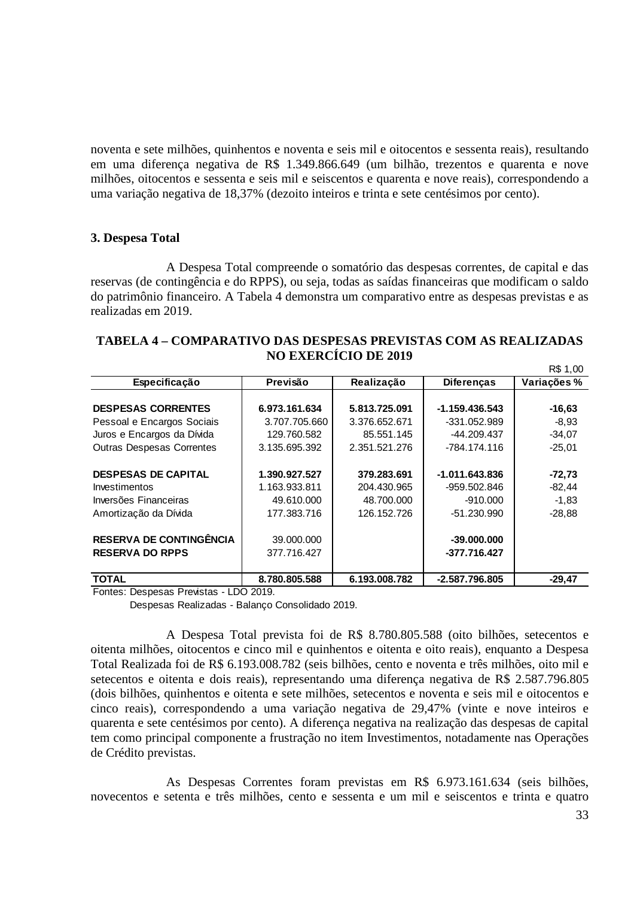noventa e sete milhões, quinhentos e noventa e seis mil e oitocentos e sessenta reais), resultando em uma diferença negativa de R$ 1.349.866.649 (um bilhão, trezentos e quarenta e nove milhões, oitocentos e sessenta e seis mil e seiscentos e quarenta e nove reais), correspondendo a uma variação negativa de 18,37% (dezoito inteiros e trinta e sete centésimos por cento).

### 3. Despesa Total

A Despesa Total compreende o somatório das despesas correntes, de capital e das reservas (de contingência e do RPPS), ou seja, todas as saídas financeiras que modificam o saldo do patrimônio financeiro. A Tabela 4 demonstra um comparativo entre as despesas previstas e as realizadas em 2019.

**TABELA 4 – COMPARATIVO DAS DESPESAS PREVISTAS COM AS REALIZADAS NO EXERCÍCIO DE 2019**

R$ 1,00

| Especificação | Previsão | Realização | Diferenças | Variações % |
|---|---|---|---|---|
| **DESPESAS CORRENTES** | **6.973.161.634** | **5.813.725.091** | **-1.159.436.543** | **-16,63** |
| Pessoal e Encargos Sociais | 3.707.705.660 | 3.376.652.671 | -331.052.989 | -8,93 |
| Juros e Encargos da Dívida | 129.760.582 | 85.551.145 | -44.209.437 | -34,07 |
| Outras Despesas Correntes | 3.135.695.392 | 2.351.521.276 | -784.174.116 | -25,01 |
| **DESPESAS DE CAPITAL** | **1.390.927.527** | **379.283.691** | **-1.011.643.836** | **-72,73** |
| Investimentos | 1.163.933.811 | 204.430.965 | -959.502.846 | -82,44 |
| Inversões Financeiras | 49.610.000 | 48.700.000 | -910.000 | -1,83 |
| Amortização da Dívida | 177.383.716 | 126.152.726 | -51.230.990 | -28,88 |
| **RESERVA DE CONTINGÊNCIA** | 39.000.000 | | **-39.000.000** | |
| **RESERVA DO RPPS** | 377.716.427 | | **-377.716.427** | |
| **TOTAL** | **8.780.805.588** | **6.193.008.782** | **-2.587.796.805** | **-29,47** |

Fontes: Despesas Previstas - LDO 2019.
Despesas Realizadas - Balanço Consolidado 2019.

A Despesa Total prevista foi de R$ 8.780.805.588 (oito bilhões, setecentos e oitenta milhões, oitocentos e cinco mil e quinhentos e oitenta e oito reais), enquanto a Despesa Total Realizada foi de R$ 6.193.008.782 (seis bilhões, cento e noventa e três milhões, oito mil e setecentos e oitenta e dois reais), representando uma diferença negativa de R$ 2.587.796.805 (dois bilhões, quinhentos e oitenta e sete milhões, setecentos e noventa e seis mil e oitocentos e cinco reais), correspondendo a uma variação negativa de 29,47% (vinte e nove inteiros e quarenta e sete centésimos por cento). A diferença negativa na realização das despesas de capital tem como principal componente a frustração no item Investimentos, notadamente nas Operações de Crédito previstas.

As Despesas Correntes foram previstas em R$ 6.973.161.634 (seis bilhões, novecentos e setenta e três milhões, cento e sessenta e um mil e seiscentos e trinta e quatro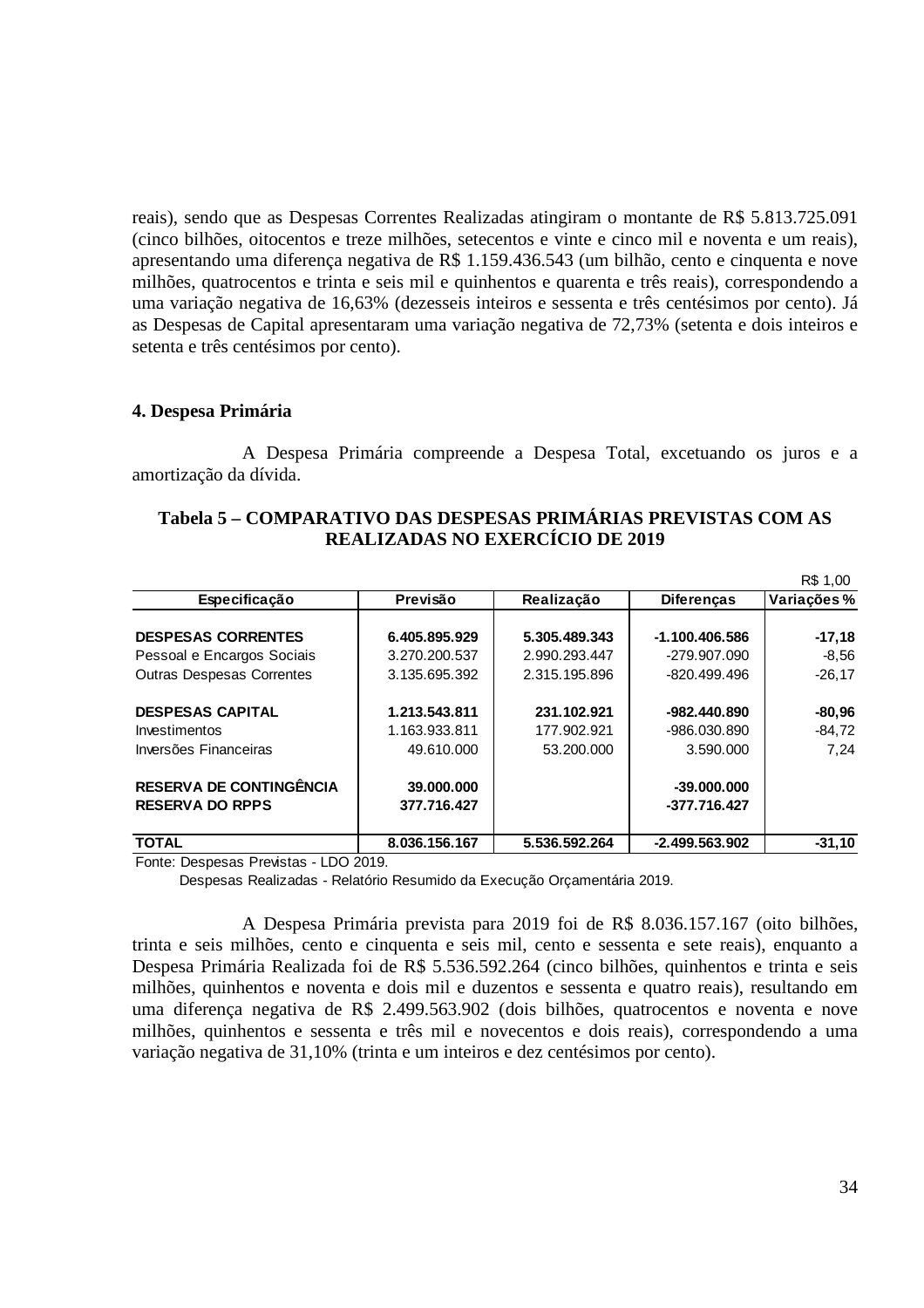reais), sendo que as Despesas Correntes Realizadas atingiram o montante de R$ 5.813.725.091 (cinco bilhões, oitocentos e treze milhões, setecentos e vinte e cinco mil e noventa e um reais), apresentando uma diferença negativa de R$ 1.159.436.543 (um bilhão, cento e cinquenta e nove milhões, quatrocentos e trinta e seis mil e quinhentos e quarenta e três reais), correspondendo a uma variação negativa de 16,63% (dezesseis inteiros e sessenta e três centésimos por cento). Já as Despesas de Capital apresentaram uma variação negativa de 72,73% (setenta e dois inteiros e setenta e três centésimos por cento).

### 4. Despesa Primária

A Despesa Primária compreende a Despesa Total, excetuando os juros e a amortização da dívida.

**Tabela 5 – COMPARATIVO DAS DESPESAS PRIMÁRIAS PREVISTAS COM AS REALIZADAS NO EXERCÍCIO DE 2019**

R$ 1,00

| Especificação | Previsão | Realização | Diferenças | Variações % |
|---|---|---|---|---|
| **DESPESAS CORRENTES** | **6.405.895.929** | **5.305.489.343** | **-1.100.406.586** | **-17,18** |
| Pessoal e Encargos Sociais | 3.270.200.537 | 2.990.293.447 | -279.907.090 | -8,56 |
| Outras Despesas Correntes | 3.135.695.392 | 2.315.195.896 | -820.499.496 | -26,17 |
| **DESPESAS CAPITAL** | **1.213.543.811** | **231.102.921** | **-982.440.890** | **-80,96** |
| Investimentos | 1.163.933.811 | 177.902.921 | -986.030.890 | -84,72 |
| Inversões Financeiras | 49.610.000 | 53.200.000 | 3.590.000 | 7,24 |
| **RESERVA DE CONTINGÊNCIA** | **39.000.000** | | **-39.000.000** | |
| **RESERVA DO RPPS** | **377.716.427** | | **-377.716.427** | |
| **TOTAL** | **8.036.156.167** | **5.536.592.264** | **-2.499.563.902** | **-31,10** |

Fonte: Despesas Previstas - LDO 2019.
Despesas Realizadas - Relatório Resumido da Execução Orçamentária 2019.

A Despesa Primária prevista para 2019 foi de R$ 8.036.157.167 (oito bilhões, trinta e seis milhões, cento e cinquenta e seis mil, cento e sessenta e sete reais), enquanto a Despesa Primária Realizada foi de R$ 5.536.592.264 (cinco bilhões, quinhentos e trinta e seis milhões, quinhentos e noventa e dois mil e duzentos e sessenta e quatro reais), resultando em uma diferença negativa de R$ 2.499.563.902 (dois bilhões, quatrocentos e noventa e nove milhões, quinhentos e sessenta e três mil e novecentos e dois reais), correspondendo a uma variação negativa de 31,10% (trinta e um inteiros e dez centésimos por cento).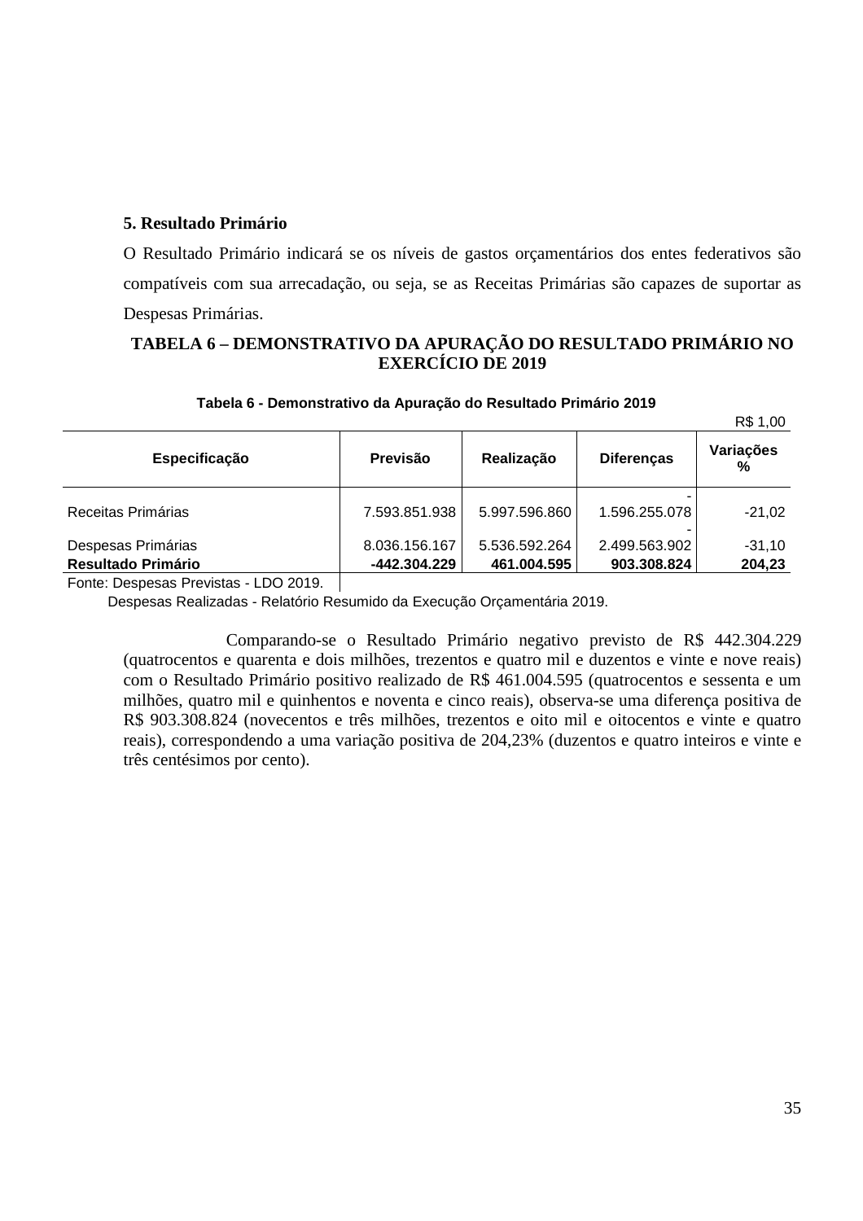## 5. Resultado Primário

O Resultado Primário indicará se os níveis de gastos orçamentários dos entes federativos são compatíveis com sua arrecadação, ou seja, se as Receitas Primárias são capazes de suportar as Despesas Primárias.

**TABELA 6 – DEMONSTRATIVO DA APURAÇÃO DO RESULTADO PRIMÁRIO NO EXERCÍCIO DE 2019**

**Tabela 6 - Demonstrativo da Apuração do Resultado Primário 2019**

R$ 1,00

| Especificação | Previsão | Realização | Diferenças | Variações % |
|---|---|---|---|---|
| Receitas Primárias | 7.593.851.938 | 5.997.596.860 | -1.596.255.078 | -21,02 |
| Despesas Primárias | 8.036.156.167 | 5.536.592.264 | -2.499.563.902 | -31,10 |
| **Resultado Primário** | **-442.304.229** | **461.004.595** | **903.308.824** | **204,23** |

Fonte: Despesas Previstas - LDO 2019.
Despesas Realizadas - Relatório Resumido da Execução Orçamentária 2019.

Comparando-se o Resultado Primário negativo previsto de R$ 442.304.229 (quatrocentos e quarenta e dois milhões, trezentos e quatro mil e duzentos e vinte e nove reais) com o Resultado Primário positivo realizado de R$ 461.004.595 (quatrocentos e sessenta e um milhões, quatro mil e quinhentos e noventa e cinco reais), observa-se uma diferença positiva de R$ 903.308.824 (novecentos e três milhões, trezentos e oito mil e oitocentos e vinte e quatro reais), correspondendo a uma variação positiva de 204,23% (duzentos e quatro inteiros e vinte e três centésimos por cento).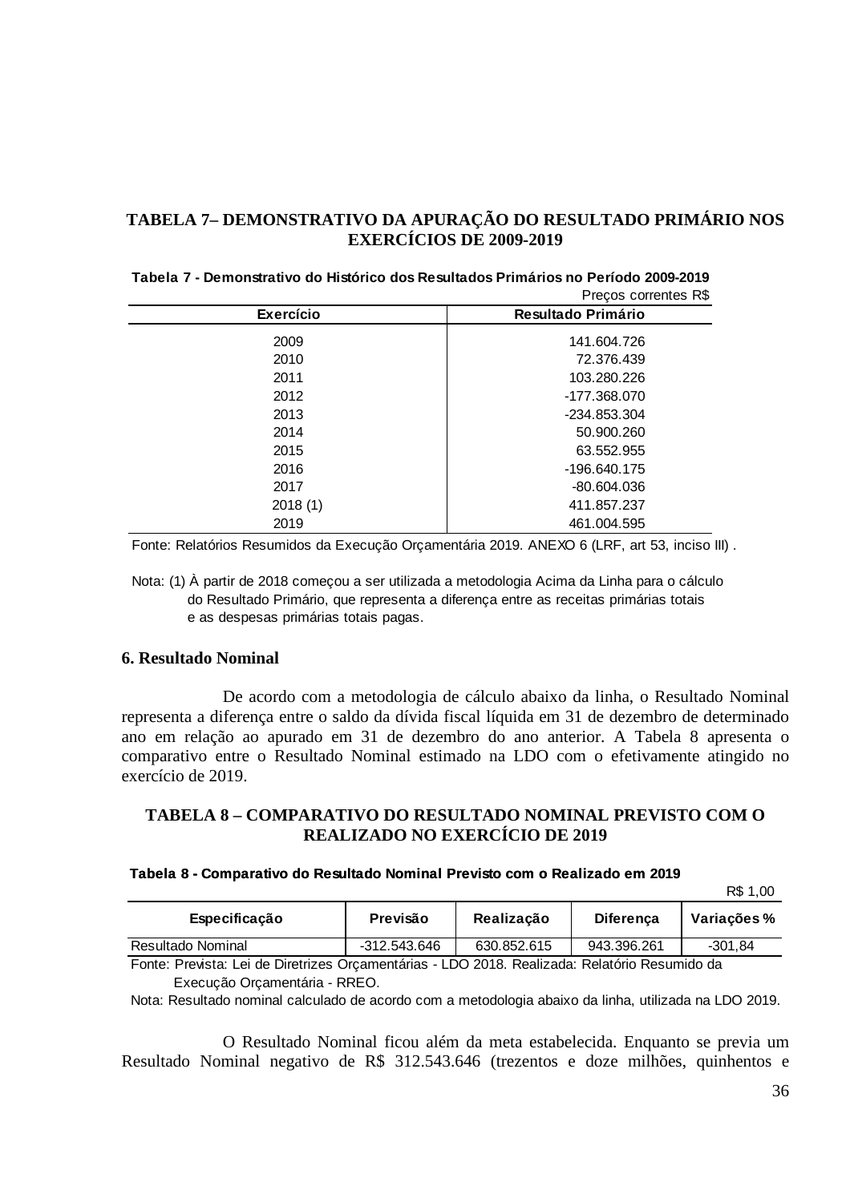## TABELA 7– DEMONSTRATIVO DA APURAÇÃO DO RESULTADO PRIMÁRIO NOS EXERCÍCIOS DE 2009-2019

**Tabela 7 - Demonstrativo do Histórico dos Resultados Primários no Período 2009-2019**

Preços correntes R$

| Exercício | Resultado Primário |
|---|---|
| 2009 | 141.604.726 |
| 2010 | 72.376.439 |
| 2011 | 103.280.226 |
| 2012 | -177.368.070 |
| 2013 | -234.853.304 |
| 2014 | 50.900.260 |
| 2015 | 63.552.955 |
| 2016 | -196.640.175 |
| 2017 | -80.604.036 |
| 2018 (1) | 411.857.237 |
| 2019 | 461.004.595 |

Fonte: Relatórios Resumidos da Execução Orçamentária 2019. ANEXO 6 (LRF, art 53, inciso III) .

Nota: (1) À partir de 2018 começou a ser utilizada a metodologia Acima da Linha para o cálculo do Resultado Primário, que representa a diferença entre as receitas primárias totais e as despesas primárias totais pagas.

### 6. Resultado Nominal

De acordo com a metodologia de cálculo abaixo da linha, o Resultado Nominal representa a diferença entre o saldo da dívida fiscal líquida em 31 de dezembro de determinado ano em relação ao apurado em 31 de dezembro do ano anterior. A Tabela 8 apresenta o comparativo entre o Resultado Nominal estimado na LDO com o efetivamente atingido no exercício de 2019.

## TABELA 8 – COMPARATIVO DO RESULTADO NOMINAL PREVISTO COM O REALIZADO NO EXERCÍCIO DE 2019

**Tabela 8 - Comparativo do Resultado Nominal Previsto com o Realizado em 2019**

R$ 1,00

| Especificação | Previsão | Realização | Diferença | Variações % |
|---|---|---|---|---|
| Resultado Nominal | -312.543.646 | 630.852.615 | 943.396.261 | -301,84 |

Fonte: Prevista: Lei de Diretrizes Orçamentárias - LDO 2018. Realizada: Relatório Resumido da Execução Orçamentária - RREO.

Nota: Resultado nominal calculado de acordo com a metodologia abaixo da linha, utilizada na LDO 2019.

O Resultado Nominal ficou além da meta estabelecida. Enquanto se previa um Resultado Nominal negativo de R$ 312.543.646 (trezentos e doze milhões, quinhentos e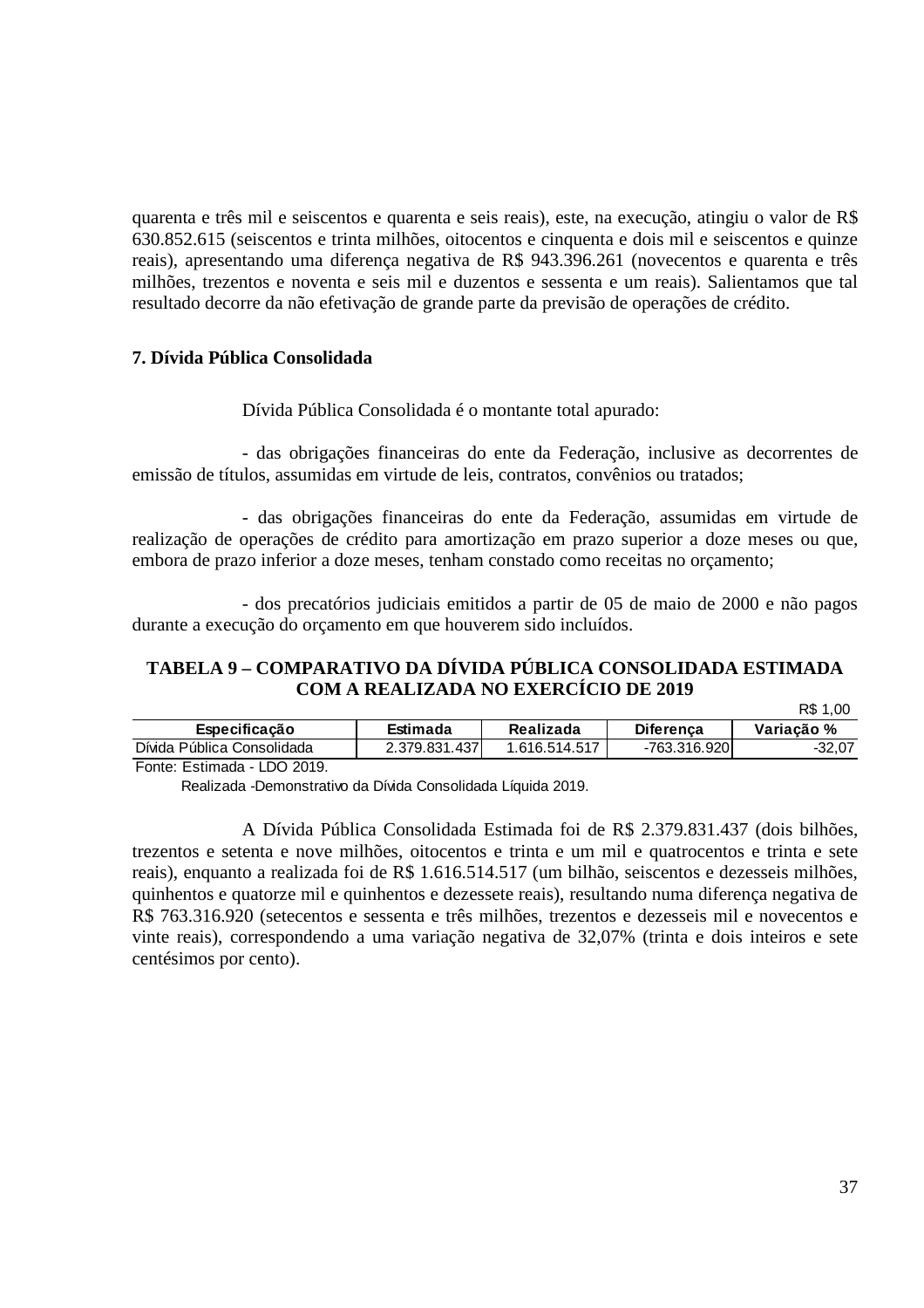quarenta e três mil e seiscentos e quarenta e seis reais), este, na execução, atingiu o valor de R$ 630.852.615 (seiscentos e trinta milhões, oitocentos e cinquenta e dois mil e seiscentos e quinze reais), apresentando uma diferença negativa de R$ 943.396.261 (novecentos e quarenta e três milhões, trezentos e noventa e seis mil e duzentos e sessenta e um reais). Salientamos que tal resultado decorre da não efetivação de grande parte da previsão de operações de crédito.

## 7. Dívida Pública Consolidada

Dívida Pública Consolidada é o montante total apurado:

- das obrigações financeiras do ente da Federação, inclusive as decorrentes de emissão de títulos, assumidas em virtude de leis, contratos, convênios ou tratados;

- das obrigações financeiras do ente da Federação, assumidas em virtude de realização de operações de crédito para amortização em prazo superior a doze meses ou que, embora de prazo inferior a doze meses, tenham constado como receitas no orçamento;

- dos precatórios judiciais emitidos a partir de 05 de maio de 2000 e não pagos durante a execução do orçamento em que houverem sido incluídos.

**TABELA 9 – COMPARATIVO DA DÍVIDA PÚBLICA CONSOLIDADA ESTIMADA COM A REALIZADA NO EXERCÍCIO DE 2019**

R$ 1,00

| Especificação | Estimada | Realizada | Diferença | Variação % |
|---|---|---|---|---|
| Dívida Pública Consolidada | 2.379.831.437 | 1.616.514.517 | -763.316.920 | -32,07 |

Fonte: Estimada - LDO 2019.
Realizada -Demonstrativo da Dívida Consolidada Líquida 2019.

A Dívida Pública Consolidada Estimada foi de R$ 2.379.831.437 (dois bilhões, trezentos e setenta e nove milhões, oitocentos e trinta e um mil e quatrocentos e trinta e sete reais), enquanto a realizada foi de R$ 1.616.514.517 (um bilhão, seiscentos e dezesseis milhões, quinhentos e quatorze mil e quinhentos e dezessete reais), resultando numa diferença negativa de R$ 763.316.920 (setecentos e sessenta e três milhões, trezentos e dezesseis mil e novecentos e vinte reais), correspondendo a uma variação negativa de 32,07% (trinta e dois inteiros e sete centésimos por cento).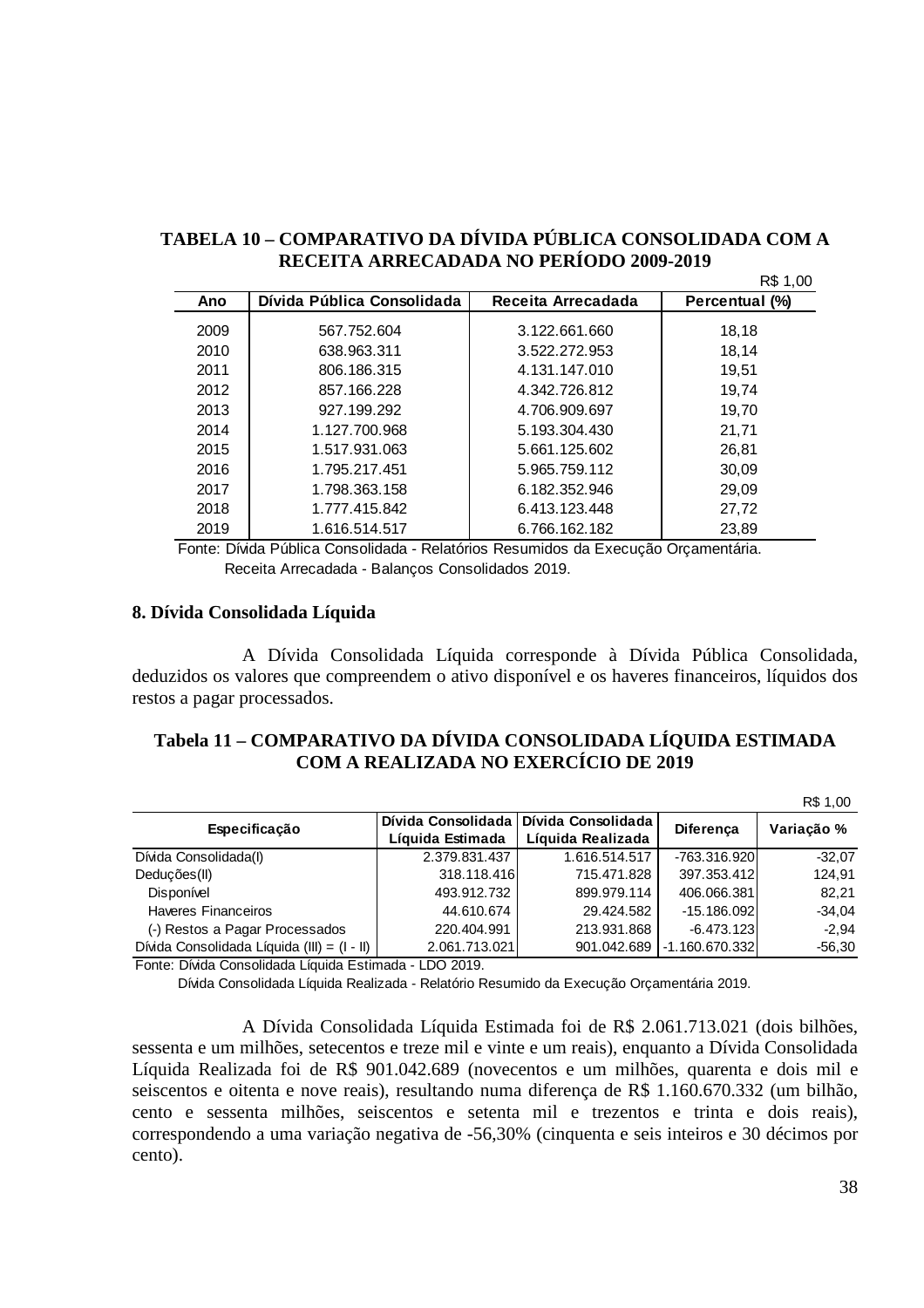**TABELA 10 – COMPARATIVO DA DÍVIDA PÚBLICA CONSOLIDADA COM A RECEITA ARRECADADA NO PERÍODO 2009-2019**

R$ 1,00

| Ano | Dívida Pública Consolidada | Receita Arrecadada | Percentual (%) |
|---|---|---|---|
| 2009 | 567.752.604 | 3.122.661.660 | 18,18 |
| 2010 | 638.963.311 | 3.522.272.953 | 18,14 |
| 2011 | 806.186.315 | 4.131.147.010 | 19,51 |
| 2012 | 857.166.228 | 4.342.726.812 | 19,74 |
| 2013 | 927.199.292 | 4.706.909.697 | 19,70 |
| 2014 | 1.127.700.968 | 5.193.304.430 | 21,71 |
| 2015 | 1.517.931.063 | 5.661.125.602 | 26,81 |
| 2016 | 1.795.217.451 | 5.965.759.112 | 30,09 |
| 2017 | 1.798.363.158 | 6.182.352.946 | 29,09 |
| 2018 | 1.777.415.842 | 6.413.123.448 | 27,72 |
| 2019 | 1.616.514.517 | 6.766.162.182 | 23,89 |

Fonte: Dívida Pública Consolidada - Relatórios Resumidos da Execução Orçamentária.
Receita Arrecadada - Balanços Consolidados 2019.

## 8. Dívida Consolidada Líquida

A Dívida Consolidada Líquida corresponde à Dívida Pública Consolidada, deduzidos os valores que compreendem o ativo disponível e os haveres financeiros, líquidos dos restos a pagar processados.

**Tabela 11 – COMPARATIVO DA DÍVIDA CONSOLIDADA LÍQUIDA ESTIMADA COM A REALIZADA NO EXERCÍCIO DE 2019**

R$ 1,00

| Especificação | Dívida Consolidada Líquida Estimada | Dívida Consolidada Líquida Realizada | Diferença | Variação % |
|---|---|---|---|---|
| Dívida Consolidada(I) | 2.379.831.437 | 1.616.514.517 | -763.316.920 | -32,07 |
| Deduções(II) | 318.118.416 | 715.471.828 | 397.353.412 | 124,91 |
| Disponível | 493.912.732 | 899.979.114 | 406.066.381 | 82,21 |
| Haveres Financeiros | 44.610.674 | 29.424.582 | -15.186.092 | -34,04 |
| (-) Restos a Pagar Processados | 220.404.991 | 213.931.868 | -6.473.123 | -2,94 |
| Dívida Consolidada Líquida (III) = (I - II) | 2.061.713.021 | 901.042.689 | -1.160.670.332 | -56,30 |

Fonte: Dívida Consolidada Líquida Estimada - LDO 2019.
Dívida Consolidada Líquida Realizada - Relatório Resumido da Execução Orçamentária 2019.

A Dívida Consolidada Líquida Estimada foi de R$ 2.061.713.021 (dois bilhões, sessenta e um milhões, setecentos e treze mil e vinte e um reais), enquanto a Dívida Consolidada Líquida Realizada foi de R$ 901.042.689 (novecentos e um milhões, quarenta e dois mil e seiscentos e oitenta e nove reais), resultando numa diferença de R$ 1.160.670.332 (um bilhão, cento e sessenta milhões, seiscentos e setenta mil e trezentos e trinta e dois reais), correspondendo a uma variação negativa de -56,30% (cinquenta e seis inteiros e 30 décimos por cento).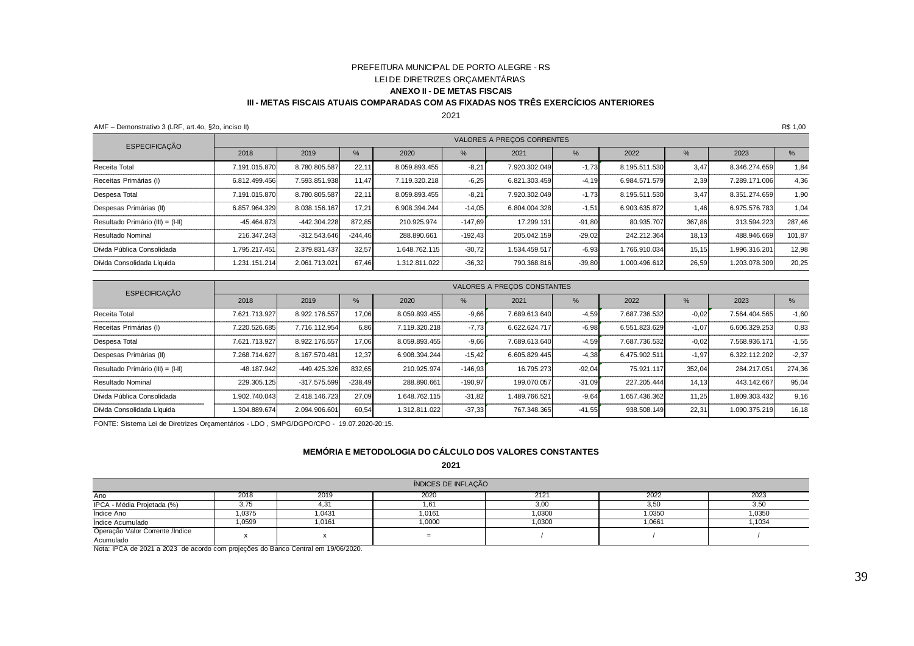PREFEITURA MUNICIPAL DE PORTO ALEGRE - RS

LEI DE DIRETRIZES ORÇAMENTÁRIAS

**ANEXO II - DE METAS FISCAIS**

**III - METAS FISCAIS ATUAIS COMPARADAS COM AS FIXADAS NOS TRÊS EXERCÍCIOS ANTERIORES**

2021

AMF – Demonstrativo 3 (LRF, art.4o, §2o, inciso II) R$ 1,00

| ESPECIFICAÇÃO | VALORES A PREÇOS CORRENTES | | | | | | | | | | |
|---|---|---|---|---|---|---|---|---|---|---|---|
| | 2018 | 2019 | % | 2020 | % | 2021 | % | 2022 | % | 2023 | % |
| Receita Total | 7.191.015.870 | 8.780.805.587 | 22,11 | 8.059.893.455 | -8,21 | 7.920.302.049 | -1,73 | 8.195.511.530 | 3,47 | 8.346.274.659 | 1,84 |
| Receitas Primárias (I) | 6.812.499.456 | 7.593.851.938 | 11,47 | 7.119.320.218 | -6,25 | 6.821.303.459 | -4,19 | 6.984.571.579 | 2,39 | 7.289.171.006 | 4,36 |
| Despesa Total | 7.191.015.870 | 8.780.805.587 | 22,11 | 8.059.893.455 | -8,21 | 7.920.302.049 | -1,73 | 8.195.511.530 | 3,47 | 8.351.274.659 | 1,90 |
| Despesas Primárias (II) | 6.857.964.329 | 8.038.156.167 | 17,21 | 6.908.394.244 | -14,05 | 6.804.004.328 | -1,51 | 6.903.635.872 | 1,46 | 6.975.576.783 | 1,04 |
| Resultado Primário (III) = (I-II) | -45.464.873 | -442.304.228 | 872,85 | 210.925.974 | -147,69 | 17.299.131 | -91,80 | 80.935.707 | 367,86 | 313.594.223 | 287,46 |
| Resultado Nominal | 216.347.243 | -312.543.646 | -244,46 | 288.890.661 | -192,43 | 205.042.159 | -29,02 | 242.212.364 | 18,13 | 488.946.669 | 101,87 |
| Dívida Pública Consolidada | 1.795.217.451 | 2.379.831.437 | 32,57 | 1.648.762.115 | -30,72 | 1.534.459.517 | -6,93 | 1.766.910.034 | 15,15 | 1.996.316.201 | 12,98 |
| Dívida Consolidada Líquida | 1.231.151.214 | 2.061.713.021 | 67,46 | 1.312.811.022 | -36,32 | 790.368.816 | -39,80 | 1.000.496.612 | 26,59 | 1.203.078.309 | 20,25 |

| ESPECIFICAÇÃO | VALORES A PREÇOS CONSTANTES | | | | | | | | | | |
|---|---|---|---|---|---|---|---|---|---|---|---|
| | 2018 | 2019 | % | 2020 | % | 2021 | % | 2022 | % | 2023 | % |
| Receita Total | 7.621.713.927 | 8.922.176.557 | 17,06 | 8.059.893.455 | -9,66 | 7.689.613.640 | -4,59 | 7.687.736.532 | -0,02 | 7.564.404.565 | -1,60 |
| Receitas Primárias (I) | 7.220.526.685 | 7.716.112.954 | 6,86 | 7.119.320.218 | -7,73 | 6.622.624.717 | -6,98 | 6.551.823.629 | -1,07 | 6.606.329.253 | 0,83 |
| Despesa Total | 7.621.713.927 | 8.922.176.557 | 17,06 | 8.059.893.455 | -9,66 | 7.689.613.640 | -4,59 | 7.687.736.532 | -0,02 | 7.568.936.171 | -1,55 |
| Despesas Primárias (II) | 7.268.714.627 | 8.167.570.481 | 12,37 | 6.908.394.244 | -15,42 | 6.605.829.445 | -4,38 | 6.475.902.511 | -1,97 | 6.322.112.202 | -2,37 |
| Resultado Primário (III) = (I-II) | -48.187.942 | -449.425.326 | 832,65 | 210.925.974 | -146,93 | 16.795.273 | -92,04 | 75.921.117 | 352,04 | 284.217.051 | 274,36 |
| Resultado Nominal | 229.305.125 | -317.575.599 | -238,49 | 288.890.661 | -190,97 | 199.070.057 | -31,09 | 227.205.444 | 14,13 | 443.142.667 | 95,04 |
| Dívida Pública Consolidada | 1.902.740.043 | 2.418.146.723 | 27,09 | 1.648.762.115 | -31,82 | 1.489.766.521 | -9,64 | 1.657.436.362 | 11,25 | 1.809.303.432 | 9,16 |
| Dívida Consolidada Líquida | 1.304.889.674 | 2.094.906.601 | 60,54 | 1.312.811.022 | -37,33 | 767.348.365 | -41,55 | 938.508.149 | 22,31 | 1.090.375.219 | 16,18 |

FONTE: Sistema Lei de Diretrizes Orçamentários - LDO , SMPG/DGPO/CPO - 19.07.2020-20:15.

**MEMÓRIA E METODOLOGIA DO CÁLCULO DOS VALORES CONSTANTES**

**2021**

| ÍNDICES DE INFLAÇÃO | | | | | | |
|---|---|---|---|---|---|---|
| Ano | 2018 | 2019 | 2020 | 2121 | 2022 | 2023 |
| IPCA - Média Projetada (%) | 3,75 | 4,31 | 1,61 | 3,00 | 3,50 | 3,50 |
| Indice Ano | 1,0375 | 1,0431 | 1,0161 | 1,0300 | 1,0350 | 1,0350 |
| Indice Acumulado | 1,0599 | 1,0161 | 1,0000 | 1,0300 | 1,0661 | 1,1034 |
| Operação Valor Corrente /Indice Acumulado | x | x | = | / | / | / |

Nota: IPCA de 2021 a 2023 de acordo com projeções do Banco Central em 19/06/2020.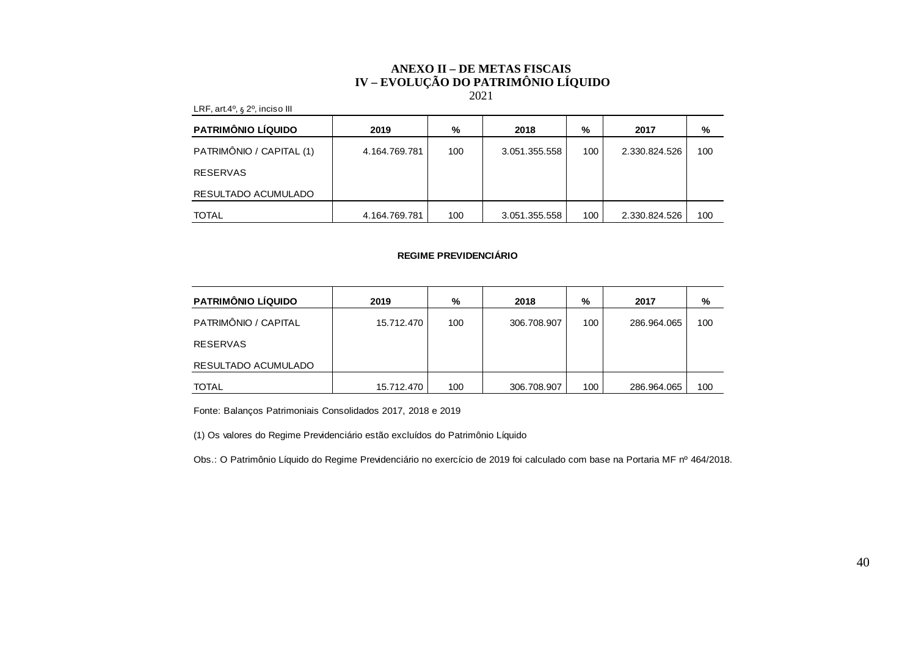# ANEXO II – DE METAS FISCAIS
## IV – EVOLUÇÃO DO PATRIMÔNIO LÍQUIDO
2021

LRF, art.4º, § 2º, inciso III

| PATRIMÔNIO LÍQUIDO | 2019 | % | 2018 | % | 2017 | % |
|---|---|---|---|---|---|---|
| PATRIMÔNIO / CAPITAL (1) | 4.164.769.781 | 100 | 3.051.355.558 | 100 | 2.330.824.526 | 100 |
| RESERVAS | | | | | | |
| RESULTADO ACUMULADO | | | | | | |
| TOTAL | 4.164.769.781 | 100 | 3.051.355.558 | 100 | 2.330.824.526 | 100 |

**REGIME PREVIDENCIÁRIO**

| PATRIMÔNIO LÍQUIDO | 2019 | % | 2018 | % | 2017 | % |
|---|---|---|---|---|---|---|
| PATRIMÔNIO / CAPITAL | 15.712.470 | 100 | 306.708.907 | 100 | 286.964.065 | 100 |
| RESERVAS | | | | | | |
| RESULTADO ACUMULADO | | | | | | |
| TOTAL | 15.712.470 | 100 | 306.708.907 | 100 | 286.964.065 | 100 |

Fonte: Balanços Patrimoniais Consolidados 2017, 2018 e 2019

(1) Os valores do Regime Previdenciário estão excluídos do Patrimônio Líquido

Obs.: O Patrimônio Líquido do Regime Previdenciário no exercício de 2019 foi calculado com base na Portaria MF nº 464/2018.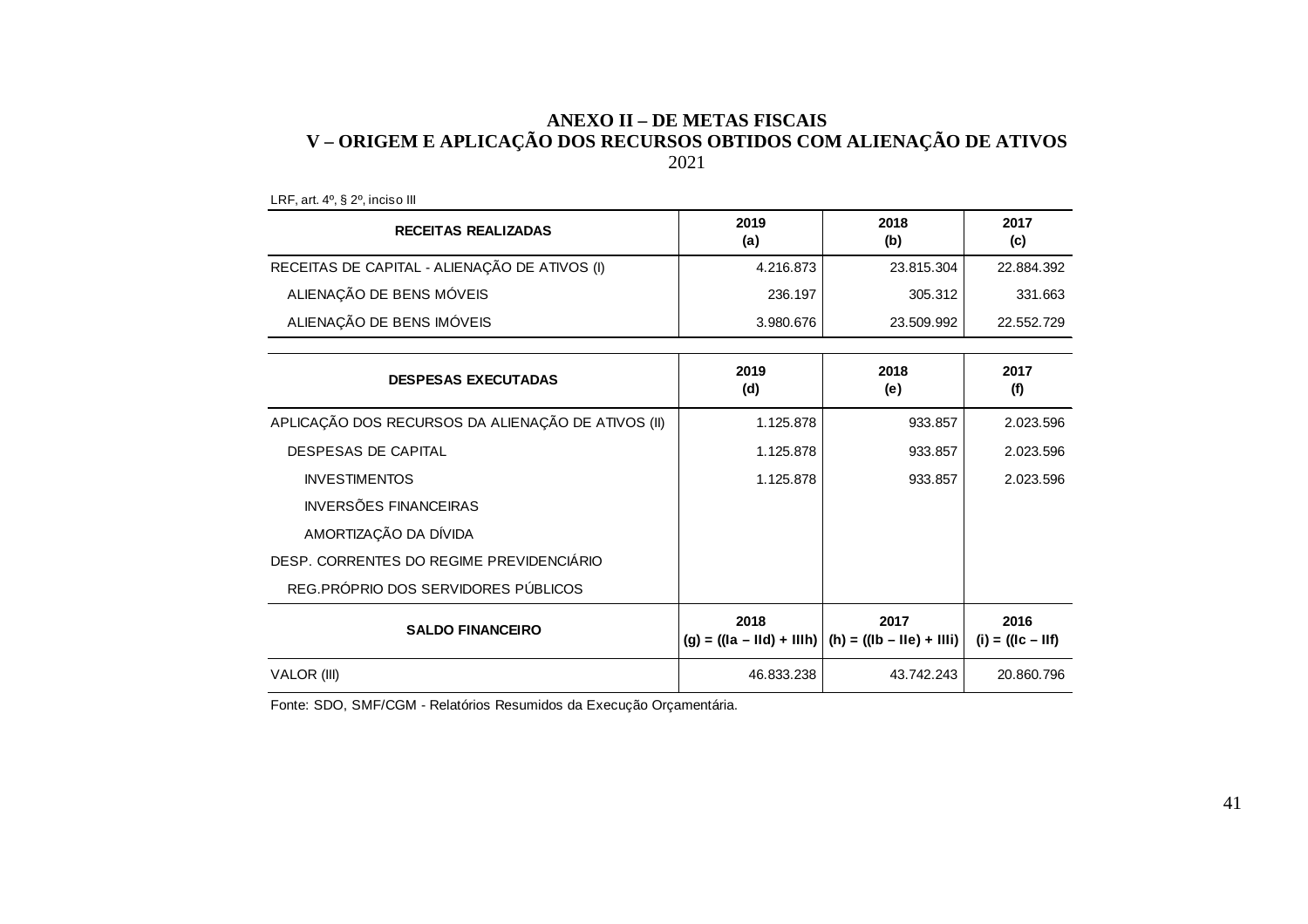# ANEXO II – DE METAS FISCAIS

## V – ORIGEM E APLICAÇÃO DOS RECURSOS OBTIDOS COM ALIENAÇÃO DE ATIVOS

2021

LRF, art. 4º, § 2º, inciso III

| RECEITAS REALIZADAS | 2019 (a) | 2018 (b) | 2017 (c) |
|---|---|---|---|
| RECEITAS DE CAPITAL - ALIENAÇÃO DE ATIVOS (I) | 4.216.873 | 23.815.304 | 22.884.392 |
| ALIENAÇÃO DE BENS MÓVEIS | 236.197 | 305.312 | 331.663 |
| ALIENAÇÃO DE BENS IMÓVEIS | 3.980.676 | 23.509.992 | 22.552.729 |

| DESPESAS EXECUTADAS | 2019 (d) | 2018 (e) | 2017 (f) |
|---|---|---|---|
| APLICAÇÃO DOS RECURSOS DA ALIENAÇÃO DE ATIVOS (II) | 1.125.878 | 933.857 | 2.023.596 |
| DESPESAS DE CAPITAL | 1.125.878 | 933.857 | 2.023.596 |
| INVESTIMENTOS | 1.125.878 | 933.857 | 2.023.596 |
| INVERSÕES FINANCEIRAS | | | |
| AMORTIZAÇÃO DA DÍVIDA | | | |
| DESP. CORRENTES DO REGIME PREVIDENCIÁRIO | | | |
| REG.PRÓPRIO DOS SERVIDORES PÚBLICOS | | | |
| **SALDO FINANCEIRO** | **2018 (g) = ((Ia – IId) + IIIh)** | **2017 (h) = ((Ib – IIe) + IIIi)** | **2016 (i) = ((Ic – IIf)** |
| VALOR (III) | 46.833.238 | 43.742.243 | 20.860.796 |

Fonte: SDO, SMF/CGM - Relatórios Resumidos da Execução Orçamentária.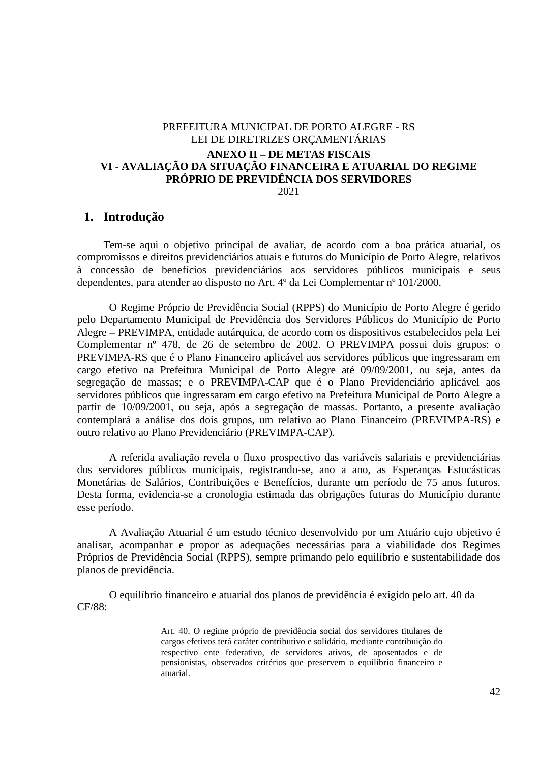PREFEITURA MUNICIPAL DE PORTO ALEGRE - RS
LEI DE DIRETRIZES ORÇAMENTÁRIAS

**ANEXO II – DE METAS FISCAIS**
**VI - AVALIAÇÃO DA SITUAÇÃO FINANCEIRA E ATUARIAL DO REGIME PRÓPRIO DE PREVIDÊNCIA DOS SERVIDORES**
2021

## 1. Introdução

Tem-se aqui o objetivo principal de avaliar, de acordo com a boa prática atuarial, os compromissos e direitos previdenciários atuais e futuros do Município de Porto Alegre, relativos à concessão de benefícios previdenciários aos servidores públicos municipais e seus dependentes, para atender ao disposto no Art. 4º da Lei Complementar nº 101/2000.

O Regime Próprio de Previdência Social (RPPS) do Município de Porto Alegre é gerido pelo Departamento Municipal de Previdência dos Servidores Públicos do Município de Porto Alegre – PREVIMPA, entidade autárquica, de acordo com os dispositivos estabelecidos pela Lei Complementar nº 478, de 26 de setembro de 2002. O PREVIMPA possui dois grupos: o PREVIMPA-RS que é o Plano Financeiro aplicável aos servidores públicos que ingressaram em cargo efetivo na Prefeitura Municipal de Porto Alegre até 09/09/2001, ou seja, antes da segregação de massas; e o PREVIMPA-CAP que é o Plano Previdenciário aplicável aos servidores públicos que ingressaram em cargo efetivo na Prefeitura Municipal de Porto Alegre a partir de 10/09/2001, ou seja, após a segregação de massas. Portanto, a presente avaliação contemplará a análise dos dois grupos, um relativo ao Plano Financeiro (PREVIMPA-RS) e outro relativo ao Plano Previdenciário (PREVIMPA-CAP).

A referida avaliação revela o fluxo prospectivo das variáveis salariais e previdenciárias dos servidores públicos municipais, registrando-se, ano a ano, as Esperanças Estocásticas Monetárias de Salários, Contribuições e Benefícios, durante um período de 75 anos futuros. Desta forma, evidencia-se a cronologia estimada das obrigações futuras do Município durante esse período.

A Avaliação Atuarial é um estudo técnico desenvolvido por um Atuário cujo objetivo é analisar, acompanhar e propor as adequações necessárias para a viabilidade dos Regimes Próprios de Previdência Social (RPPS), sempre primando pelo equilíbrio e sustentabilidade dos planos de previdência.

O equilíbrio financeiro e atuarial dos planos de previdência é exigido pelo art. 40 da CF/88:

> Art. 40. O regime próprio de previdência social dos servidores titulares de cargos efetivos terá caráter contributivo e solidário, mediante contribuição do respectivo ente federativo, de servidores ativos, de aposentados e de pensionistas, observados critérios que preservem o equilíbrio financeiro e atuarial.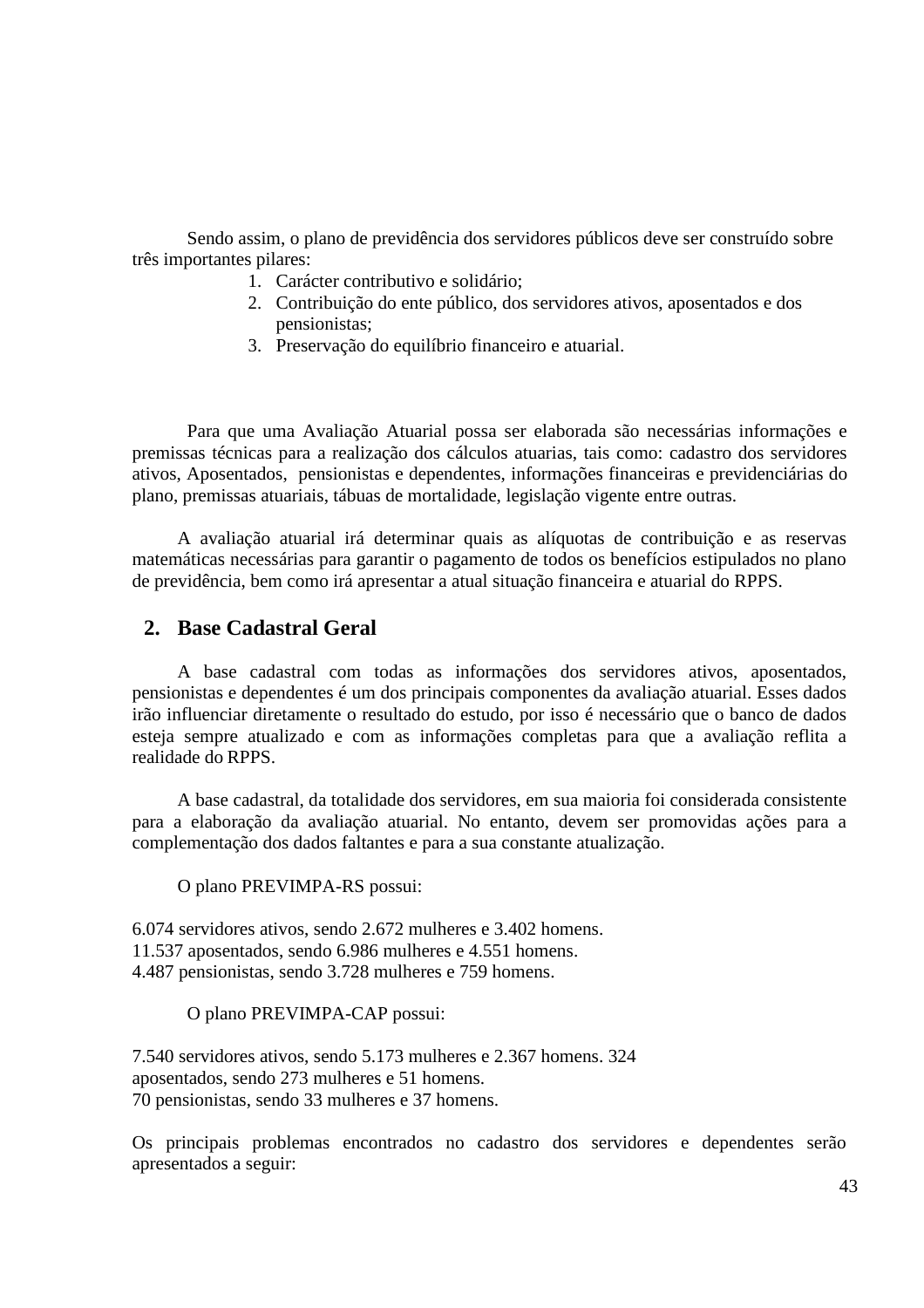Sendo assim, o plano de previdência dos servidores públicos deve ser construído sobre três importantes pilares:

1. Carácter contributivo e solidário;
2. Contribuição do ente público, dos servidores ativos, aposentados e dos pensionistas;
3. Preservação do equilíbrio financeiro e atuarial.

Para que uma Avaliação Atuarial possa ser elaborada são necessárias informações e premissas técnicas para a realização dos cálculos atuarias, tais como: cadastro dos servidores ativos, Aposentados, pensionistas e dependentes, informações financeiras e previdenciárias do plano, premissas atuariais, tábuas de mortalidade, legislação vigente entre outras.

A avaliação atuarial irá determinar quais as alíquotas de contribuição e as reservas matemáticas necessárias para garantir o pagamento de todos os benefícios estipulados no plano de previdência, bem como irá apresentar a atual situação financeira e atuarial do RPPS.

## 2. Base Cadastral Geral

A base cadastral com todas as informações dos servidores ativos, aposentados, pensionistas e dependentes é um dos principais componentes da avaliação atuarial. Esses dados irão influenciar diretamente o resultado do estudo, por isso é necessário que o banco de dados esteja sempre atualizado e com as informações completas para que a avaliação reflita a realidade do RPPS.

A base cadastral, da totalidade dos servidores, em sua maioria foi considerada consistente para a elaboração da avaliação atuarial. No entanto, devem ser promovidas ações para a complementação dos dados faltantes e para a sua constante atualização.

O plano PREVIMPA-RS possui:

6.074 servidores ativos, sendo 2.672 mulheres e 3.402 homens.
11.537 aposentados, sendo 6.986 mulheres e 4.551 homens.
4.487 pensionistas, sendo 3.728 mulheres e 759 homens.

O plano PREVIMPA-CAP possui:

7.540 servidores ativos, sendo 5.173 mulheres e 2.367 homens. 324 aposentados, sendo 273 mulheres e 51 homens.
70 pensionistas, sendo 33 mulheres e 37 homens.

Os principais problemas encontrados no cadastro dos servidores e dependentes serão apresentados a seguir: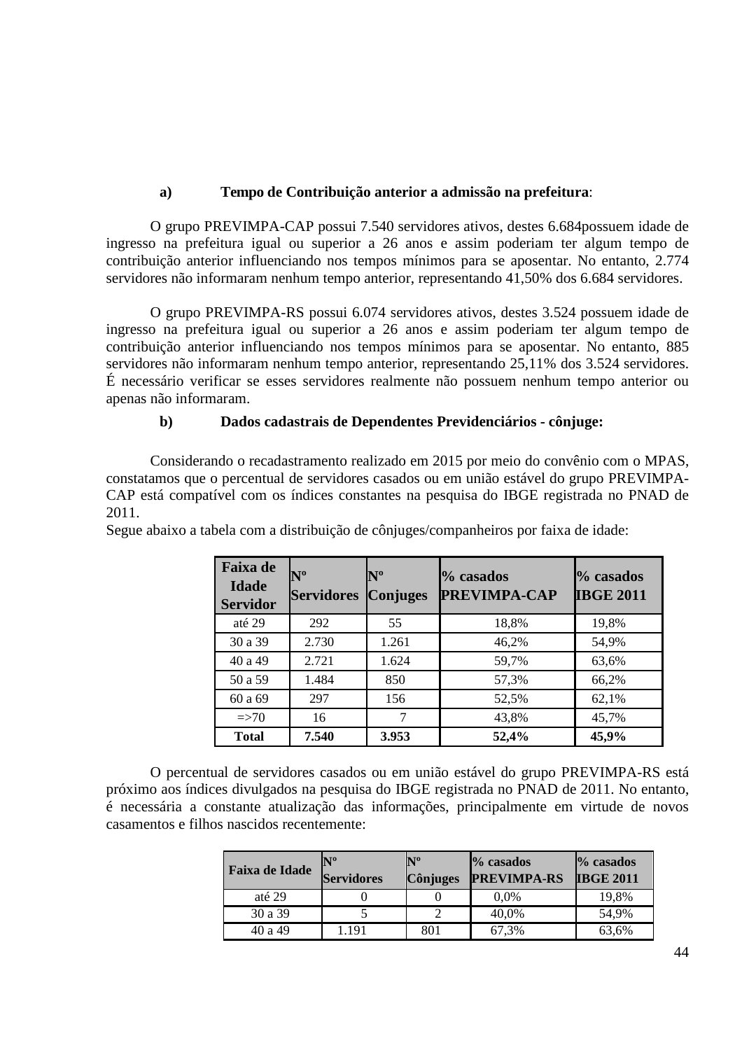**a) Tempo de Contribuição anterior a admissão na prefeitura**:

O grupo PREVIMPA-CAP possui 7.540 servidores ativos, destes 6.684possuem idade de ingresso na prefeitura igual ou superior a 26 anos e assim poderiam ter algum tempo de contribuição anterior influenciando nos tempos mínimos para se aposentar. No entanto, 2.774 servidores não informaram nenhum tempo anterior, representando 41,50% dos 6.684 servidores.

O grupo PREVIMPA-RS possui 6.074 servidores ativos, destes 3.524 possuem idade de ingresso na prefeitura igual ou superior a 26 anos e assim poderiam ter algum tempo de contribuição anterior influenciando nos tempos mínimos para se aposentar. No entanto, 885 servidores não informaram nenhum tempo anterior, representando 25,11% dos 3.524 servidores. É necessário verificar se esses servidores realmente não possuem nenhum tempo anterior ou apenas não informaram.

**b) Dados cadastrais de Dependentes Previdenciários - cônjuge:**

Considerando o recadastramento realizado em 2015 por meio do convênio com o MPAS, constatamos que o percentual de servidores casados ou em união estável do grupo PREVIMPA-CAP está compatível com os índices constantes na pesquisa do IBGE registrada no PNAD de 2011.
Segue abaixo a tabela com a distribuição de cônjuges/companheiros por faixa de idade:

| Faixa de Idade Servidor | Nº Servidores | Nº Conjuges | % casados PREVIMPA-CAP | % casados IBGE 2011 |
|---|---|---|---|---|
| até 29 | 292 | 55 | 18,8% | 19,8% |
| 30 a 39 | 2.730 | 1.261 | 46,2% | 54,9% |
| 40 a 49 | 2.721 | 1.624 | 59,7% | 63,6% |
| 50 a 59 | 1.484 | 850 | 57,3% | 66,2% |
| 60 a 69 | 297 | 156 | 52,5% | 62,1% |
| =>70 | 16 | 7 | 43,8% | 45,7% |
| **Total** | **7.540** | **3.953** | **52,4%** | **45,9%** |

O percentual de servidores casados ou em união estável do grupo PREVIMPA-RS está próximo aos índices divulgados na pesquisa do IBGE registrada no PNAD de 2011. No entanto, é necessária a constante atualização das informações, principalmente em virtude de novos casamentos e filhos nascidos recentemente:

| Faixa de Idade | Nº Servidores | Nº Cônjuges | % casados PREVIMPA-RS | % casados IBGE 2011 |
|---|---|---|---|---|
| até 29 | 0 | 0 | 0,0% | 19,8% |
| 30 a 39 | 5 | 2 | 40,0% | 54,9% |
| 40 a 49 | 1.191 | 801 | 67,3% | 63,6% |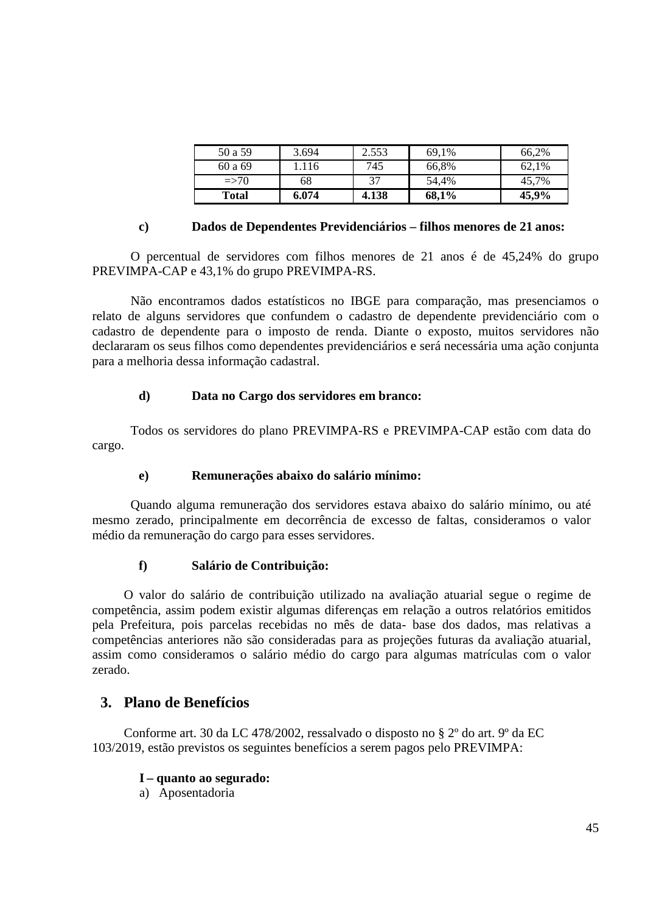| 50 a 59 | 3.694 | 2.553 | 69,1% | 66,2% |
|---|---|---|---|---|
| 60 a 69 | 1.116 | 745 | 66,8% | 62,1% |
| =>70 | 68 | 37 | 54,4% | 45,7% |
| **Total** | **6.074** | **4.138** | **68,1%** | **45,9%** |

**c) Dados de Dependentes Previdenciários – filhos menores de 21 anos:**

O percentual de servidores com filhos menores de 21 anos é de 45,24% do grupo PREVIMPA-CAP e 43,1% do grupo PREVIMPA-RS.

Não encontramos dados estatísticos no IBGE para comparação, mas presenciamos o relato de alguns servidores que confundem o cadastro de dependente previdenciário com o cadastro de dependente para o imposto de renda. Diante o exposto, muitos servidores não declararam os seus filhos como dependentes previdenciários e será necessária uma ação conjunta para a melhoria dessa informação cadastral.

**d) Data no Cargo dos servidores em branco:**

Todos os servidores do plano PREVIMPA-RS e PREVIMPA-CAP estão com data do cargo.

**e) Remunerações abaixo do salário mínimo:**

Quando alguma remuneração dos servidores estava abaixo do salário mínimo, ou até mesmo zerado, principalmente em decorrência de excesso de faltas, consideramos o valor médio da remuneração do cargo para esses servidores.

**f) Salário de Contribuição:**

O valor do salário de contribuição utilizado na avaliação atuarial segue o regime de competência, assim podem existir algumas diferenças em relação a outros relatórios emitidos pela Prefeitura, pois parcelas recebidas no mês de data- base dos dados, mas relativas a competências anteriores não são consideradas para as projeções futuras da avaliação atuarial, assim como consideramos o salário médio do cargo para algumas matrículas com o valor zerado.

## 3. Plano de Benefícios

Conforme art. 30 da LC 478/2002, ressalvado o disposto no § 2º do art. 9º da EC 103/2019, estão previstos os seguintes benefícios a serem pagos pelo PREVIMPA:

**I – quanto ao segurado:**

a) Aposentadoria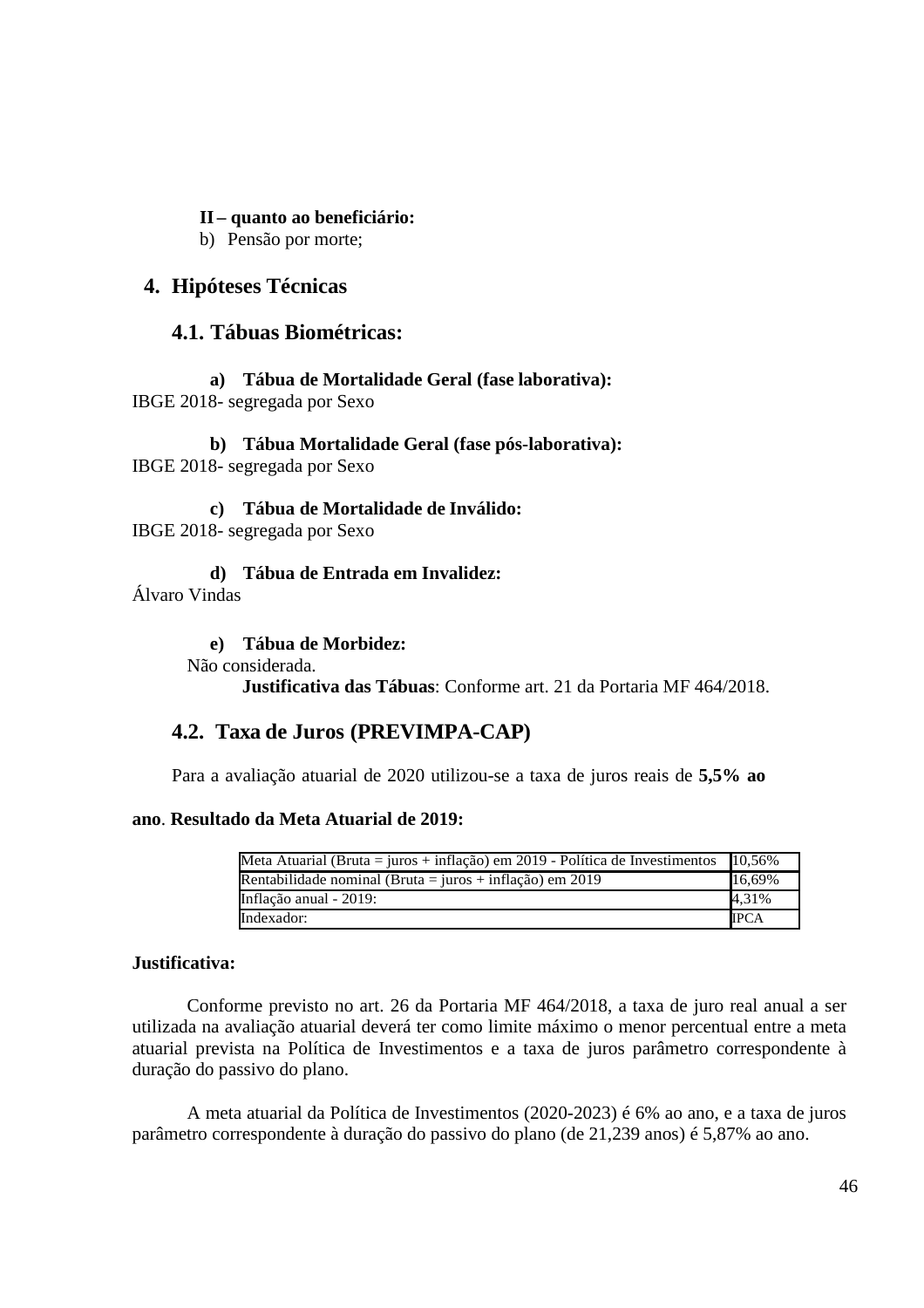**II – quanto ao beneficiário:**

b) Pensão por morte;

## 4. Hipóteses Técnicas

### 4.1. Tábuas Biométricas:

**a) Tábua de Mortalidade Geral (fase laborativa):**
IBGE 2018- segregada por Sexo

**b) Tábua Mortalidade Geral (fase pós-laborativa):**
IBGE 2018- segregada por Sexo

**c) Tábua de Mortalidade de Inválido:**
IBGE 2018- segregada por Sexo

**d) Tábua de Entrada em Invalidez:**
Álvaro Vindas

**e) Tábua de Morbidez:**
Não considerada.

**Justificativa das Tábuas**: Conforme art. 21 da Portaria MF 464/2018.

### 4.2. Taxa de Juros (PREVIMPA-CAP)

Para a avaliação atuarial de 2020 utilizou-se a taxa de juros reais de **5,5% ao ano**. **Resultado da Meta Atuarial de 2019:**

| Meta Atuarial (Bruta = juros + inflação) em 2019 - Política de Investimentos | 10,56% |
|---|---|
| Rentabilidade nominal (Bruta = juros + inflação) em 2019 | 16,69% |
| Inflação anual - 2019: | 4,31% |
| Indexador: | IPCA |

**Justificativa:**

Conforme previsto no art. 26 da Portaria MF 464/2018, a taxa de juro real anual a ser utilizada na avaliação atuarial deverá ter como limite máximo o menor percentual entre a meta atuarial prevista na Política de Investimentos e a taxa de juros parâmetro correspondente à duração do passivo do plano.

A meta atuarial da Política de Investimentos (2020-2023) é 6% ao ano, e a taxa de juros parâmetro correspondente à duração do passivo do plano (de 21,239 anos) é 5,87% ao ano.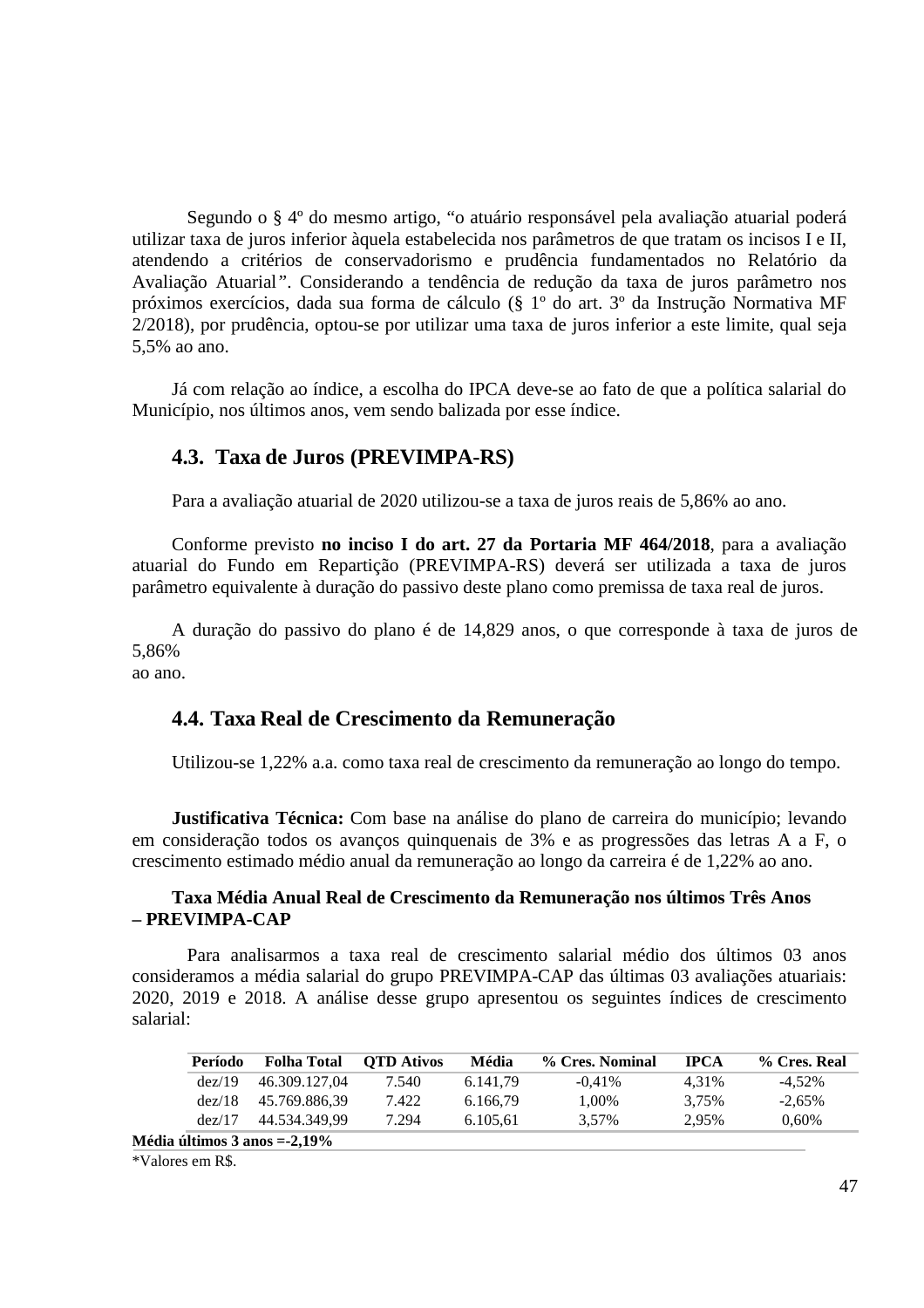Segundo o § 4º do mesmo artigo, "o atuário responsável pela avaliação atuarial poderá utilizar taxa de juros inferior àquela estabelecida nos parâmetros de que tratam os incisos I e II, atendendo a critérios de conservadorismo e prudência fundamentados no Relatório da Avaliação Atuarial". Considerando a tendência de redução da taxa de juros parâmetro nos próximos exercícios, dada sua forma de cálculo (§ 1º do art. 3º da Instrução Normativa MF 2/2018), por prudência, optou-se por utilizar uma taxa de juros inferior a este limite, qual seja 5,5% ao ano.

Já com relação ao índice, a escolha do IPCA deve-se ao fato de que a política salarial do Município, nos últimos anos, vem sendo balizada por esse índice.

## 4.3. Taxa de Juros (PREVIMPA-RS)

Para a avaliação atuarial de 2020 utilizou-se a taxa de juros reais de 5,86% ao ano.

Conforme previsto **no inciso I do art. 27 da Portaria MF 464/2018**, para a avaliação atuarial do Fundo em Repartição (PREVIMPA-RS) deverá ser utilizada a taxa de juros parâmetro equivalente à duração do passivo deste plano como premissa de taxa real de juros.

A duração do passivo do plano é de 14,829 anos, o que corresponde à taxa de juros de 5,86% ao ano.

## 4.4. Taxa Real de Crescimento da Remuneração

Utilizou-se 1,22% a.a. como taxa real de crescimento da remuneração ao longo do tempo.

**Justificativa Técnica:** Com base na análise do plano de carreira do município; levando em consideração todos os avanços quinquenais de 3% e as progressões das letras A a F, o crescimento estimado médio anual da remuneração ao longo da carreira é de 1,22% ao ano.

**Taxa Média Anual Real de Crescimento da Remuneração nos últimos Três Anos – PREVIMPA-CAP**

Para analisarmos a taxa real de crescimento salarial médio dos últimos 03 anos consideramos a média salarial do grupo PREVIMPA-CAP das últimas 03 avaliações atuariais: 2020, 2019 e 2018. A análise desse grupo apresentou os seguintes índices de crescimento salarial:

| Período | Folha Total | QTD Ativos | Média | % Cres. Nominal | IPCA | % Cres. Real |
|---|---|---|---|---|---|---|
| dez/19 | 46.309.127,04 | 7.540 | 6.141,79 | -0,41% | 4,31% | -4,52% |
| dez/18 | 45.769.886,39 | 7.422 | 6.166,79 | 1,00% | 3,75% | -2,65% |
| dez/17 | 44.534.349,99 | 7.294 | 6.105,61 | 3,57% | 2,95% | 0,60% |

**Média últimos 3 anos =-2,19%**

*Valores em R$.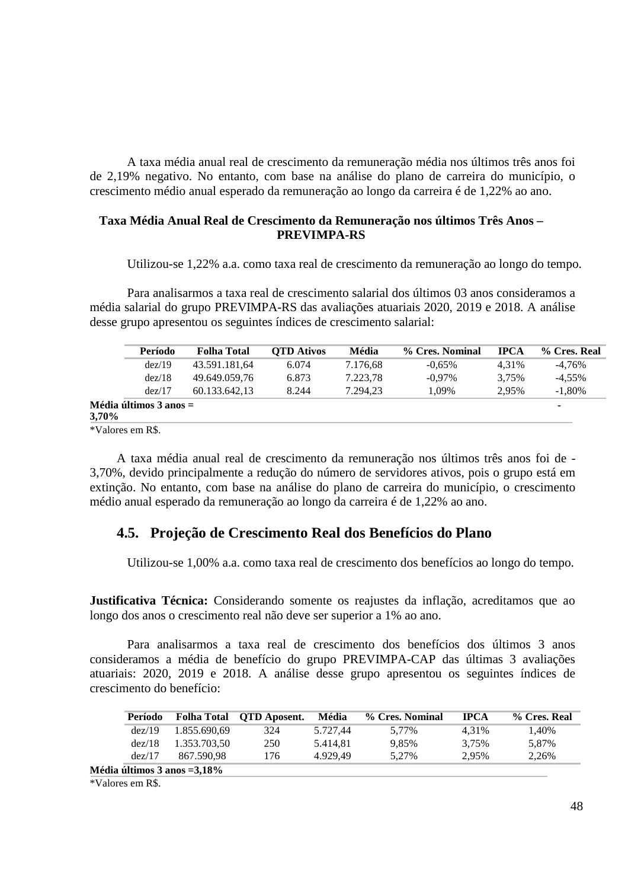A taxa média anual real de crescimento da remuneração média nos últimos três anos foi de 2,19% negativo. No entanto, com base na análise do plano de carreira do município, o crescimento médio anual esperado da remuneração ao longo da carreira é de 1,22% ao ano.

**Taxa Média Anual Real de Crescimento da Remuneração nos últimos Três Anos – PREVIMPA-RS**

Utilizou-se 1,22% a.a. como taxa real de crescimento da remuneração ao longo do tempo.

Para analisarmos a taxa real de crescimento salarial dos últimos 03 anos consideramos a média salarial do grupo PREVIMPA-RS das avaliações atuariais 2020, 2019 e 2018. A análise desse grupo apresentou os seguintes índices de crescimento salarial:

| Período | Folha Total | QTD Ativos | Média | % Cres. Nominal | IPCA | % Cres. Real |
|---|---|---|---|---|---|---|
| dez/19 | 43.591.181,64 | 6.074 | 7.176,68 | -0,65% | 4,31% | -4,76% |
| dez/18 | 49.649.059,76 | 6.873 | 7.223,78 | -0,97% | 3,75% | -4,55% |
| dez/17 | 60.133.642,13 | 8.244 | 7.294,23 | 1,09% | 2,95% | -1,80% |
| **Média últimos 3 anos = 3,70%** | | | | | | - |

*Valores em R$.

A taxa média anual real de crescimento da remuneração nos últimos três anos foi de -3,70%, devido principalmente a redução do número de servidores ativos, pois o grupo está em extinção. No entanto, com base na análise do plano de carreira do município, o crescimento médio anual esperado da remuneração ao longo da carreira é de 1,22% ao ano.

## 4.5. Projeção de Crescimento Real dos Benefícios do Plano

Utilizou-se 1,00% a.a. como taxa real de crescimento dos benefícios ao longo do tempo.

**Justificativa Técnica:** Considerando somente os reajustes da inflação, acreditamos que ao longo dos anos o crescimento real não deve ser superior a 1% ao ano.

Para analisarmos a taxa real de crescimento dos benefícios dos últimos 3 anos consideramos a média de benefício do grupo PREVIMPA-CAP das últimas 3 avaliações atuariais: 2020, 2019 e 2018. A análise desse grupo apresentou os seguintes índices de crescimento do benefício:

| Período | Folha Total | QTD Aposent. | Média | % Cres. Nominal | IPCA | % Cres. Real |
|---|---|---|---|---|---|---|
| dez/19 | 1.855.690,69 | 324 | 5.727,44 | 5,77% | 4,31% | 1,40% |
| dez/18 | 1.353.703,50 | 250 | 5.414,81 | 9,85% | 3,75% | 5,87% |
| dez/17 | 867.590,98 | 176 | 4.929,49 | 5,27% | 2,95% | 2,26% |
| **Média últimos 3 anos =3,18%** | | | | | | |

*Valores em R$.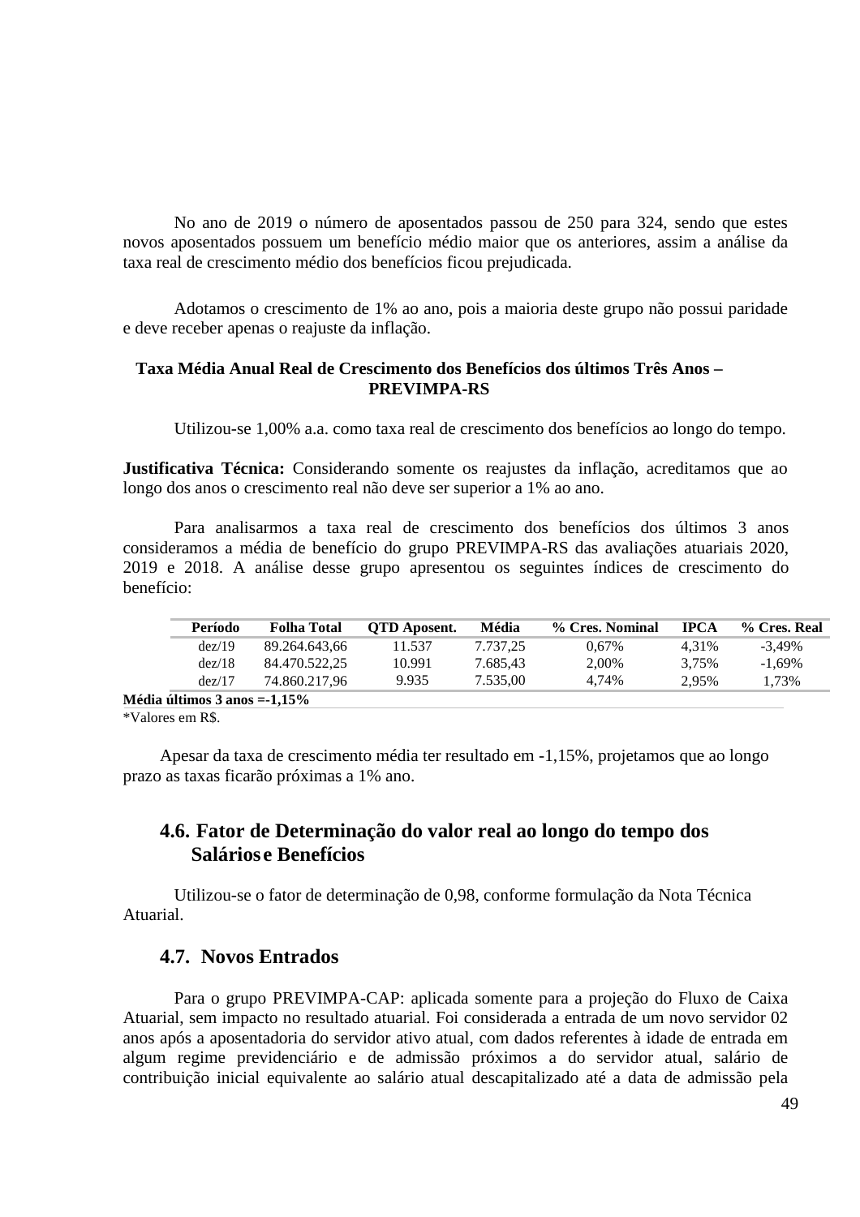No ano de 2019 o número de aposentados passou de 250 para 324, sendo que estes novos aposentados possuem um benefício médio maior que os anteriores, assim a análise da taxa real de crescimento médio dos benefícios ficou prejudicada.

Adotamos o crescimento de 1% ao ano, pois a maioria deste grupo não possui paridade e deve receber apenas o reajuste da inflação.

**Taxa Média Anual Real de Crescimento dos Benefícios dos últimos Três Anos – PREVIMPA-RS**

Utilizou-se 1,00% a.a. como taxa real de crescimento dos benefícios ao longo do tempo.

**Justificativa Técnica:** Considerando somente os reajustes da inflação, acreditamos que ao longo dos anos o crescimento real não deve ser superior a 1% ao ano.

Para analisarmos a taxa real de crescimento dos benefícios dos últimos 3 anos consideramos a média de benefício do grupo PREVIMPA-RS das avaliações atuariais 2020, 2019 e 2018. A análise desse grupo apresentou os seguintes índices de crescimento do benefício:

| Período | Folha Total | QTD Aposent. | Média | % Cres. Nominal | IPCA | % Cres. Real |
|---|---|---|---|---|---|---|
| dez/19 | 89.264.643,66 | 11.537 | 7.737,25 | 0,67% | 4,31% | -3,49% |
| dez/18 | 84.470.522,25 | 10.991 | 7.685,43 | 2,00% | 3,75% | -1,69% |
| dez/17 | 74.860.217,96 | 9.935 | 7.535,00 | 4,74% | 2,95% | 1,73% |

**Média últimos 3 anos =-1,15%**

*Valores em R$.

Apesar da taxa de crescimento média ter resultado em -1,15%, projetamos que ao longo prazo as taxas ficarão próximas a 1% ano.

## 4.6. Fator de Determinação do valor real ao longo do tempo dos Salários e Benefícios

Utilizou-se o fator de determinação de 0,98, conforme formulação da Nota Técnica Atuarial.

## 4.7. Novos Entrados

Para o grupo PREVIMPA-CAP: aplicada somente para a projeção do Fluxo de Caixa Atuarial, sem impacto no resultado atuarial. Foi considerada a entrada de um novo servidor 02 anos após a aposentadoria do servidor ativo atual, com dados referentes à idade de entrada em algum regime previdenciário e de admissão próximos a do servidor atual, salário de contribuição inicial equivalente ao salário atual descapitalizado até a data de admissão pela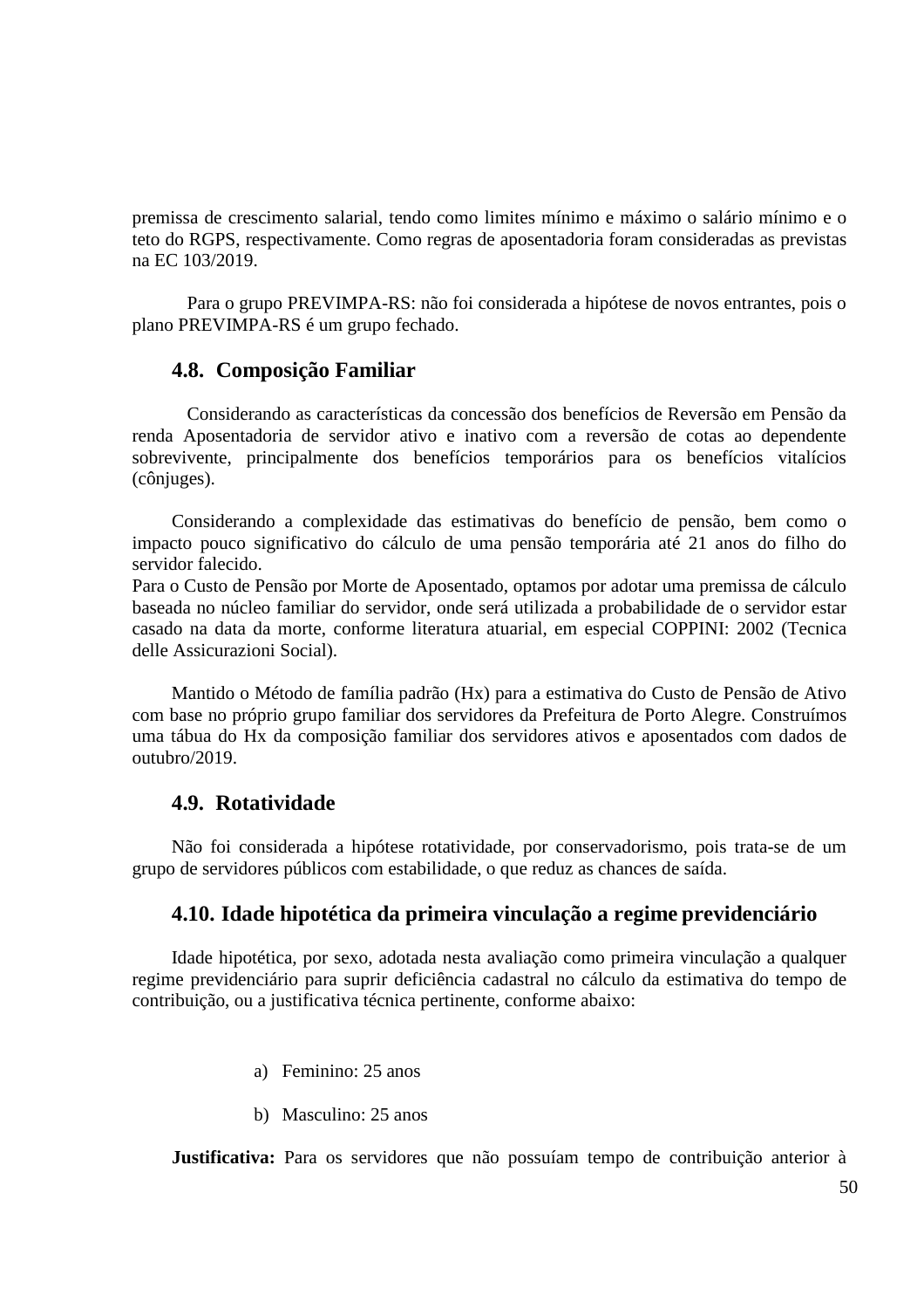premissa de crescimento salarial, tendo como limites mínimo e máximo o salário mínimo e o teto do RGPS, respectivamente. Como regras de aposentadoria foram consideradas as previstas na EC 103/2019.

Para o grupo PREVIMPA-RS: não foi considerada a hipótese de novos entrantes, pois o plano PREVIMPA-RS é um grupo fechado.

### 4.8. Composição Familiar

Considerando as características da concessão dos benefícios de Reversão em Pensão da renda Aposentadoria de servidor ativo e inativo com a reversão de cotas ao dependente sobrevivente, principalmente dos benefícios temporários para os benefícios vitalícios (cônjuges).

Considerando a complexidade das estimativas do benefício de pensão, bem como o impacto pouco significativo do cálculo de uma pensão temporária até 21 anos do filho do servidor falecido.
Para o Custo de Pensão por Morte de Aposentado, optamos por adotar uma premissa de cálculo baseada no núcleo familiar do servidor, onde será utilizada a probabilidade de o servidor estar casado na data da morte, conforme literatura atuarial, em especial COPPINI: 2002 (Tecnica delle Assicurazioni Social).

Mantido o Método de família padrão (Hx) para a estimativa do Custo de Pensão de Ativo com base no próprio grupo familiar dos servidores da Prefeitura de Porto Alegre. Construímos uma tábua do Hx da composição familiar dos servidores ativos e aposentados com dados de outubro/2019.

### 4.9. Rotatividade

Não foi considerada a hipótese rotatividade, por conservadorismo, pois trata-se de um grupo de servidores públicos com estabilidade, o que reduz as chances de saída.

### 4.10. Idade hipotética da primeira vinculação a regime previdenciário

Idade hipotética, por sexo, adotada nesta avaliação como primeira vinculação a qualquer regime previdenciário para suprir deficiência cadastral no cálculo da estimativa do tempo de contribuição, ou a justificativa técnica pertinente, conforme abaixo:

a) Feminino: 25 anos

b) Masculino: 25 anos

**Justificativa:** Para os servidores que não possuíam tempo de contribuição anterior à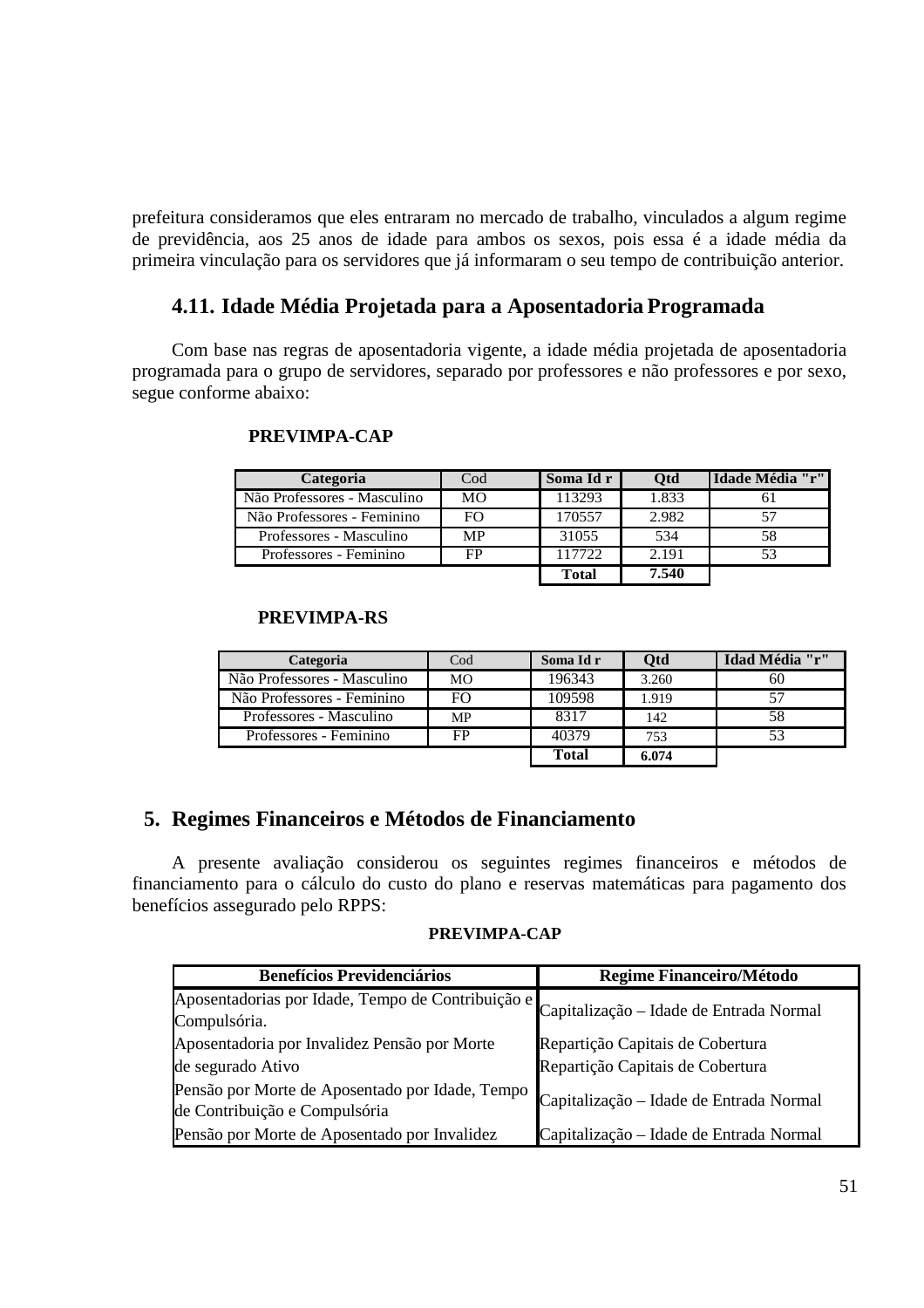prefeitura consideramos que eles entraram no mercado de trabalho, vinculados a algum regime de previdência, aos 25 anos de idade para ambos os sexos, pois essa é a idade média da primeira vinculação para os servidores que já informaram o seu tempo de contribuição anterior.

### 4.11. Idade Média Projetada para a Aposentadoria Programada

Com base nas regras de aposentadoria vigente, a idade média projetada de aposentadoria programada para o grupo de servidores, separado por professores e não professores e por sexo, segue conforme abaixo:

**PREVIMPA-CAP**

| Categoria | Cod | Soma Id r | Qtd | Idade Média "r" |
|---|---|---|---|---|
| Não Professores - Masculino | MO | 113293 | 1.833 | 61 |
| Não Professores - Feminino | FO | 170557 | 2.982 | 57 |
| Professores - Masculino | MP | 31055 | 534 | 58 |
| Professores - Feminino | FP | 117722 | 2.191 | 53 |
| | | **Total** | **7.540** | |

**PREVIMPA-RS**

| Categoria | Cod | Soma Id r | Qtd | Idad Média "r" |
|---|---|---|---|---|
| Não Professores - Masculino | MO | 196343 | 3.260 | 60 |
| Não Professores - Feminino | FO | 109598 | 1.919 | 57 |
| Professores - Masculino | MP | 8317 | 142 | 58 |
| Professores - Feminino | FP | 40379 | 753 | 53 |
| | | **Total** | **6.074** | |

## 5. Regimes Financeiros e Métodos de Financiamento

A presente avaliação considerou os seguintes regimes financeiros e métodos de financiamento para o cálculo do custo do plano e reservas matemáticas para pagamento dos benefícios assegurado pelo RPPS:

**PREVIMPA-CAP**

| Benefícios Previdenciários | Regime Financeiro/Método |
|---|---|
| Aposentadorias por Idade, Tempo de Contribuição e Compulsória. | Capitalização – Idade de Entrada Normal |
| Aposentadoria por Invalidez Pensão por Morte | Repartição Capitais de Cobertura |
| de segurado Ativo | Repartição Capitais de Cobertura |
| Pensão por Morte de Aposentado por Idade, Tempo de Contribuição e Compulsória | Capitalização – Idade de Entrada Normal |
| Pensão por Morte de Aposentado por Invalidez | Capitalização – Idade de Entrada Normal |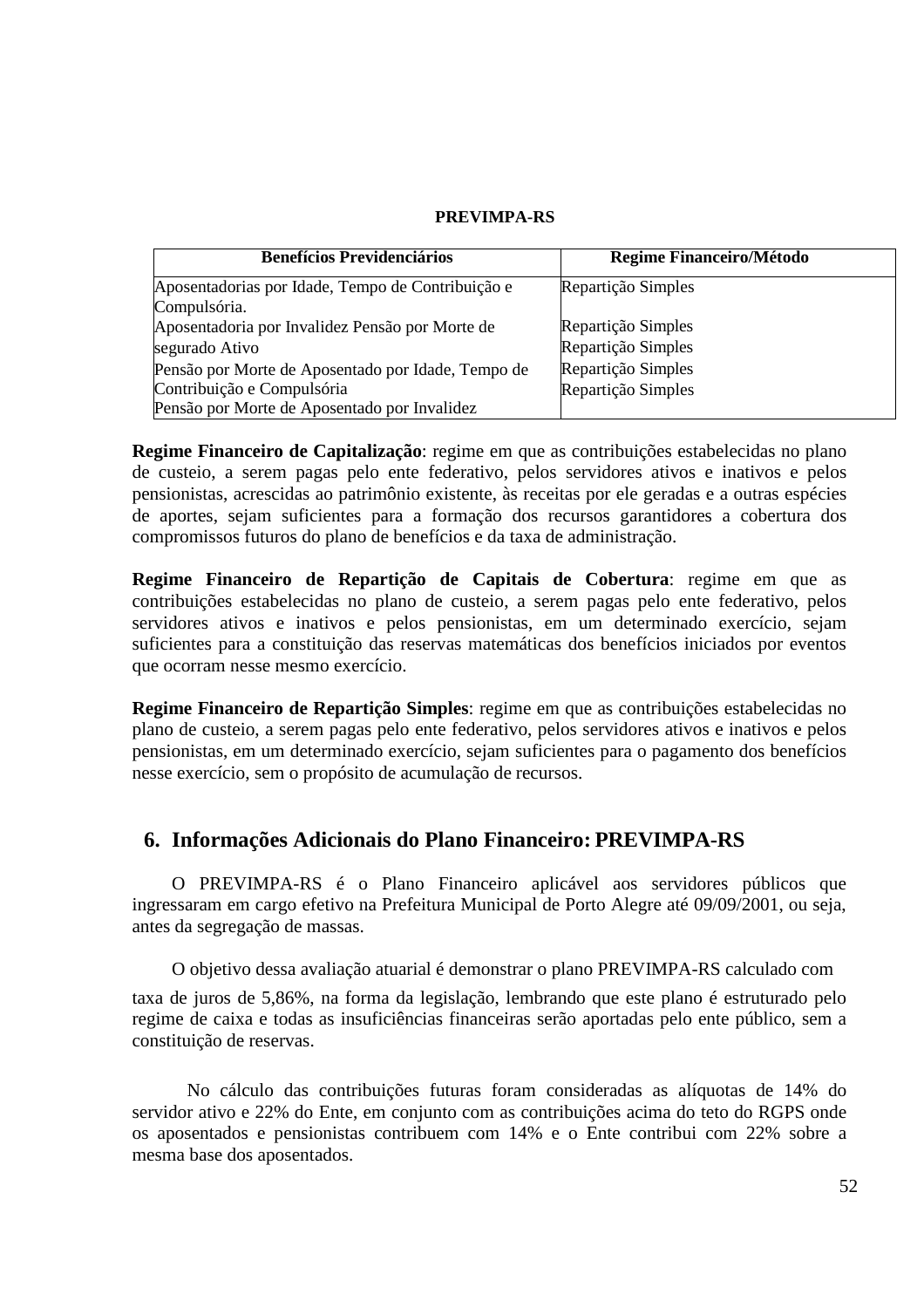**PREVIMPA-RS**

| Benefícios Previdenciários | Regime Financeiro/Método |
|---|---|
| Aposentadorias por Idade, Tempo de Contribuição e Compulsória. | Repartição Simples |
| Aposentadoria por Invalidez Pensão por Morte de | Repartição Simples |
| segurado Ativo | Repartição Simples |
| Pensão por Morte de Aposentado por Idade, Tempo de Contribuição e Compulsória | Repartição Simples |
| Pensão por Morte de Aposentado por Invalidez | Repartição Simples |

**Regime Financeiro de Capitalização**: regime em que as contribuições estabelecidas no plano de custeio, a serem pagas pelo ente federativo, pelos servidores ativos e inativos e pelos pensionistas, acrescidas ao patrimônio existente, às receitas por ele geradas e a outras espécies de aportes, sejam suficientes para a formação dos recursos garantidores a cobertura dos compromissos futuros do plano de benefícios e da taxa de administração.

**Regime Financeiro de Repartição de Capitais de Cobertura**: regime em que as contribuições estabelecidas no plano de custeio, a serem pagas pelo ente federativo, pelos servidores ativos e inativos e pelos pensionistas, em um determinado exercício, sejam suficientes para a constituição das reservas matemáticas dos benefícios iniciados por eventos que ocorram nesse mesmo exercício.

**Regime Financeiro de Repartição Simples**: regime em que as contribuições estabelecidas no plano de custeio, a serem pagas pelo ente federativo, pelos servidores ativos e inativos e pelos pensionistas, em um determinado exercício, sejam suficientes para o pagamento dos benefícios nesse exercício, sem o propósito de acumulação de recursos.

## 6. Informações Adicionais do Plano Financeiro: PREVIMPA-RS

O PREVIMPA-RS é o Plano Financeiro aplicável aos servidores públicos que ingressaram em cargo efetivo na Prefeitura Municipal de Porto Alegre até 09/09/2001, ou seja, antes da segregação de massas.

O objetivo dessa avaliação atuarial é demonstrar o plano PREVIMPA-RS calculado com taxa de juros de 5,86%, na forma da legislação, lembrando que este plano é estruturado pelo regime de caixa e todas as insuficiências financeiras serão aportadas pelo ente público, sem a constituição de reservas.

No cálculo das contribuições futuras foram consideradas as alíquotas de 14% do servidor ativo e 22% do Ente, em conjunto com as contribuições acima do teto do RGPS onde os aposentados e pensionistas contribuem com 14% e o Ente contribui com 22% sobre a mesma base dos aposentados.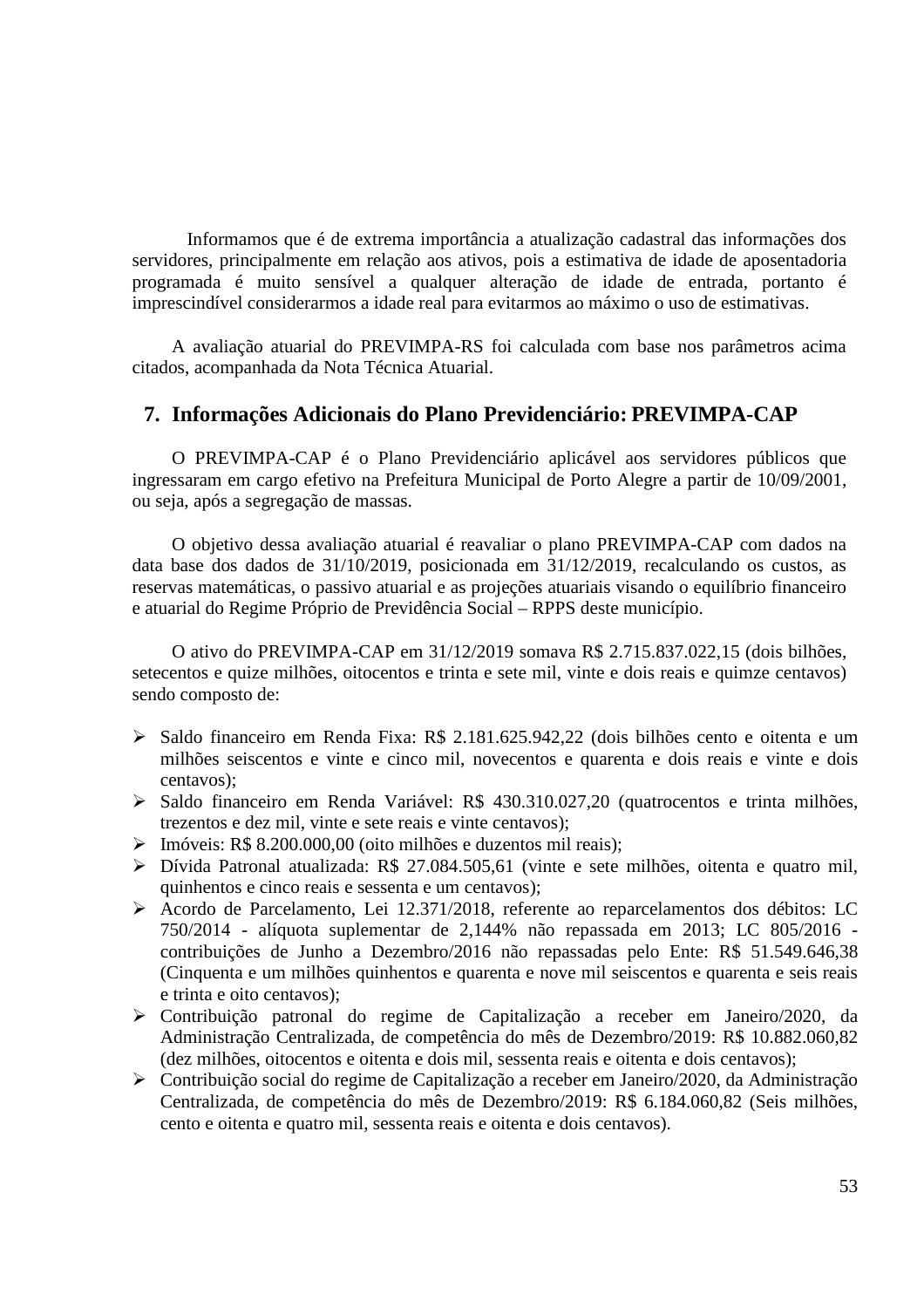Informamos que é de extrema importância a atualização cadastral das informações dos servidores, principalmente em relação aos ativos, pois a estimativa de idade de aposentadoria programada é muito sensível a qualquer alteração de idade de entrada, portanto é imprescindível considerarmos a idade real para evitarmos ao máximo o uso de estimativas.

A avaliação atuarial do PREVIMPA-RS foi calculada com base nos parâmetros acima citados, acompanhada da Nota Técnica Atuarial.

## 7. Informações Adicionais do Plano Previdenciário: PREVIMPA-CAP

O PREVIMPA-CAP é o Plano Previdenciário aplicável aos servidores públicos que ingressaram em cargo efetivo na Prefeitura Municipal de Porto Alegre a partir de 10/09/2001, ou seja, após a segregação de massas.

O objetivo dessa avaliação atuarial é reavaliar o plano PREVIMPA-CAP com dados na data base dos dados de 31/10/2019, posicionada em 31/12/2019, recalculando os custos, as reservas matemáticas, o passivo atuarial e as projeções atuariais visando o equilíbrio financeiro e atuarial do Regime Próprio de Previdência Social – RPPS deste município.

O ativo do PREVIMPA-CAP em 31/12/2019 somava R$ 2.715.837.022,15 (dois bilhões, setecentos e quize milhões, oitocentos e trinta e sete mil, vinte e dois reais e quimze centavos) sendo composto de:

- Saldo financeiro em Renda Fixa: R$ 2.181.625.942,22 (dois bilhões cento e oitenta e um milhões seiscentos e vinte e cinco mil, novecentos e quarenta e dois reais e vinte e dois centavos);
- Saldo financeiro em Renda Variável: R$ 430.310.027,20 (quatrocentos e trinta milhões, trezentos e dez mil, vinte e sete reais e vinte centavos);
- Imóveis: R$ 8.200.000,00 (oito milhões e duzentos mil reais);
- Dívida Patronal atualizada: R$ 27.084.505,61 (vinte e sete milhões, oitenta e quatro mil, quinhentos e cinco reais e sessenta e um centavos);
- Acordo de Parcelamento, Lei 12.371/2018, referente ao reparcelamentos dos débitos: LC 750/2014 - alíquota suplementar de 2,144% não repassada em 2013; LC 805/2016 - contribuições de Junho a Dezembro/2016 não repassadas pelo Ente: R$ 51.549.646,38 (Cinquenta e um milhões quinhentos e quarenta e nove mil seiscentos e quarenta e seis reais e trinta e oito centavos);
- Contribuição patronal do regime de Capitalização a receber em Janeiro/2020, da Administração Centralizada, de competência do mês de Dezembro/2019: R$ 10.882.060,82 (dez milhões, oitocentos e oitenta e dois mil, sessenta reais e oitenta e dois centavos);
- Contribuição social do regime de Capitalização a receber em Janeiro/2020, da Administração Centralizada, de competência do mês de Dezembro/2019: R$ 6.184.060,82 (Seis milhões, cento e oitenta e quatro mil, sessenta reais e oitenta e dois centavos).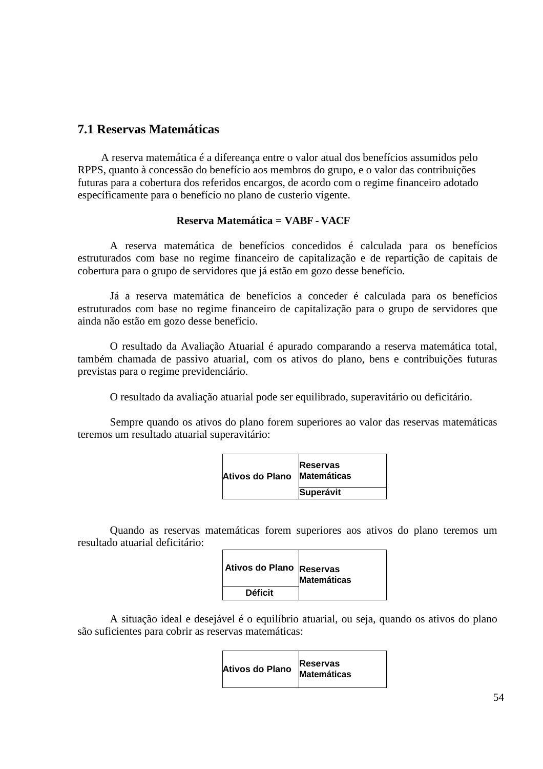## 7.1 Reservas Matemáticas

A reserva matemática é a difereança entre o valor atual dos benefícios assumidos pelo RPPS, quanto à concessão do benefício aos membros do grupo, e o valor das contribuições futuras para a cobertura dos referidos encargos, de acordo com o regime financeiro adotado específicamente para o benefício no plano de custerio vigente.

**Reserva Matemática = VABF - VACF**

A reserva matemática de benefícios concedidos é calculada para os benefícios estruturados com base no regime financeiro de capitalização e de repartição de capitais de cobertura para o grupo de servidores que já estão em gozo desse benefício.

Já a reserva matemática de benefícios a conceder é calculada para os benefícios estruturados com base no regime financeiro de capitalização para o grupo de servidores que ainda não estão em gozo desse benefício.

O resultado da Avaliação Atuarial é apurado comparando a reserva matemática total, também chamada de passivo atuarial, com os ativos do plano, bens e contribuições futuras previstas para o regime previdenciário.

O resultado da avaliação atuarial pode ser equilibrado, superavitário ou deficitário.

Sempre quando os ativos do plano forem superiores ao valor das reservas matemáticas teremos um resultado atuarial superavitário:

| Ativos do Plano | Reservas Matemáticas |
|---|---|
| | Superávit |

Quando as reservas matemáticas forem superiores aos ativos do plano teremos um resultado atuarial deficitário:

| Ativos do Plano | Reservas Matemáticas |
|---|---|
| Déficit | |

A situação ideal e desejável é o equilíbrio atuarial, ou seja, quando os ativos do plano são suficientes para cobrir as reservas matemáticas:

| Ativos do Plano | Reservas Matemáticas |
|---|---|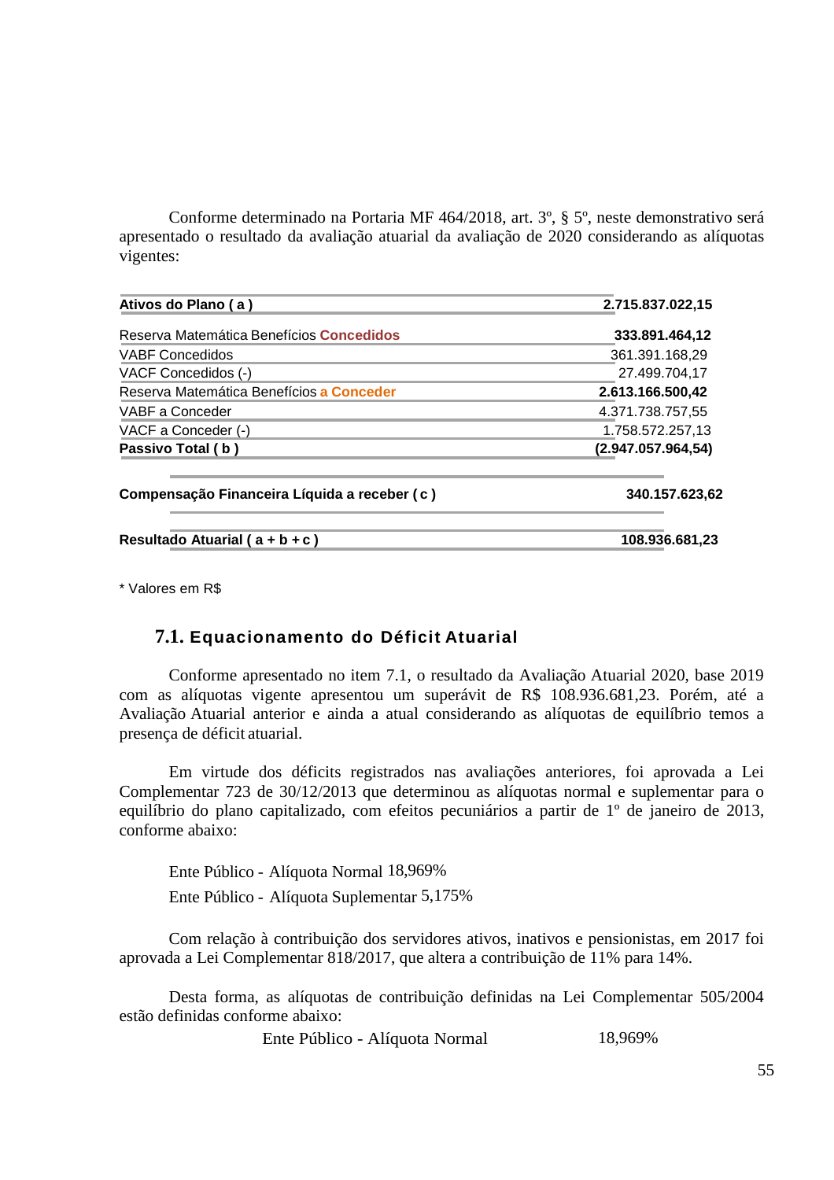Conforme determinado na Portaria MF 464/2018, art. 3º, § 5º, neste demonstrativo será apresentado o resultado da avaliação atuarial da avaliação de 2020 considerando as alíquotas vigentes:

| | |
|---|---|
| **Ativos do Plano ( a )** | **2.715.837.022,15** |
| Reserva Matemática Benefícios **Concedidos** | **333.891.464,12** |
| VABF Concedidos | 361.391.168,29 |
| VACF Concedidos (-) | 27.499.704,17 |
| Reserva Matemática Benefícios **a Conceder** | **2.613.166.500,42** |
| VABF a Conceder | 4.371.738.757,55 |
| VACF a Conceder (-) | 1.758.572.257,13 |
| **Passivo Total ( b )** | **(2.947.057.964,54)** |
| **Compensação Financeira Líquida a receber ( c )** | **340.157.623,62** |
| **Resultado Atuarial ( a + b + c )** | **108.936.681,23** |

\* Valores em R$

## 7.1. Equacionamento do Déficit Atuarial

Conforme apresentado no item 7.1, o resultado da Avaliação Atuarial 2020, base 2019 com as alíquotas vigente apresentou um superávit de R$ 108.936.681,23. Porém, até a Avaliação Atuarial anterior e ainda a atual considerando as alíquotas de equilíbrio temos a presença de déficit atuarial.

Em virtude dos déficits registrados nas avaliações anteriores, foi aprovada a Lei Complementar 723 de 30/12/2013 que determinou as alíquotas normal e suplementar para o equilíbrio do plano capitalizado, com efeitos pecuniários a partir de 1º de janeiro de 2013, conforme abaixo:

Ente Público - Alíquota Normal 18,969%

Ente Público - Alíquota Suplementar 5,175%

Com relação à contribuição dos servidores ativos, inativos e pensionistas, em 2017 foi aprovada a Lei Complementar 818/2017, que altera a contribuição de 11% para 14%.

Desta forma, as alíquotas de contribuição definidas na Lei Complementar 505/2004 estão definidas conforme abaixo:

Ente Público - Alíquota Normal 18,969%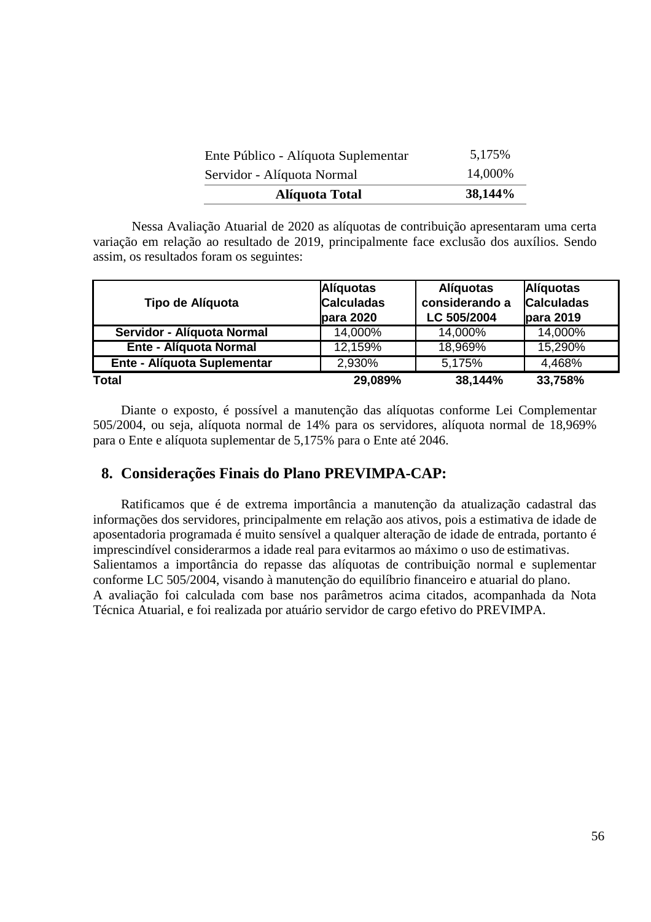| | |
|---|---|
| Ente Público - Alíquota Suplementar | 5,175% |
| Servidor - Alíquota Normal | 14,000% |
| **Alíquota Total** | **38,144%** |

Nessa Avaliação Atuarial de 2020 as alíquotas de contribuição apresentaram uma certa variação em relação ao resultado de 2019, principalmente face exclusão dos auxílios. Sendo assim, os resultados foram os seguintes:

| Tipo de Alíquota | Alíquotas Calculadas para 2020 | Alíquotas considerando a LC 505/2004 | Alíquotas Calculadas para 2019 |
|---|---|---|---|
| **Servidor - Alíquota Normal** | 14,000% | 14,000% | 14,000% |
| **Ente - Alíquota Normal** | 12,159% | 18,969% | 15,290% |
| **Ente - Alíquota Suplementar** | 2,930% | 5,175% | 4,468% |
| **Total** | **29,089%** | **38,144%** | **33,758%** |

Diante o exposto, é possível a manutenção das alíquotas conforme Lei Complementar 505/2004, ou seja, alíquota normal de 14% para os servidores, alíquota normal de 18,969% para o Ente e alíquota suplementar de 5,175% para o Ente até 2046.

## 8. Considerações Finais do Plano PREVIMPA-CAP:

Ratificamos que é de extrema importância a manutenção da atualização cadastral das informações dos servidores, principalmente em relação aos ativos, pois a estimativa de idade de aposentadoria programada é muito sensível a qualquer alteração de idade de entrada, portanto é imprescindível considerarmos a idade real para evitarmos ao máximo o uso de estimativas.
Salientamos a importância do repasse das alíquotas de contribuição normal e suplementar conforme LC 505/2004, visando à manutenção do equilíbrio financeiro e atuarial do plano.
A avaliação foi calculada com base nos parâmetros acima citados, acompanhada da Nota Técnica Atuarial, e foi realizada por atuário servidor de cargo efetivo do PREVIMPA.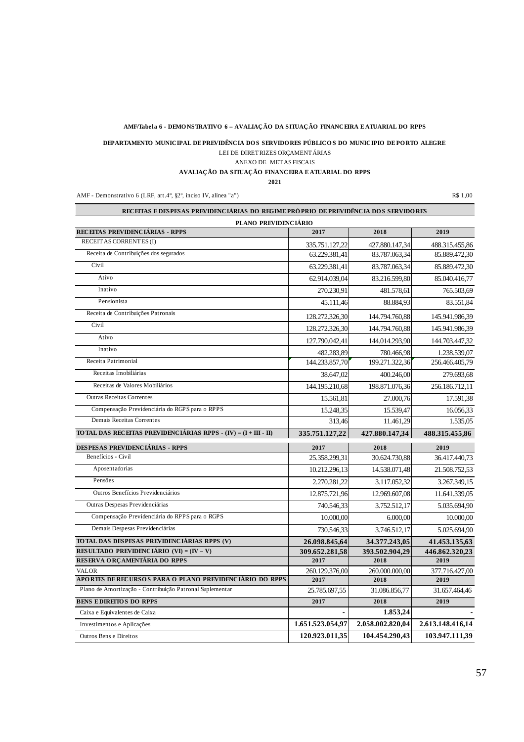**AMF/Tabela 6 - DEMONSTRATIVO 6 – AVALIAÇÃO DA SITUAÇÃO FINANCEIRA E ATUARIAL DO RPPS**

**DEPARTAMENTO MUNICIPAL DE PREVIDÊNCIA DOS SERVIDORES PÚBLICOS DO MUNICIPIO DE PORTO ALEGRE**

LEI DE DIRETRIZES ORÇAMENTÁRIAS

ANEXO DE METAS FISCAIS

**AVALIAÇÃO DA SITUAÇÃO FINANCEIRA E ATUARIAL DO RPPS**

**2021**

AMF - Demonstrativo 6 (LRF, art.4º, §2º, inciso IV, alínea "a") R$ 1,00

| RECEITAS E DESPESAS PREVIDENCIÁRIAS DO REGIME PRÓPRIO DE PREVIDÊNCIA DOS SERVIDORES | | | |
|---|---|---|---|
| **PLANO PREVIDENCIÁRIO** | | | |
| **RECEITAS PREVIDENCIÁRIAS - RPPS** | **2017** | **2018** | **2019** |
| RECEITAS CORRENTES (I) | 335.751.127,22 | 427.880.147,34 | 488.315.455,86 |
| Receita de Contribuições dos segurados | 63.229.381,41 | 83.787.063,34 | 85.889.472,30 |
| Civil | 63.229.381,41 | 83.787.063,34 | 85.889.472,30 |
| Ativo | 62.914.039,04 | 83.216.599,80 | 85.040.416,77 |
| Inativo | 270.230,91 | 481.578,61 | 765.503,69 |
| Pensionista | 45.111,46 | 88.884,93 | 83.551,84 |
| Receita de Contribuições Patronais | 128.272.326,30 | 144.794.760,88 | 145.941.986,39 |
| Civil | 128.272.326,30 | 144.794.760,88 | 145.941.986,39 |
| Ativo | 127.790.042,41 | 144.014.293,90 | 144.703.447,32 |
| Inativo | 482.283,89 | 780.466,98 | 1.238.539,07 |
| Receita Patrimonial | 144.233.857,70 | 199.271.322,36 | 256.466.405,79 |
| Receitas Imobiliárias | 38.647,02 | 400.246,00 | 279.693,68 |
| Receitas de Valores Mobiliários | 144.195.210,68 | 198.871.076,36 | 256.186.712,11 |
| Outras Receitas Correntes | 15.561,81 | 27.000,76 | 17.591,38 |
| Compensação Previdenciária do RGPS para o RPPS | 15.248,35 | 15.539,47 | 16.056,33 |
| Demais Receitas Correntes | 313,46 | 11.461,29 | 1.535,05 |
| **TOTAL DAS RECEITAS PREVIDENCIÁRIAS RPPS - (IV) = (I + III - II)** | **335.751.127,22** | **427.880.147,34** | **488.315.455,86** |
| **DESPESAS PREVIDENCIÁRIAS - RPPS** | **2017** | **2018** | **2019** |
| Benefícios - Civil | 25.358.299,31 | 30.624.730,88 | 36.417.440,73 |
| Aposentadorias | 10.212.296,13 | 14.538.071,48 | 21.508.752,53 |
| Pensões | 2.270.281,22 | 3.117.052,32 | 3.267.349,15 |
| Outros Benefícios Previdenciários | 12.875.721,96 | 12.969.607,08 | 11.641.339,05 |
| Outras Despesas Previdenciárias | 740.546,33 | 3.752.512,17 | 5.035.694,90 |
| Compensação Previdenciária do RPPS para o RGPS | 10.000,00 | 6.000,00 | 10.000,00 |
| Demais Despesas Previdenciárias | 730.546,33 | 3.746.512,17 | 5.025.694,90 |
| **TOTAL DAS DESPESAS PREVIDENCIÁRIAS RPPS (V)** | **26.098.845,64** | **34.377.243,05** | **41.453.135,63** |
| **RESULTADO PREVIDENCIÁRIO (VI) = (IV – V)** | **309.652.281,58** | **393.502.904,29** | **446.862.320,23** |
| **RESERVA ORÇAMENTÁRIA DO RPPS** | **2017** | **2018** | **2019** |
| VALOR | 260.129.376,00 | 260.000.000,00 | 377.716.427,00 |
| **APORTES DE RECURSOS PARA O PLANO PREVIDENCIÁRIO DO RPPS** | **2017** | **2018** | **2019** |
| Plano de Amortização - Contribuição Patronal Suplementar | 25.785.697,55 | 31.086.856,77 | 31.657.464,46 |
| **BENS E DIREITOS DO RPPS** | **2017** | **2018** | **2019** |
| Caixa e Equivalentes de Caixa | - | **1.853,24** | - |
| Investimentos e Aplicações | **1.651.523.054,97** | **2.058.002.820,04** | **2.613.148.416,14** |
| Outros Bens e Direitos | **120.923.011,35** | **104.454.290,43** | **103.947.111,39** |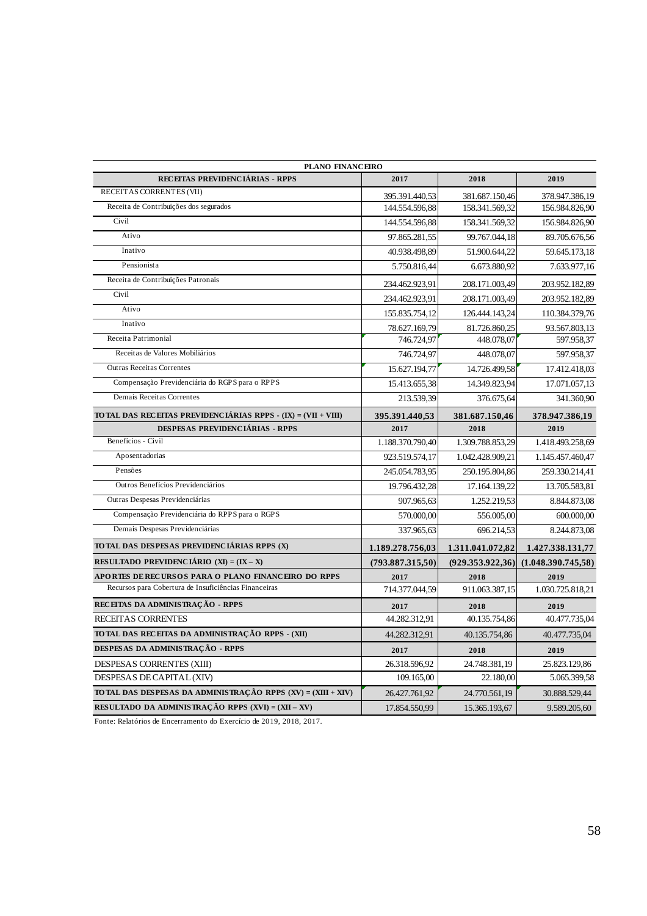| PLANO FINANCEIRO | | | |
|---|---|---|---|
| **RECEITAS PREVIDENCIÁRIAS - RPPS** | **2017** | **2018** | **2019** |
| RECEITAS CORRENTES (VII) | 395.391.440,53 | 381.687.150,46 | 378.947.386,19 |
| Receita de Contribuições dos segurados | 144.554.596,88 | 158.341.569,32 | 156.984.826,90 |
| Civil | 144.554.596,88 | 158.341.569,32 | 156.984.826,90 |
| Ativo | 97.865.281,55 | 99.767.044,18 | 89.705.676,56 |
| Inativo | 40.938.498,89 | 51.900.644,22 | 59.645.173,18 |
| Pensionista | 5.750.816,44 | 6.673.880,92 | 7.633.977,16 |
| Receita de Contribuições Patronais | 234.462.923,91 | 208.171.003,49 | 203.952.182,89 |
| Civil | 234.462.923,91 | 208.171.003,49 | 203.952.182,89 |
| Ativo | 155.835.754,12 | 126.444.143,24 | 110.384.379,76 |
| Inativo | 78.627.169,79 | 81.726.860,25 | 93.567.803,13 |
| Receita Patrimonial | 746.724,97 | 448.078,07 | 597.958,37 |
| Receitas de Valores Mobiliários | 746.724,97 | 448.078,07 | 597.958,37 |
| Outras Receitas Correntes | 15.627.194,77 | 14.726.499,58 | 17.412.418,03 |
| Compensação Previdenciária do RGPS para o RPPS | 15.413.655,38 | 14.349.823,94 | 17.071.057,13 |
| Demais Receitas Correntes | 213.539,39 | 376.675,64 | 341.360,90 |
| **TOTAL DAS RECEITAS PREVIDENCIÁRIAS RPPS - (IX) = (VII + VIII)** | **395.391.440,53** | **381.687.150,46** | **378.947.386,19** |
| **DESPESAS PREVIDENCIÁRIAS - RPPS** | **2017** | **2018** | **2019** |
| Benefícios - Civil | 1.188.370.790,40 | 1.309.788.853,29 | 1.418.493.258,69 |
| Aposentadorias | 923.519.574,17 | 1.042.428.909,21 | 1.145.457.460,47 |
| Pensões | 245.054.783,95 | 250.195.804,86 | 259.330.214,41 |
| Outros Benefícios Previdenciários | 19.796.432,28 | 17.164.139,22 | 13.705.583,81 |
| Outras Despesas Previdenciárias | 907.965,63 | 1.252.219,53 | 8.844.873,08 |
| Compensação Previdenciária do RPPS para o RGPS | 570.000,00 | 556.005,00 | 600.000,00 |
| Demais Despesas Previdenciárias | 337.965,63 | 696.214,53 | 8.244.873,08 |
| **TOTAL DAS DESPESAS PREVIDENCIÁRIAS RPPS (X)** | **1.189.278.756,03** | **1.311.041.072,82** | **1.427.338.131,77** |
| **RESULTADO PREVIDENCIÁRIO (XI) = (IX – X)** | **(793.887.315,50)** | **(929.353.922,36)** | **(1.048.390.745,58)** |
| **APORTES DE RECURSOS PARA O PLANO FINANCEIRO DO RPPS** | **2017** | **2018** | **2019** |
| Recursos para Cobertura de Insuficiências Financeiras | 714.377.044,59 | 911.063.387,15 | 1.030.725.818,21 |
| **RECEITAS DA ADMINISTRAÇÃO - RPPS** | **2017** | **2018** | **2019** |
| RECEITAS CORRENTES | 44.282.312,91 | 40.135.754,86 | 40.477.735,04 |
| **TOTAL DAS RECEITAS DA ADMINISTRAÇÃO RPPS - (XII)** | 44.282.312,91 | 40.135.754,86 | 40.477.735,04 |
| **DESPESAS DA ADMINISTRAÇÃO - RPPS** | **2017** | **2018** | **2019** |
| DESPESAS CORRENTES (XIII) | 26.318.596,92 | 24.748.381,19 | 25.823.129,86 |
| DESPESAS DE CAPITAL (XIV) | 109.165,00 | 22.180,00 | 5.065.399,58 |
| **TOTAL DAS DESPESAS DA ADMINISTRAÇÃO RPPS (XV) = (XIII + XIV)** | 26.427.761,92 | 24.770.561,19 | 30.888.529,44 |
| **RESULTADO DA ADMINISTRAÇÃO RPPS (XVI) = (XII – XV)** | 17.854.550,99 | 15.365.193,67 | 9.589.205,60 |

Fonte: Relatórios de Encerramento do Exercício de 2019, 2018, 2017.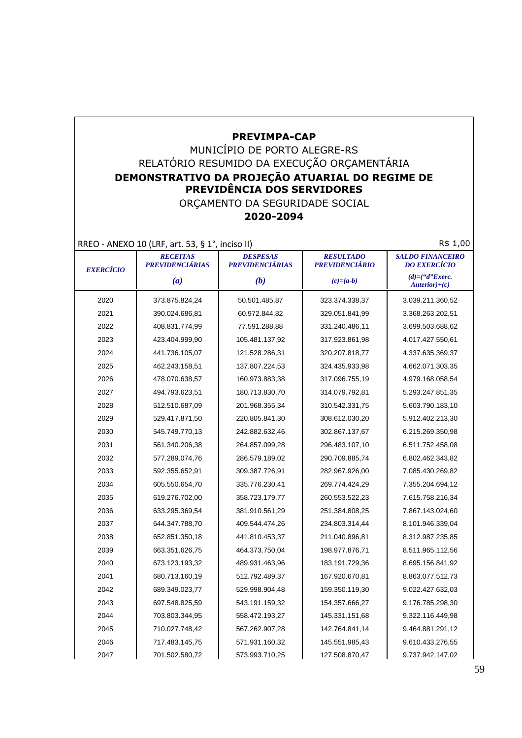**PREVIMPA-CAP**

MUNICÍPIO DE PORTO ALEGRE-RS

RELATÓRIO RESUMIDO DA EXECUÇÃO ORÇAMENTÁRIA

**DEMONSTRATIVO DA PROJEÇÃO ATUARIAL DO REGIME DE PREVIDÊNCIA DOS SERVIDORES**

ORÇAMENTO DA SEGURIDADE SOCIAL

**2020-2094**

RREO - ANEXO 10 (LRF, art. 53, § 1°, inciso II) R$ 1,00

| *EXERCÍCIO* | *RECEITAS PREVIDENCIÁRIAS* | *DESPESAS PREVIDENCIÁRIAS* | *RESULTADO PREVIDENCIÁRIO* | *SALDO FINANCEIRO DO EXERCÍCIO* |
|---|---|---|---|---|
| | *(a)* | *(b)* | *(c)=(a-b)* | *(d)=("d"Exerc. Anterior)+(c)* |
| 2020 | 373.875.824,24 | 50.501.485,87 | 323.374.338,37 | 3.039.211.360,52 |
| 2021 | 390.024.686,81 | 60.972.844,82 | 329.051.841,99 | 3.368.263.202,51 |
| 2022 | 408.831.774,99 | 77.591.288,88 | 331.240.486,11 | 3.699.503.688,62 |
| 2023 | 423.404.999,90 | 105.481.137,92 | 317.923.861,98 | 4.017.427.550,61 |
| 2024 | 441.736.105,07 | 121.528.286,31 | 320.207.818,77 | 4.337.635.369,37 |
| 2025 | 462.243.158,51 | 137.807.224,53 | 324.435.933,98 | 4.662.071.303,35 |
| 2026 | 478.070.638,57 | 160.973.883,38 | 317.096.755,19 | 4.979.168.058,54 |
| 2027 | 494.793.623,51 | 180.713.830,70 | 314.079.792,81 | 5.293.247.851,35 |
| 2028 | 512.510.687,09 | 201.968.355,34 | 310.542.331,75 | 5.603.790.183,10 |
| 2029 | 529.417.871,50 | 220.805.841,30 | 308.612.030,20 | 5.912.402.213,30 |
| 2030 | 545.749.770,13 | 242.882.632,46 | 302.867.137,67 | 6.215.269.350,98 |
| 2031 | 561.340.206,38 | 264.857.099,28 | 296.483.107,10 | 6.511.752.458,08 |
| 2032 | 577.289.074,76 | 286.579.189,02 | 290.709.885,74 | 6.802.462.343,82 |
| 2033 | 592.355.652,91 | 309.387.726,91 | 282.967.926,00 | 7.085.430.269,82 |
| 2034 | 605.550.654,70 | 335.776.230,41 | 269.774.424,29 | 7.355.204.694,12 |
| 2035 | 619.276.702,00 | 358.723.179,77 | 260.553.522,23 | 7.615.758.216,34 |
| 2036 | 633.295.369,54 | 381.910.561,29 | 251.384.808,25 | 7.867.143.024,60 |
| 2037 | 644.347.788,70 | 409.544.474,26 | 234.803.314,44 | 8.101.946.339,04 |
| 2038 | 652.851.350,18 | 441.810.453,37 | 211.040.896,81 | 8.312.987.235,85 |
| 2039 | 663.351.626,75 | 464.373.750,04 | 198.977.876,71 | 8.511.965.112,56 |
| 2040 | 673.123.193,32 | 489.931.463,96 | 183.191.729,36 | 8.695.156.841,92 |
| 2041 | 680.713.160,19 | 512.792.489,37 | 167.920.670,81 | 8.863.077.512,73 |
| 2042 | 689.349.023,77 | 529.998.904,48 | 159.350.119,30 | 9.022.427.632,03 |
| 2043 | 697.548.825,59 | 543.191.159,32 | 154.357.666,27 | 9.176.785.298,30 |
| 2044 | 703.803.344,95 | 558.472.193,27 | 145.331.151,68 | 9.322.116.449,98 |
| 2045 | 710.027.748,42 | 567.262.907,28 | 142.764.841,14 | 9.464.881.291,12 |
| 2046 | 717.483.145,75 | 571.931.160,32 | 145.551.985,43 | 9.610.433.276,55 |
| 2047 | 701.502.580,72 | 573.993.710,25 | 127.508.870,47 | 9.737.942.147,02 |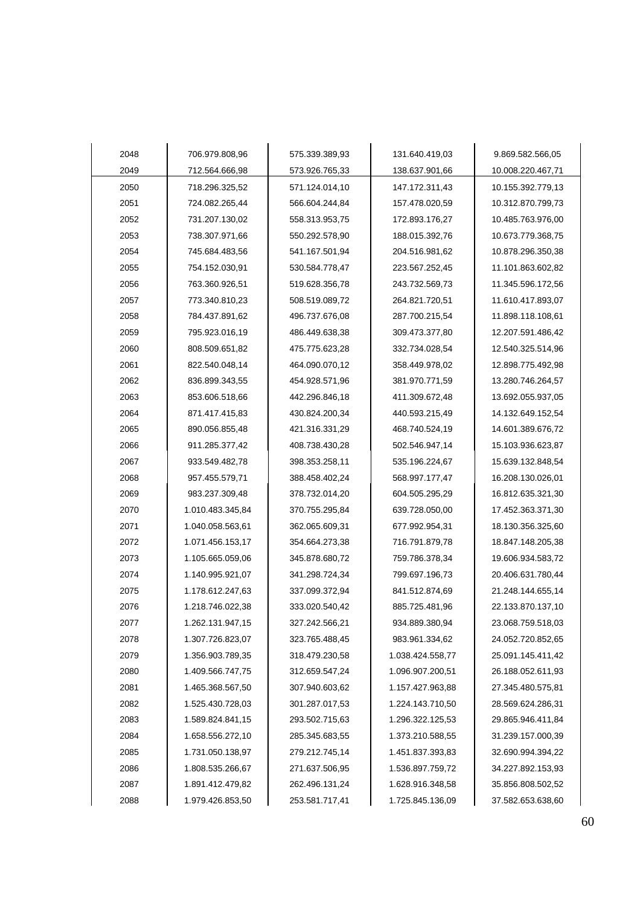|  |  |  |  |  |
|---|---|---|---|---|
| 2048 | 706.979.808,96 | 575.339.389,93 | 131.640.419,03 | 9.869.582.566,05 |
| 2049 | 712.564.666,98 | 573.926.765,33 | 138.637.901,66 | 10.008.220.467,71 |
| 2050 | 718.296.325,52 | 571.124.014,10 | 147.172.311,43 | 10.155.392.779,13 |
| 2051 | 724.082.265,44 | 566.604.244,84 | 157.478.020,59 | 10.312.870.799,73 |
| 2052 | 731.207.130,02 | 558.313.953,75 | 172.893.176,27 | 10.485.763.976,00 |
| 2053 | 738.307.971,66 | 550.292.578,90 | 188.015.392,76 | 10.673.779.368,75 |
| 2054 | 745.684.483,56 | 541.167.501,94 | 204.516.981,62 | 10.878.296.350,38 |
| 2055 | 754.152.030,91 | 530.584.778,47 | 223.567.252,45 | 11.101.863.602,82 |
| 2056 | 763.360.926,51 | 519.628.356,78 | 243.732.569,73 | 11.345.596.172,56 |
| 2057 | 773.340.810,23 | 508.519.089,72 | 264.821.720,51 | 11.610.417.893,07 |
| 2058 | 784.437.891,62 | 496.737.676,08 | 287.700.215,54 | 11.898.118.108,61 |
| 2059 | 795.923.016,19 | 486.449.638,38 | 309.473.377,80 | 12.207.591.486,42 |
| 2060 | 808.509.651,82 | 475.775.623,28 | 332.734.028,54 | 12.540.325.514,96 |
| 2061 | 822.540.048,14 | 464.090.070,12 | 358.449.978,02 | 12.898.775.492,98 |
| 2062 | 836.899.343,55 | 454.928.571,96 | 381.970.771,59 | 13.280.746.264,57 |
| 2063 | 853.606.518,66 | 442.296.846,18 | 411.309.672,48 | 13.692.055.937,05 |
| 2064 | 871.417.415,83 | 430.824.200,34 | 440.593.215,49 | 14.132.649.152,54 |
| 2065 | 890.056.855,48 | 421.316.331,29 | 468.740.524,19 | 14.601.389.676,72 |
| 2066 | 911.285.377,42 | 408.738.430,28 | 502.546.947,14 | 15.103.936.623,87 |
| 2067 | 933.549.482,78 | 398.353.258,11 | 535.196.224,67 | 15.639.132.848,54 |
| 2068 | 957.455.579,71 | 388.458.402,24 | 568.997.177,47 | 16.208.130.026,01 |
| 2069 | 983.237.309,48 | 378.732.014,20 | 604.505.295,29 | 16.812.635.321,30 |
| 2070 | 1.010.483.345,84 | 370.755.295,84 | 639.728.050,00 | 17.452.363.371,30 |
| 2071 | 1.040.058.563,61 | 362.065.609,31 | 677.992.954,31 | 18.130.356.325,60 |
| 2072 | 1.071.456.153,17 | 354.664.273,38 | 716.791.879,78 | 18.847.148.205,38 |
| 2073 | 1.105.665.059,06 | 345.878.680,72 | 759.786.378,34 | 19.606.934.583,72 |
| 2074 | 1.140.995.921,07 | 341.298.724,34 | 799.697.196,73 | 20.406.631.780,44 |
| 2075 | 1.178.612.247,63 | 337.099.372,94 | 841.512.874,69 | 21.248.144.655,14 |
| 2076 | 1.218.746.022,38 | 333.020.540,42 | 885.725.481,96 | 22.133.870.137,10 |
| 2077 | 1.262.131.947,15 | 327.242.566,21 | 934.889.380,94 | 23.068.759.518,03 |
| 2078 | 1.307.726.823,07 | 323.765.488,45 | 983.961.334,62 | 24.052.720.852,65 |
| 2079 | 1.356.903.789,35 | 318.479.230,58 | 1.038.424.558,77 | 25.091.145.411,42 |
| 2080 | 1.409.566.747,75 | 312.659.547,24 | 1.096.907.200,51 | 26.188.052.611,93 |
| 2081 | 1.465.368.567,50 | 307.940.603,62 | 1.157.427.963,88 | 27.345.480.575,81 |
| 2082 | 1.525.430.728,03 | 301.287.017,53 | 1.224.143.710,50 | 28.569.624.286,31 |
| 2083 | 1.589.824.841,15 | 293.502.715,63 | 1.296.322.125,53 | 29.865.946.411,84 |
| 2084 | 1.658.556.272,10 | 285.345.683,55 | 1.373.210.588,55 | 31.239.157.000,39 |
| 2085 | 1.731.050.138,97 | 279.212.745,14 | 1.451.837.393,83 | 32.690.994.394,22 |
| 2086 | 1.808.535.266,67 | 271.637.506,95 | 1.536.897.759,72 | 34.227.892.153,93 |
| 2087 | 1.891.412.479,82 | 262.496.131,24 | 1.628.916.348,58 | 35.856.808.502,52 |
| 2088 | 1.979.426.853,50 | 253.581.717,41 | 1.725.845.136,09 | 37.582.653.638,60 |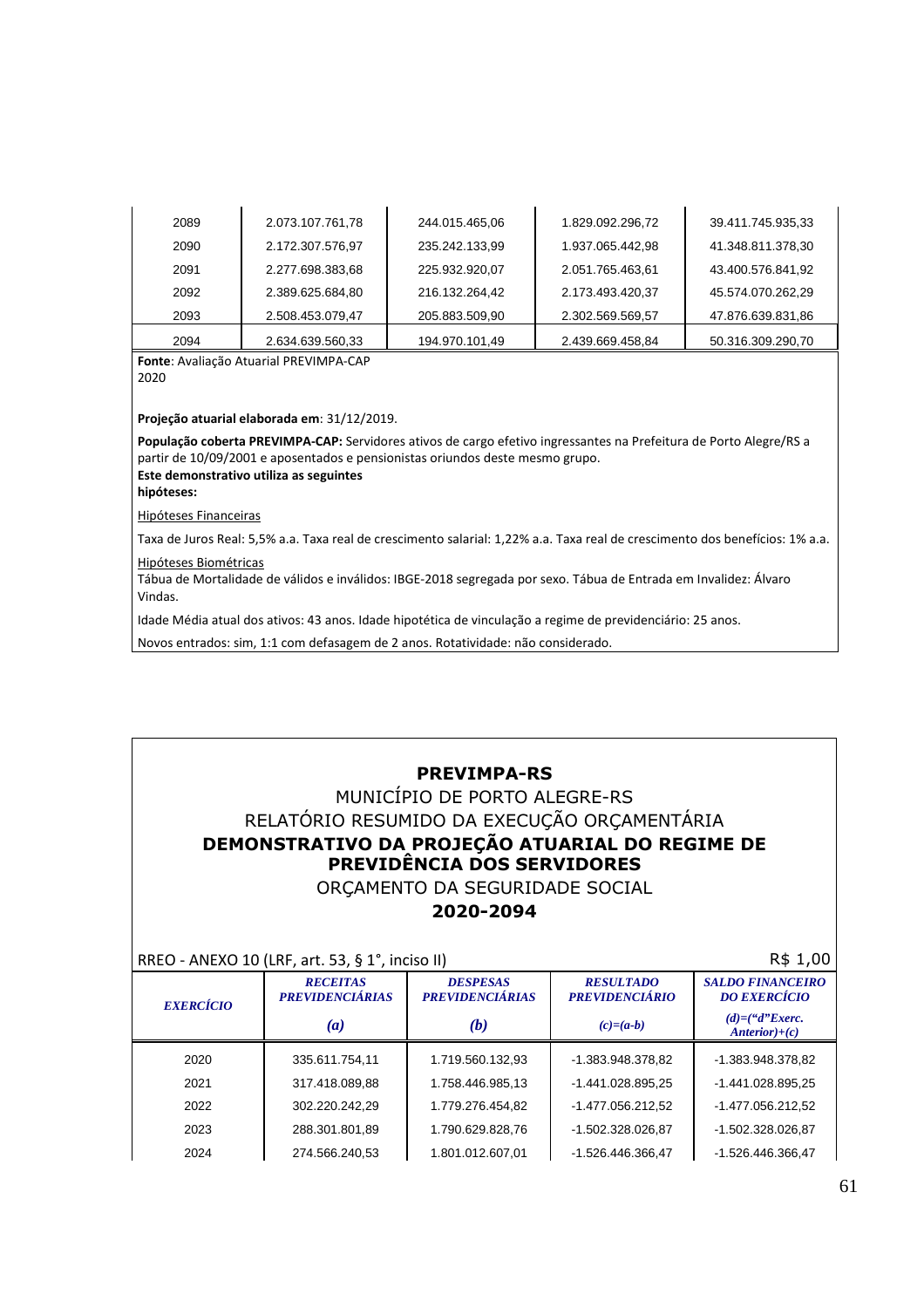| | | | | |
|---|---|---|---|---|
| 2089 | 2.073.107.761,78 | 244.015.465,06 | 1.829.092.296,72 | 39.411.745.935,33 |
| 2090 | 2.172.307.576,97 | 235.242.133,99 | 1.937.065.442,98 | 41.348.811.378,30 |
| 2091 | 2.277.698.383,68 | 225.932.920,07 | 2.051.765.463,61 | 43.400.576.841,92 |
| 2092 | 2.389.625.684,80 | 216.132.264,42 | 2.173.493.420,37 | 45.574.070.262,29 |
| 2093 | 2.508.453.079,47 | 205.883.509,90 | 2.302.569.569,57 | 47.876.639.831,86 |
| 2094 | 2.634.639.560,33 | 194.970.101,49 | 2.439.669.458,84 | 50.316.309.290,70 |

**Fonte**: Avaliação Atuarial PREVIMPA-CAP 2020

**Projeção atuarial elaborada em**: 31/12/2019.

**População coberta PREVIMPA-CAP:** Servidores ativos de cargo efetivo ingressantes na Prefeitura de Porto Alegre/RS a partir de 10/09/2001 e aposentados e pensionistas oriundos deste mesmo grupo.

**Este demonstrativo utiliza as seguintes hipóteses:**

Hipóteses Financeiras

Taxa de Juros Real: 5,5% a.a. Taxa real de crescimento salarial: 1,22% a.a. Taxa real de crescimento dos benefícios: 1% a.a.

Hipóteses Biométricas

Tábua de Mortalidade de válidos e inválidos: IBGE-2018 segregada por sexo. Tábua de Entrada em Invalidez: Álvaro Vindas.

Idade Média atual dos ativos: 43 anos. Idade hipotética de vinculação a regime de previdenciário: 25 anos.

Novos entrados: sim, 1:1 com defasagem de 2 anos. Rotatividade: não considerado.

**PREVIMPA-RS**

MUNICÍPIO DE PORTO ALEGRE-RS

RELATÓRIO RESUMIDO DA EXECUÇÃO ORÇAMENTÁRIA

**DEMONSTRATIVO DA PROJEÇÃO ATUARIAL DO REGIME DE PREVIDÊNCIA DOS SERVIDORES**

ORÇAMENTO DA SEGURIDADE SOCIAL

**2020-2094**

RREO - ANEXO 10 (LRF, art. 53, § 1°, inciso II) R$ 1,00

| *EXERCÍCIO* | *RECEITAS PREVIDENCIÁRIAS* (a) | *DESPESAS PREVIDENCIÁRIAS* (b) | *RESULTADO PREVIDENCIÁRIO* (c)=(a-b) | *SALDO FINANCEIRO DO EXERCÍCIO* (d)=("d"Exerc. Anterior)+(c) |
|---|---|---|---|---|
| 2020 | 335.611.754,11 | 1.719.560.132,93 | -1.383.948.378,82 | -1.383.948.378,82 |
| 2021 | 317.418.089,88 | 1.758.446.985,13 | -1.441.028.895,25 | -1.441.028.895,25 |
| 2022 | 302.220.242,29 | 1.779.276.454,82 | -1.477.056.212,52 | -1.477.056.212,52 |
| 2023 | 288.301.801,89 | 1.790.629.828,76 | -1.502.328.026,87 | -1.502.328.026,87 |
| 2024 | 274.566.240,53 | 1.801.012.607,01 | -1.526.446.366,47 | -1.526.446.366,47 |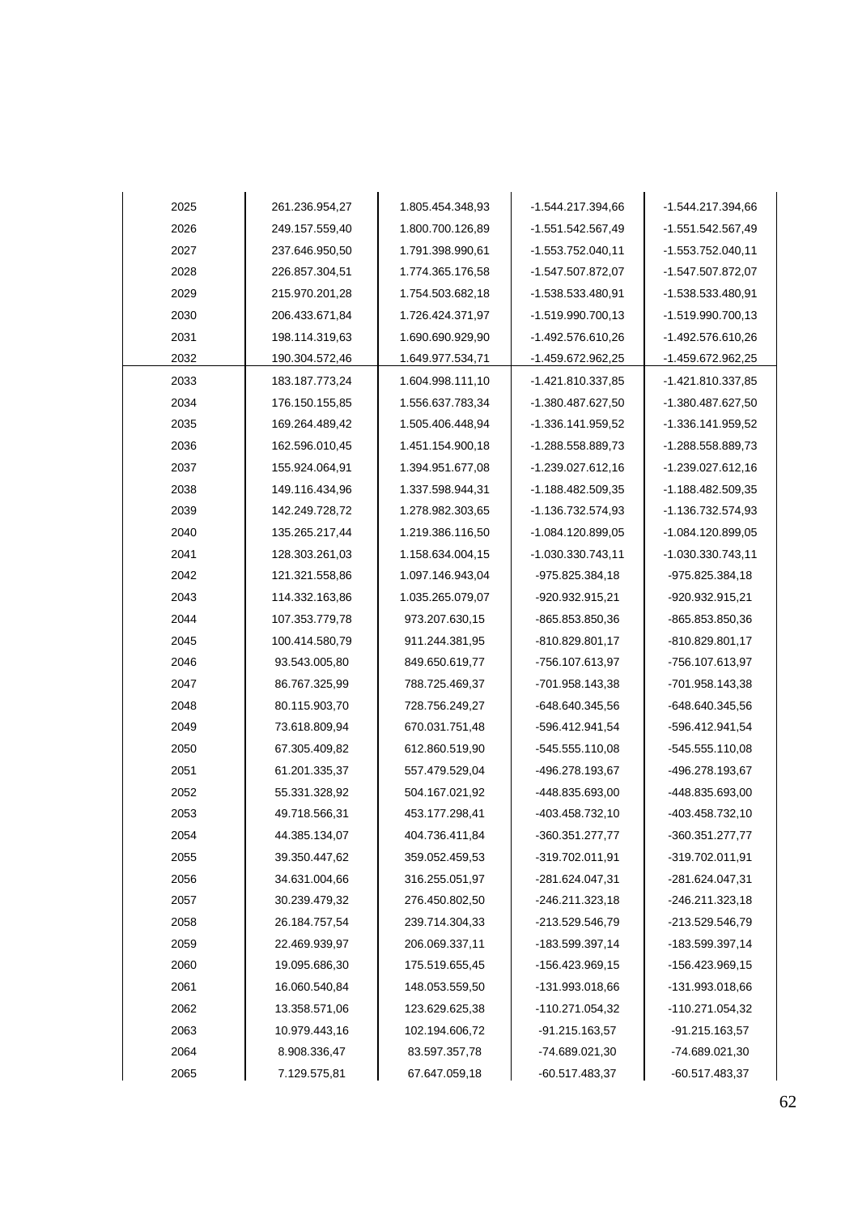| | | | | |
|---|---|---|---|---|
| 2025 | 261.236.954,27 | 1.805.454.348,93 | -1.544.217.394,66 | -1.544.217.394,66 |
| 2026 | 249.157.559,40 | 1.800.700.126,89 | -1.551.542.567,49 | -1.551.542.567,49 |
| 2027 | 237.646.950,50 | 1.791.398.990,61 | -1.553.752.040,11 | -1.553.752.040,11 |
| 2028 | 226.857.304,51 | 1.774.365.176,58 | -1.547.507.872,07 | -1.547.507.872,07 |
| 2029 | 215.970.201,28 | 1.754.503.682,18 | -1.538.533.480,91 | -1.538.533.480,91 |
| 2030 | 206.433.671,84 | 1.726.424.371,97 | -1.519.990.700,13 | -1.519.990.700,13 |
| 2031 | 198.114.319,63 | 1.690.690.929,90 | -1.492.576.610,26 | -1.492.576.610,26 |
| 2032 | 190.304.572,46 | 1.649.977.534,71 | -1.459.672.962,25 | -1.459.672.962,25 |
| 2033 | 183.187.773,24 | 1.604.998.111,10 | -1.421.810.337,85 | -1.421.810.337,85 |
| 2034 | 176.150.155,85 | 1.556.637.783,34 | -1.380.487.627,50 | -1.380.487.627,50 |
| 2035 | 169.264.489,42 | 1.505.406.448,94 | -1.336.141.959,52 | -1.336.141.959,52 |
| 2036 | 162.596.010,45 | 1.451.154.900,18 | -1.288.558.889,73 | -1.288.558.889,73 |
| 2037 | 155.924.064,91 | 1.394.951.677,08 | -1.239.027.612,16 | -1.239.027.612,16 |
| 2038 | 149.116.434,96 | 1.337.598.944,31 | -1.188.482.509,35 | -1.188.482.509,35 |
| 2039 | 142.249.728,72 | 1.278.982.303,65 | -1.136.732.574,93 | -1.136.732.574,93 |
| 2040 | 135.265.217,44 | 1.219.386.116,50 | -1.084.120.899,05 | -1.084.120.899,05 |
| 2041 | 128.303.261,03 | 1.158.634.004,15 | -1.030.330.743,11 | -1.030.330.743,11 |
| 2042 | 121.321.558,86 | 1.097.146.943,04 | -975.825.384,18 | -975.825.384,18 |
| 2043 | 114.332.163,86 | 1.035.265.079,07 | -920.932.915,21 | -920.932.915,21 |
| 2044 | 107.353.779,78 | 973.207.630,15 | -865.853.850,36 | -865.853.850,36 |
| 2045 | 100.414.580,79 | 911.244.381,95 | -810.829.801,17 | -810.829.801,17 |
| 2046 | 93.543.005,80 | 849.650.619,77 | -756.107.613,97 | -756.107.613,97 |
| 2047 | 86.767.325,99 | 788.725.469,37 | -701.958.143,38 | -701.958.143,38 |
| 2048 | 80.115.903,70 | 728.756.249,27 | -648.640.345,56 | -648.640.345,56 |
| 2049 | 73.618.809,94 | 670.031.751,48 | -596.412.941,54 | -596.412.941,54 |
| 2050 | 67.305.409,82 | 612.860.519,90 | -545.555.110,08 | -545.555.110,08 |
| 2051 | 61.201.335,37 | 557.479.529,04 | -496.278.193,67 | -496.278.193,67 |
| 2052 | 55.331.328,92 | 504.167.021,92 | -448.835.693,00 | -448.835.693,00 |
| 2053 | 49.718.566,31 | 453.177.298,41 | -403.458.732,10 | -403.458.732,10 |
| 2054 | 44.385.134,07 | 404.736.411,84 | -360.351.277,77 | -360.351.277,77 |
| 2055 | 39.350.447,62 | 359.052.459,53 | -319.702.011,91 | -319.702.011,91 |
| 2056 | 34.631.004,66 | 316.255.051,97 | -281.624.047,31 | -281.624.047,31 |
| 2057 | 30.239.479,32 | 276.450.802,50 | -246.211.323,18 | -246.211.323,18 |
| 2058 | 26.184.757,54 | 239.714.304,33 | -213.529.546,79 | -213.529.546,79 |
| 2059 | 22.469.939,97 | 206.069.337,11 | -183.599.397,14 | -183.599.397,14 |
| 2060 | 19.095.686,30 | 175.519.655,45 | -156.423.969,15 | -156.423.969,15 |
| 2061 | 16.060.540,84 | 148.053.559,50 | -131.993.018,66 | -131.993.018,66 |
| 2062 | 13.358.571,06 | 123.629.625,38 | -110.271.054,32 | -110.271.054,32 |
| 2063 | 10.979.443,16 | 102.194.606,72 | -91.215.163,57 | -91.215.163,57 |
| 2064 | 8.908.336,47 | 83.597.357,78 | -74.689.021,30 | -74.689.021,30 |
| 2065 | 7.129.575,81 | 67.647.059,18 | -60.517.483,37 | -60.517.483,37 |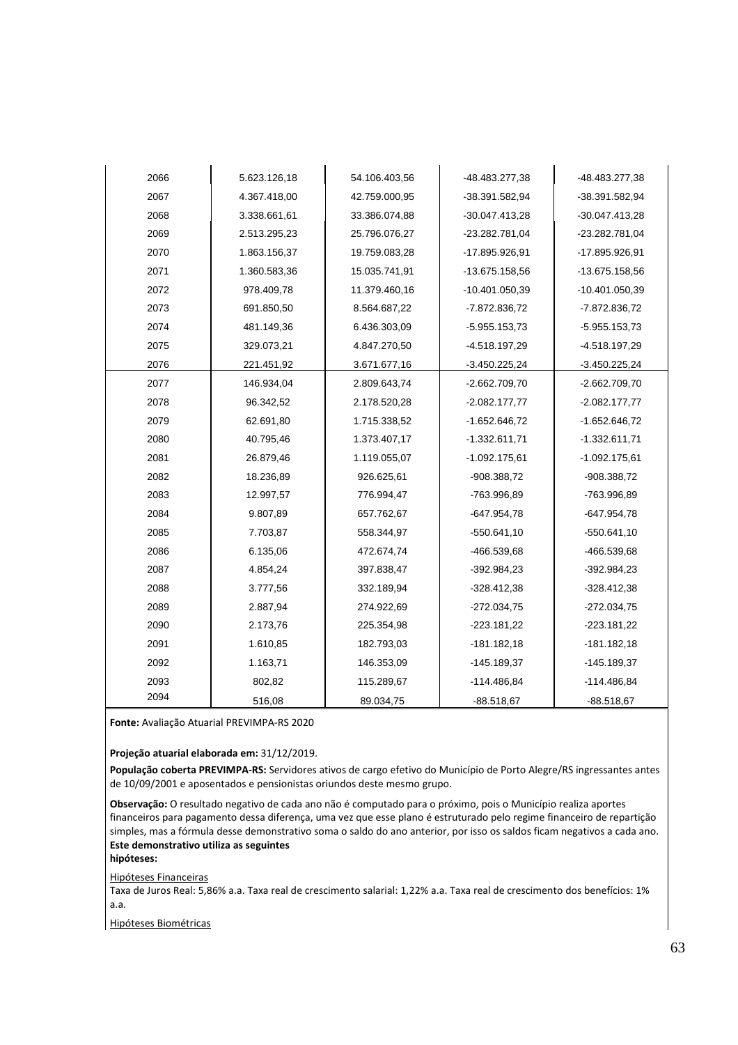| | | | | |
|---|---|---|---|---|
| 2066 | 5.623.126,18 | 54.106.403,56 | -48.483.277,38 | -48.483.277,38 |
| 2067 | 4.367.418,00 | 42.759.000,95 | -38.391.582,94 | -38.391.582,94 |
| 2068 | 3.338.661,61 | 33.386.074,88 | -30.047.413,28 | -30.047.413,28 |
| 2069 | 2.513.295,23 | 25.796.076,27 | -23.282.781,04 | -23.282.781,04 |
| 2070 | 1.863.156,37 | 19.759.083,28 | -17.895.926,91 | -17.895.926,91 |
| 2071 | 1.360.583,36 | 15.035.741,91 | -13.675.158,56 | -13.675.158,56 |
| 2072 | 978.409,78 | 11.379.460,16 | -10.401.050,39 | -10.401.050,39 |
| 2073 | 691.850,50 | 8.564.687,22 | -7.872.836,72 | -7.872.836,72 |
| 2074 | 481.149,36 | 6.436.303,09 | -5.955.153,73 | -5.955.153,73 |
| 2075 | 329.073,21 | 4.847.270,50 | -4.518.197,29 | -4.518.197,29 |
| 2076 | 221.451,92 | 3.671.677,16 | -3.450.225,24 | -3.450.225,24 |
| 2077 | 146.934,04 | 2.809.643,74 | -2.662.709,70 | -2.662.709,70 |
| 2078 | 96.342,52 | 2.178.520,28 | -2.082.177,77 | -2.082.177,77 |
| 2079 | 62.691,80 | 1.715.338,52 | -1.652.646,72 | -1.652.646,72 |
| 2080 | 40.795,46 | 1.373.407,17 | -1.332.611,71 | -1.332.611,71 |
| 2081 | 26.879,46 | 1.119.055,07 | -1.092.175,61 | -1.092.175,61 |
| 2082 | 18.236,89 | 926.625,61 | -908.388,72 | -908.388,72 |
| 2083 | 12.997,57 | 776.994,47 | -763.996,89 | -763.996,89 |
| 2084 | 9.807,89 | 657.762,67 | -647.954,78 | -647.954,78 |
| 2085 | 7.703,87 | 558.344,97 | -550.641,10 | -550.641,10 |
| 2086 | 6.135,06 | 472.674,74 | -466.539,68 | -466.539,68 |
| 2087 | 4.854,24 | 397.838,47 | -392.984,23 | -392.984,23 |
| 2088 | 3.777,56 | 332.189,94 | -328.412,38 | -328.412,38 |
| 2089 | 2.887,94 | 274.922,69 | -272.034,75 | -272.034,75 |
| 2090 | 2.173,76 | 225.354,98 | -223.181,22 | -223.181,22 |
| 2091 | 1.610,85 | 182.793,03 | -181.182,18 | -181.182,18 |
| 2092 | 1.163,71 | 146.353,09 | -145.189,37 | -145.189,37 |
| 2093 | 802,82 | 115.289,67 | -114.486,84 | -114.486,84 |
| 2094 | 516,08 | 89.034,75 | -88.518,67 | -88.518,67 |

**Fonte:** Avaliação Atuarial PREVIMPA-RS 2020

**Projeção atuarial elaborada em:** 31/12/2019.

**População coberta PREVIMPA-RS:** Servidores ativos de cargo efetivo do Município de Porto Alegre/RS ingressantes antes de 10/09/2001 e aposentados e pensionistas oriundos deste mesmo grupo.

**Observação:** O resultado negativo de cada ano não é computado para o próximo, pois o Município realiza aportes financeiros para pagamento dessa diferença, uma vez que esse plano é estruturado pelo regime financeiro de repartição simples, mas a fórmula desse demonstrativo soma o saldo do ano anterior, por isso os saldos ficam negativos a cada ano.
**Este demonstrativo utiliza as seguintes hipóteses:**

Hipóteses Financeiras
Taxa de Juros Real: 5,86% a.a. Taxa real de crescimento salarial: 1,22% a.a. Taxa real de crescimento dos benefícios: 1% a.a.

Hipóteses Biométricas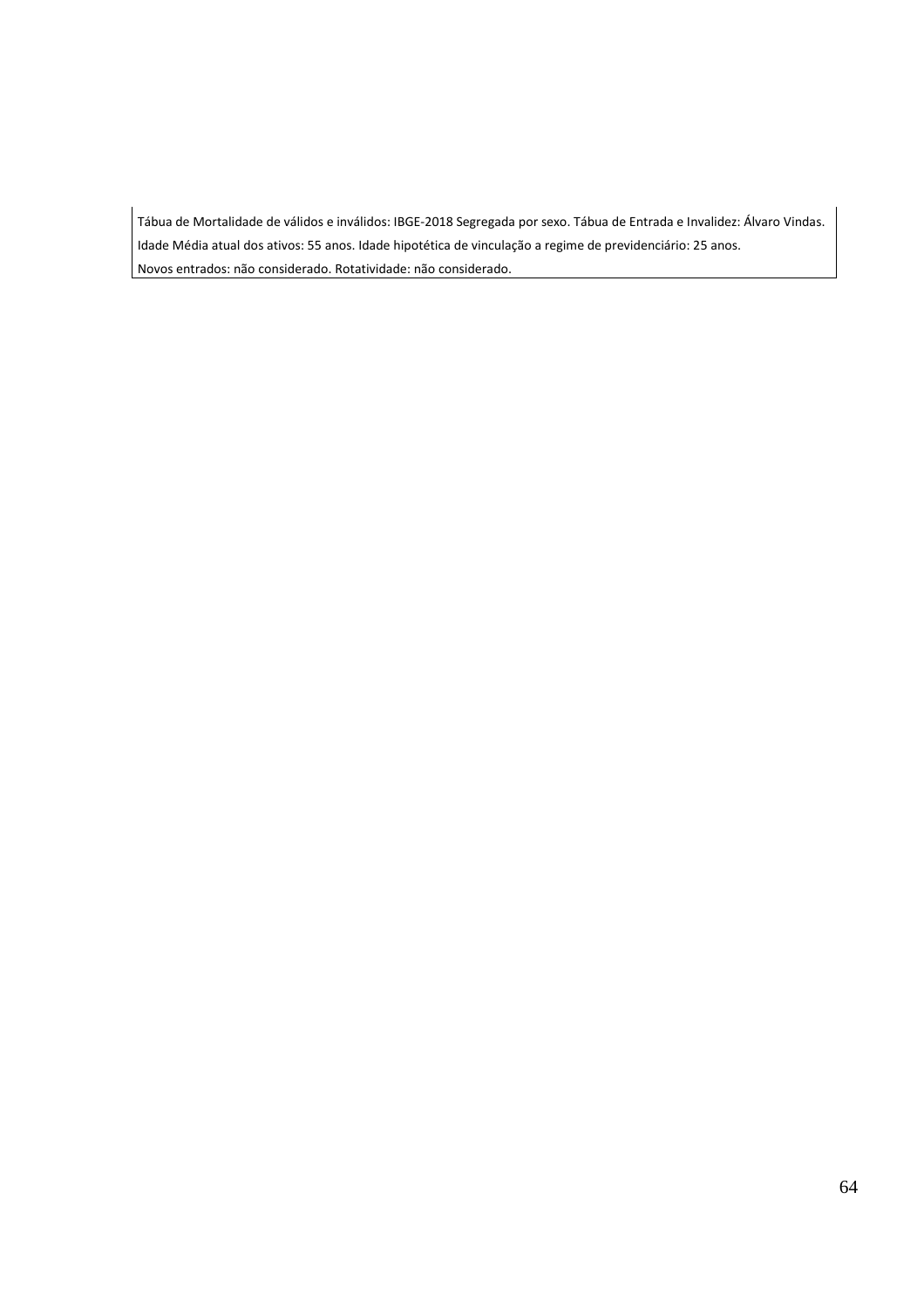| Tábua de Mortalidade de válidos e inválidos: IBGE-2018 Segregada por sexo. Tábua de Entrada e Invalidez: Álvaro Vindas. |
| --- |
| Idade Média atual dos ativos: 55 anos. Idade hipotética de vinculação a regime de previdenciário: 25 anos. |
| Novos entrados: não considerado. Rotatividade: não considerado. |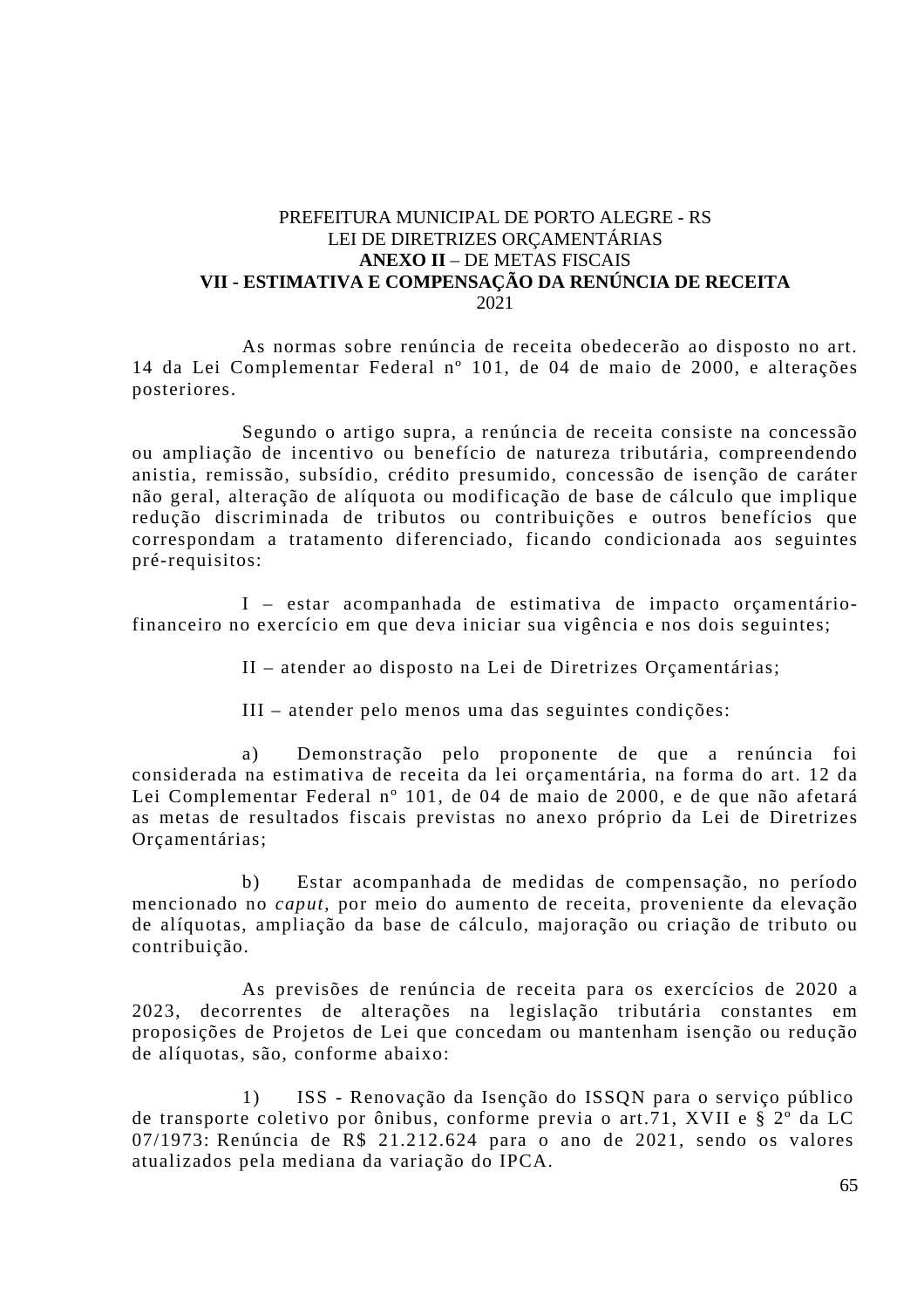PREFEITURA MUNICIPAL DE PORTO ALEGRE - RS
LEI DE DIRETRIZES ORÇAMENTÁRIAS
**ANEXO II** – DE METAS FISCAIS
**VII - ESTIMATIVA E COMPENSAÇÃO DA RENÚNCIA DE RECEITA**
2021

As normas sobre renúncia de receita obedecerão ao disposto no art. 14 da Lei Complementar Federal nº 101, de 04 de maio de 2000, e alterações posteriores.

Segundo o artigo supra, a renúncia de receita consiste na concessão ou ampliação de incentivo ou benefício de natureza tributária, compreendendo anistia, remissão, subsídio, crédito presumido, concessão de isenção de caráter não geral, alteração de alíquota ou modificação de base de cálculo que implique redução discriminada de tributos ou contribuições e outros benefícios que correspondam a tratamento diferenciado, ficando condicionada aos seguintes pré-requisitos:

I – estar acompanhada de estimativa de impacto orçamentário-financeiro no exercício em que deva iniciar sua vigência e nos dois seguintes;

II – atender ao disposto na Lei de Diretrizes Orçamentárias;

III – atender pelo menos uma das seguintes condições:

a) Demonstração pelo proponente de que a renúncia foi considerada na estimativa de receita da lei orçamentária, na forma do art. 12 da Lei Complementar Federal nº 101, de 04 de maio de 2000, e de que não afetará as metas de resultados fiscais previstas no anexo próprio da Lei de Diretrizes Orçamentárias;

b) Estar acompanhada de medidas de compensação, no período mencionado no *caput*, por meio do aumento de receita, proveniente da elevação de alíquotas, ampliação da base de cálculo, majoração ou criação de tributo ou contribuição.

As previsões de renúncia de receita para os exercícios de 2020 a 2023, decorrentes de alterações na legislação tributária constantes em proposições de Projetos de Lei que concedam ou mantenham isenção ou redução de alíquotas, são, conforme abaixo:

1) ISS - Renovação da Isenção do ISSQN para o serviço público de transporte coletivo por ônibus, conforme previa o art.71, XVII e § 2º da LC 07/1973: Renúncia de R$ 21.212.624 para o ano de 2021, sendo os valores atualizados pela mediana da variação do IPCA.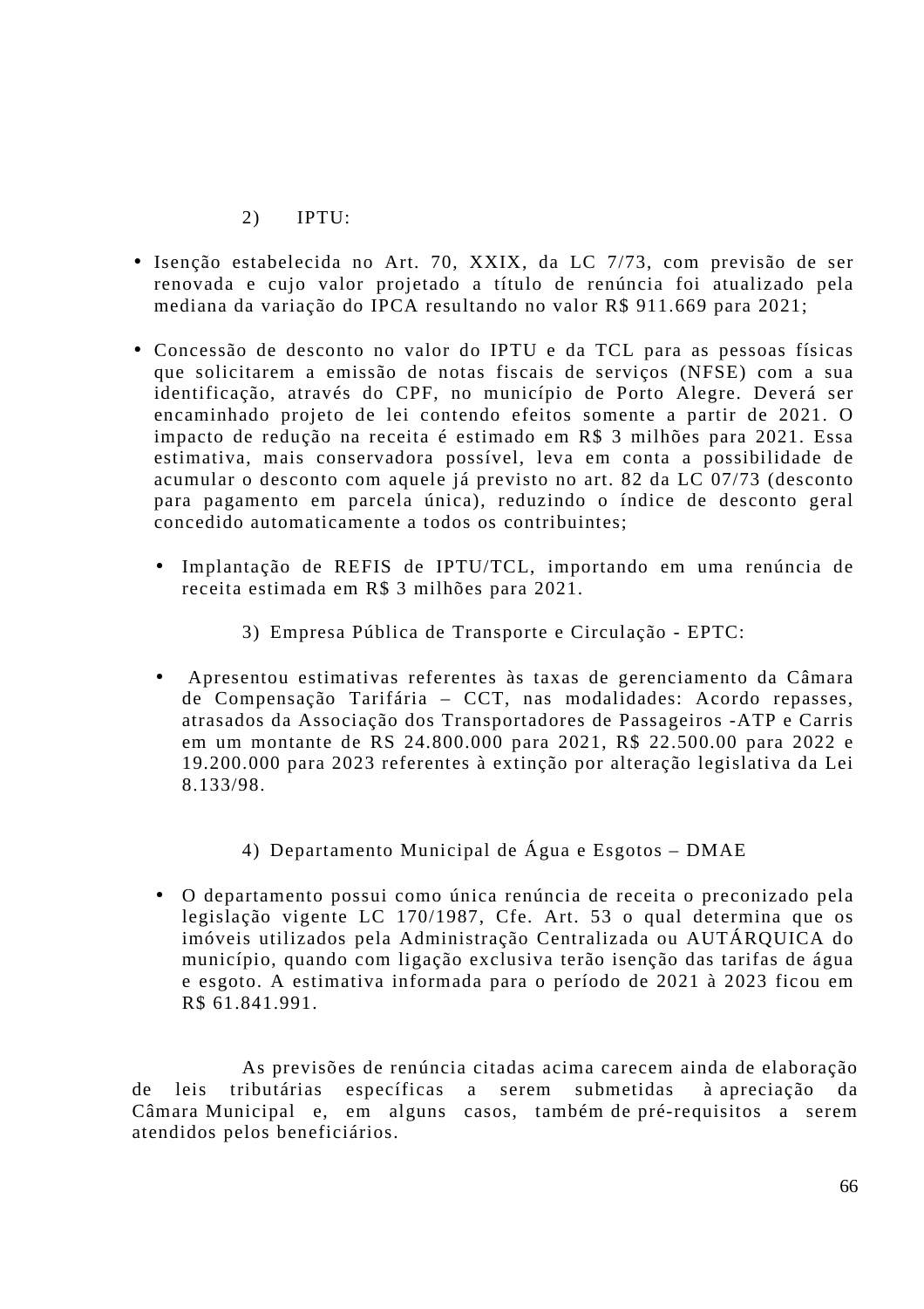2) IPTU:

- Isenção estabelecida no Art. 70, XXIX, da LC 7/73, com previsão de ser renovada e cujo valor projetado a título de renúncia foi atualizado pela mediana da variação do IPCA resultando no valor R$ 911.669 para 2021;

- Concessão de desconto no valor do IPTU e da TCL para as pessoas físicas que solicitarem a emissão de notas fiscais de serviços (NFSE) com a sua identificação, através do CPF, no município de Porto Alegre. Deverá ser encaminhado projeto de lei contendo efeitos somente a partir de 2021. O impacto de redução na receita é estimado em R$ 3 milhões para 2021. Essa estimativa, mais conservadora possível, leva em conta a possibilidade de acumular o desconto com aquele já previsto no art. 82 da LC 07/73 (desconto para pagamento em parcela única), reduzindo o índice de desconto geral concedido automaticamente a todos os contribuintes;

  - Implantação de REFIS de IPTU/TCL, importando em uma renúncia de receita estimada em R$ 3 milhões para 2021.

3) Empresa Pública de Transporte e Circulação - EPTC:

- Apresentou estimativas referentes às taxas de gerenciamento da Câmara de Compensação Tarifária – CCT, nas modalidades: Acordo repasses, atrasados da Associação dos Transportadores de Passageiros -ATP e Carris em um montante de RS 24.800.000 para 2021, R$ 22.500.00 para 2022 e 19.200.000 para 2023 referentes à extinção por alteração legislativa da Lei 8.133/98.

4) Departamento Municipal de Água e Esgotos – DMAE

- O departamento possui como única renúncia de receita o preconizado pela legislação vigente LC 170/1987, Cfe. Art. 53 o qual determina que os imóveis utilizados pela Administração Centralizada ou AUTÁRQUICA do município, quando com ligação exclusiva terão isenção das tarifas de água e esgoto. A estimativa informada para o período de 2021 à 2023 ficou em R$ 61.841.991.

As previsões de renúncia citadas acima carecem ainda de elaboração de leis tributárias específicas a serem submetidas à apreciação da Câmara Municipal e, em alguns casos, também de pré-requisitos a serem atendidos pelos beneficiários.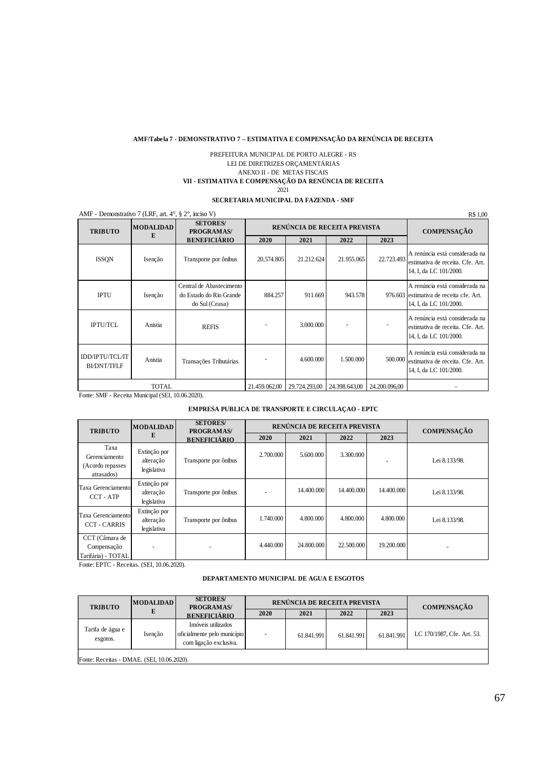**AMF/Tabela 7 - DEMONSTRATIVO 7 – ESTIMATIVA E COMPENSAÇÃO DA RENÚNCIA DE RECEITA**

PREFEITURA MUNICIPAL DE PORTO ALEGRE - RS
LEI DE DIRETRIZES ORÇAMENTÁRIAS
ANEXO II - DE METAS FISCAIS
**VII - ESTIMATIVA E COMPENSAÇÃO DA RENÚNCIA DE RECEITA**
2021

**SECRETARIA MUNICIPAL DA FAZENDA - SMF**

AMF - Demonstrativo 7 (LRF, art. 4°, § 2°, inciso V) R$ 1,00

| TRIBUTO | MODALIDADE | SETORES/ PROGRAMAS/ BENEFICIÁRIO | RENÚNCIA DE RECEITA PREVISTA | | | | COMPENSAÇÃO |
|---|---|---|---|---|---|---|---|
| | | | 2020 | 2021 | 2022 | 2023 | |
| ISSQN | Isenção | Transporte por ônibus | 20.574.805 | 21.212.624 | 21.955.065 | 22.723.493 | A renúncia está considerada na estimativa de receita. Cfe. Art. 14, I, da LC 101/2000. |
| IPTU | Isenção | Central de Abastecimento do Estado do Rio Grande do Sul (Ceasa) | 884.257 | 911.669 | 943.578 | 976.603 | A renúncia está considerada na estimativa de receita cfe. Art. 14, I, da LC 101/2000. |
| IPTU/TCL | Anistia | REFIS | - | 3.000.000 | - | - | A renúncia está considerada na estimativa de receita. Cfe. Art. 14, I, da LC 101/2000. |
| IDD/IPTU/TCL/ITBI/DNT/TFLF | Anistia | Transações Tributárias | - | 4.600.000 | 1.500.000 | 500.000 | A renúncia está considerada na estimativa de receita. Cfe. Art. 14, I, da LC 101/2000. |
| TOTAL | | | 21.459.062,00 | 29.724.293,00 | 24.398.643,00 | 24.200.096,00 | - |

Fonte: SMF - Receita Municipal (SEI, 10.06.2020).

**EMPRESA PUBLICA DE TRANSPORTE E CIRCULAÇAO - EPTC**

| TRIBUTO | MODALIDADE | SETORES/ PROGRAMAS/ BENEFICIÁRIO | RENÚNCIA DE RECEITA PREVISTA | | | | COMPENSAÇÃO |
|---|---|---|---|---|---|---|---|
| | | | 2020 | 2021 | 2022 | 2023 | |
| Taxa Gerenciamento (Acordo repasses atrasados) | Extinção por alteração legislativa | Transporte por ônibus | 2.700.000 | 5.600.000 | 3.300.000 | - | Lei 8.133/98. |
| Taxa Gerenciamento CCT - ATP | Extinção por alteração legislativa | Transporte por ônibus | - | 14.400.000 | 14.400.000 | 14.400.000 | Lei 8.133/98. |
| Taxa Gerenciamento CCT - CARRIS | Extinção por alteração legislativa | Transporte por ônibus | 1.740.000 | 4.800.000 | 4.800.000 | 4.800.000 | Lei 8.133/98. |
| CCT (Câmara de Compensação Tarifária) - TOTAL | - | - | 4.440.000 | 24.800.000 | 22.500.000 | 19.200.000 | - |

Fonte: EPTC - Receitas. (SEI, 10.06.2020).

**DEPARTAMENTO MUNICIPAL DE AGUA E ESGOTOS**

| TRIBUTO | MODALIDADE | SETORES/ PROGRAMAS/ BENEFICIÁRIO | RENÚNCIA DE RECEITA PREVISTA | | | | COMPENSAÇÃO |
|---|---|---|---|---|---|---|---|
| | | | 2020 | 2021 | 2022 | 2023 | |
| Tarifa de água e esgotos. | Isenção | Imóveis utilizados oficialmente pelo município com ligação exclusiva. | - | 61.841.991 | 61.841.991 | 61.841.991 | LC 170/1987, Cfe. Art. 53. |

Fonte: Receitas - DMAE. (SEI, 10.06.2020).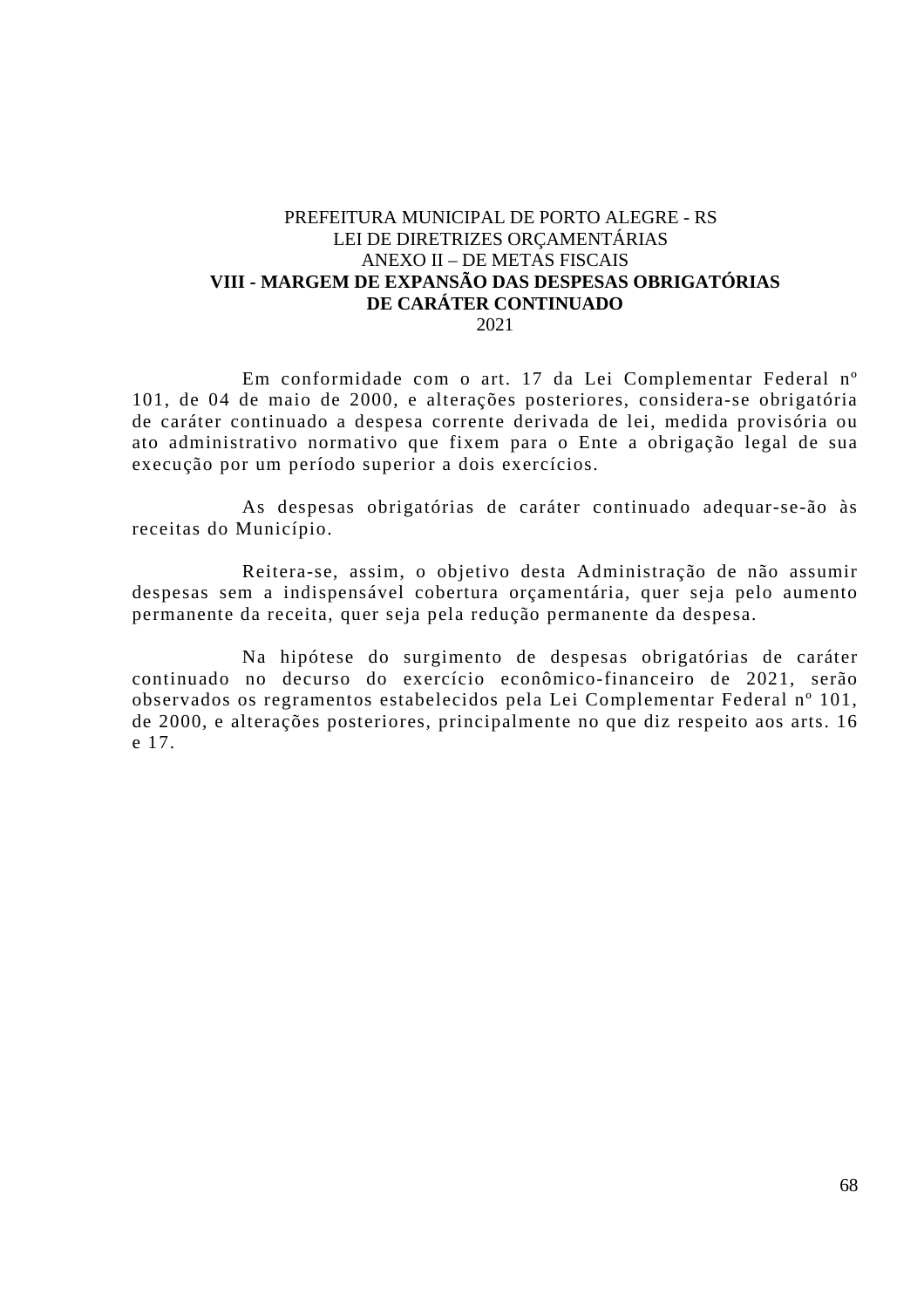PREFEITURA MUNICIPAL DE PORTO ALEGRE - RS
LEI DE DIRETRIZES ORÇAMENTÁRIAS
ANEXO II – DE METAS FISCAIS

**VIII - MARGEM DE EXPANSÃO DAS DESPESAS OBRIGATÓRIAS DE CARÁTER CONTINUADO**

2021

Em conformidade com o art. 17 da Lei Complementar Federal nº 101, de 04 de maio de 2000, e alterações posteriores, considera-se obrigatória de caráter continuado a despesa corrente derivada de lei, medida provisória ou ato administrativo normativo que fixem para o Ente a obrigação legal de sua execução por um período superior a dois exercícios.

As despesas obrigatórias de caráter continuado adequar-se-ão às receitas do Município.

Reitera-se, assim, o objetivo desta Administração de não assumir despesas sem a indispensável cobertura orçamentária, quer seja pelo aumento permanente da receita, quer seja pela redução permanente da despesa.

Na hipótese do surgimento de despesas obrigatórias de caráter continuado no decurso do exercício econômico-financeiro de 2021, serão observados os regramentos estabelecidos pela Lei Complementar Federal nº 101, de 2000, e alterações posteriores, principalmente no que diz respeito aos arts. 16 e 17.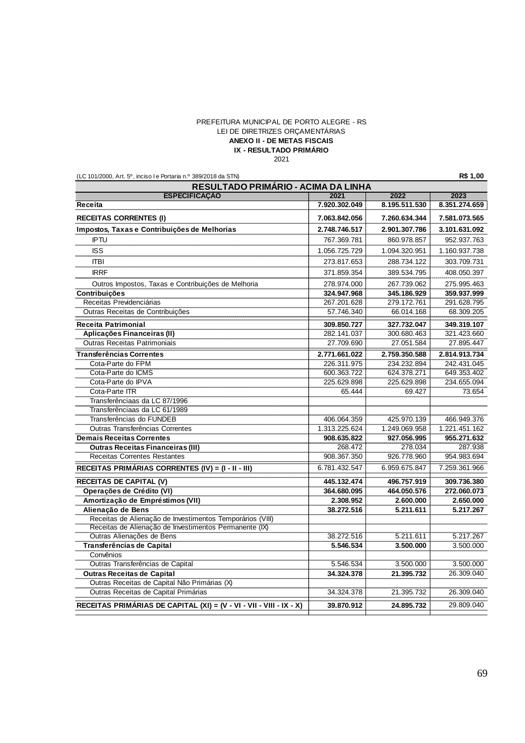PREFEITURA MUNICIPAL DE PORTO ALEGRE - RS
LEI DE DIRETRIZES ORÇAMENTÁRIAS
**ANEXO II - DE METAS FISCAIS**
**IX - RESULTADO PRIMÁRIO**
2021

(LC 101/2000, Art. 5º, inciso I e Portaria n.º 389/2018 da STN) **R$ 1,00**

| RESULTADO PRIMÁRIO - ACIMA DA LINHA | | | |
|---|---|---|---|
| **ESPECIFICAÇAO** | **2021** | **2022** | **2023** |
| **Receita** | **7.920.302.049** | **8.195.511.530** | **8.351.274.659** |
| **RECEITAS CORRENTES (I)** | **7.063.842.056** | **7.260.634.344** | **7.581.073.565** |
| **Impostos, Taxas e Contribuições de Melhorias** | **2.748.746.517** | **2.901.307.786** | **3.101.631.092** |
| IPTU | 767.369.781 | 860.978.857 | 952.937.763 |
| ISS | 1.056.725.729 | 1.094.320.951 | 1.160.937.738 |
| ITBI | 273.817.653 | 288.734.122 | 303.709.731 |
| IRRF | 371.859.354 | 389.534.795 | 408.050.397 |
| Outros Impostos, Taxas e Contribuições de Melhoria | 278.974.000 | 267.739.062 | 275.995.463 |
| **Contribuições** | **324.947.968** | **345.186.929** | **359.937.999** |
| Receitas Previdenciárias | 267.201.628 | 279.172.761 | 291.628.795 |
| Outras Receitas de Contribuições | 57.746.340 | 66.014.168 | 68.309.205 |
| **Receita Patrimonial** | **309.850.727** | **327.732.047** | **349.319.107** |
| **Aplicações Financeiras (II)** | 282.141.037 | 300.680.463 | 321.423.660 |
| Outras Receitas Patrimoniais | 27.709.690 | 27.051.584 | 27.895.447 |
| **Transferências Correntes** | **2.771.661.022** | **2.759.350.588** | **2.814.913.734** |
| Cota-Parte do FPM | 226.311.975 | 234.232.894 | 242.431.045 |
| Cota-Parte do ICMS | 600.363.722 | 624.378.271 | 649.353.402 |
| Cota-Parte do IPVA | 225.629.898 | 225.629.898 | 234.655.094 |
| Cota-Parte ITR | 65.444 | 69.427 | 73.654 |
| Transferênciaas da LC 87/1996 | | | |
| Transferênciaas da LC 61/1989 | | | |
| Transferências do FUNDEB | 406.064.359 | 425.970.139 | 466.949.376 |
| Outras Transferências Correntes | 1.313.225.624 | 1.249.069.958 | 1.221.451.162 |
| **Demais Receitas Correntes** | **908.635.822** | **927.056.995** | **955.271.632** |
| **Outras Receitas Financeiras (III)** | 268.472 | 278.034 | 287.938 |
| Receitas Correntes Restantes | 908.367.350 | 926.778.960 | 954.983.694 |
| **RECEITAS PRIMÁRIAS CORRENTES (IV) = (I - II - III)** | 6.781.432.547 | 6.959.675.847 | 7.259.361.966 |
| **RECEITAS DE CAPITAL (V)** | **445.132.474** | **496.757.919** | **309.736.380** |
| **Operações de Crédito (VI)** | **364.680.095** | **464.050.576** | **272.060.073** |
| **Amortização de Empréstimos (VII)** | **2.308.952** | **2.600.000** | **2.650.000** |
| **Alienação de Bens** | **38.272.516** | **5.211.611** | **5.217.267** |
| Receitas de Alienação de Investimentos Temporários (VIII) | | | |
| Receitas de Alienação de Investimentos Permanente (IX) | | | |
| Outras Alienações de Bens | 38.272.516 | 5.211.611 | 5.217.267 |
| **Transferências de Capital** | **5.546.534** | **3.500.000** | 3.500.000 |
| Convênios | | | |
| Outras Transferências de Capital | 5.546.534 | 3.500.000 | 3.500.000 |
| **Outras Receitas de Capital** | **34.324.378** | **21.395.732** | 26.309.040 |
| Outras Receitas de Capital Não Primárias (X) | | | |
| Outras Receitas de Capital Primárias | 34.324.378 | 21.395.732 | 26.309.040 |
| **RECEITAS PRIMÁRIAS DE CAPITAL (XI) = (V - VI - VII - VIII - IX - X)** | **39.870.912** | **24.895.732** | 29.809.040 |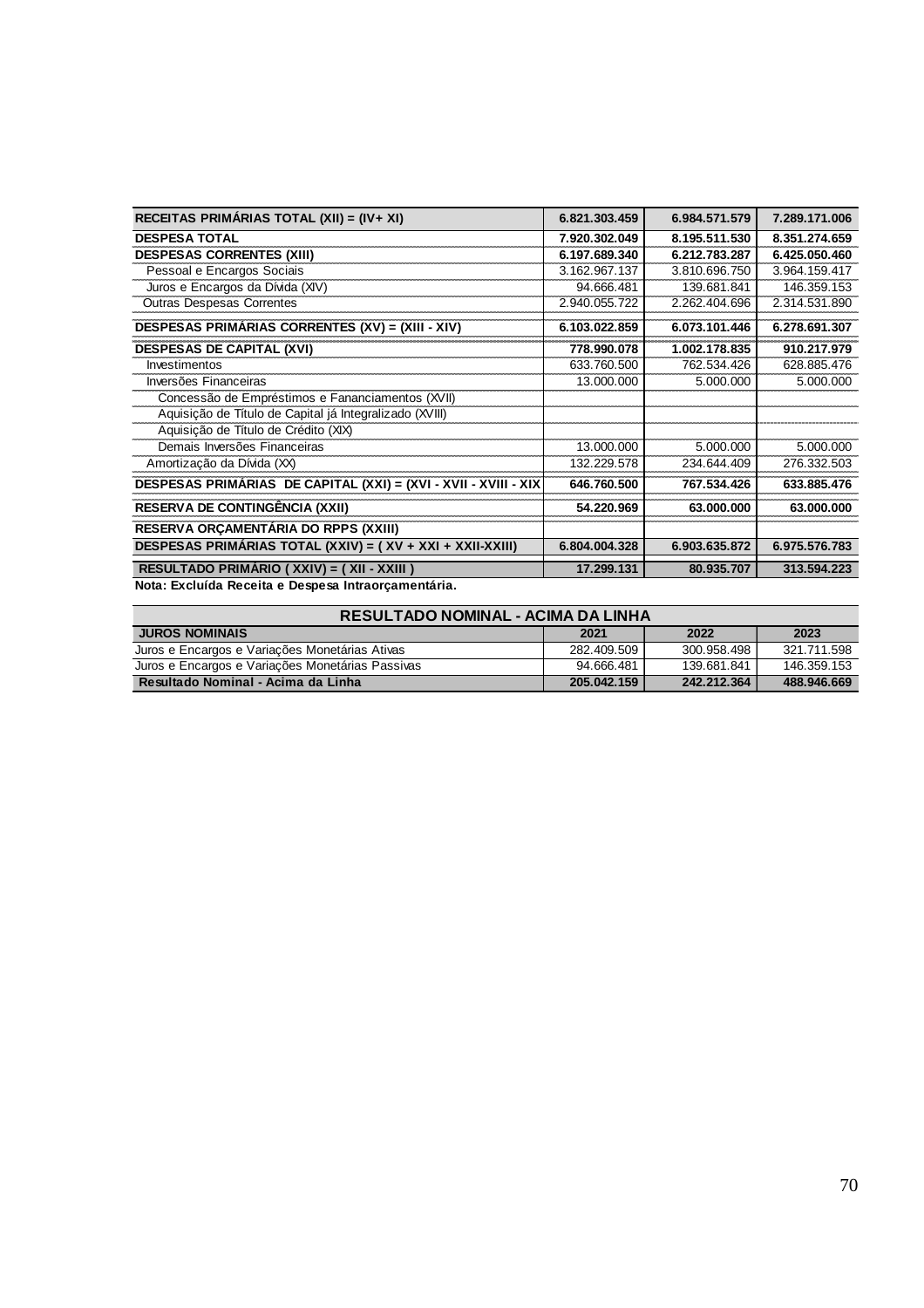| RECEITAS PRIMÁRIAS TOTAL (XII) = (IV+ XI) | 6.821.303.459 | 6.984.571.579 | 7.289.171.006 |
|---|---|---|---|
| **DESPESA TOTAL** | **7.920.302.049** | **8.195.511.530** | **8.351.274.659** |
| **DESPESAS CORRENTES (XIII)** | **6.197.689.340** | **6.212.783.287** | **6.425.050.460** |
| Pessoal e Encargos Sociais | 3.162.967.137 | 3.810.696.750 | 3.964.159.417 |
| Juros e Encargos da Dívida (XIV) | 94.666.481 | 139.681.841 | 146.359.153 |
| Outras Despesas Correntes | 2.940.055.722 | 2.262.404.696 | 2.314.531.890 |
| **DESPESAS PRIMÁRIAS CORRENTES (XV) = (XIII - XIV)** | **6.103.022.859** | **6.073.101.446** | **6.278.691.307** |
| **DESPESAS DE CAPITAL (XVI)** | **778.990.078** | **1.002.178.835** | **910.217.979** |
| Investimentos | 633.760.500 | 762.534.426 | 628.885.476 |
| Inversões Financeiras | 13.000.000 | 5.000.000 | 5.000.000 |
| Concessão de Empréstimos e Fananciamentos (XVII) | | | |
| Aquisição de Título de Capital já Integralizado (XVIII) | | | |
| Aquisição de Título de Crédito (XIX) | | | |
| Demais Inversões Financeiras | 13.000.000 | 5.000.000 | 5.000.000 |
| Amortização da Dívida (XX) | 132.229.578 | 234.644.409 | 276.332.503 |
| **DESPESAS PRIMÁRIAS DE CAPITAL (XXI) = (XVI - XVII - XVIII - XIX** | **646.760.500** | **767.534.426** | **633.885.476** |
| **RESERVA DE CONTINGÊNCIA (XXII)** | **54.220.969** | **63.000.000** | **63.000.000** |
| **RESERVA ORÇAMENTÁRIA DO RPPS (XXIII)** | | | |
| **DESPESAS PRIMÁRIAS TOTAL (XXIV) = ( XV + XXI + XXII-XXIII)** | **6.804.004.328** | **6.903.635.872** | **6.975.576.783** |
| **RESULTADO PRIMÁRIO ( XXIV) = ( XII - XXIII )** | **17.299.131** | **80.935.707** | **313.594.223** |

**Nota: Excluída Receita e Despesa Intraorçamentária.**

| RESULTADO NOMINAL - ACIMA DA LINHA | | | |
|---|---|---|---|
| **JUROS NOMINAIS** | **2021** | **2022** | **2023** |
| Juros e Encargos e Variações Monetárias Ativas | 282.409.509 | 300.958.498 | 321.711.598 |
| Juros e Encargos e Variações Monetárias Passivas | 94.666.481 | 139.681.841 | 146.359.153 |
| **Resultado Nominal - Acima da Linha** | **205.042.159** | **242.212.364** | **488.946.669** |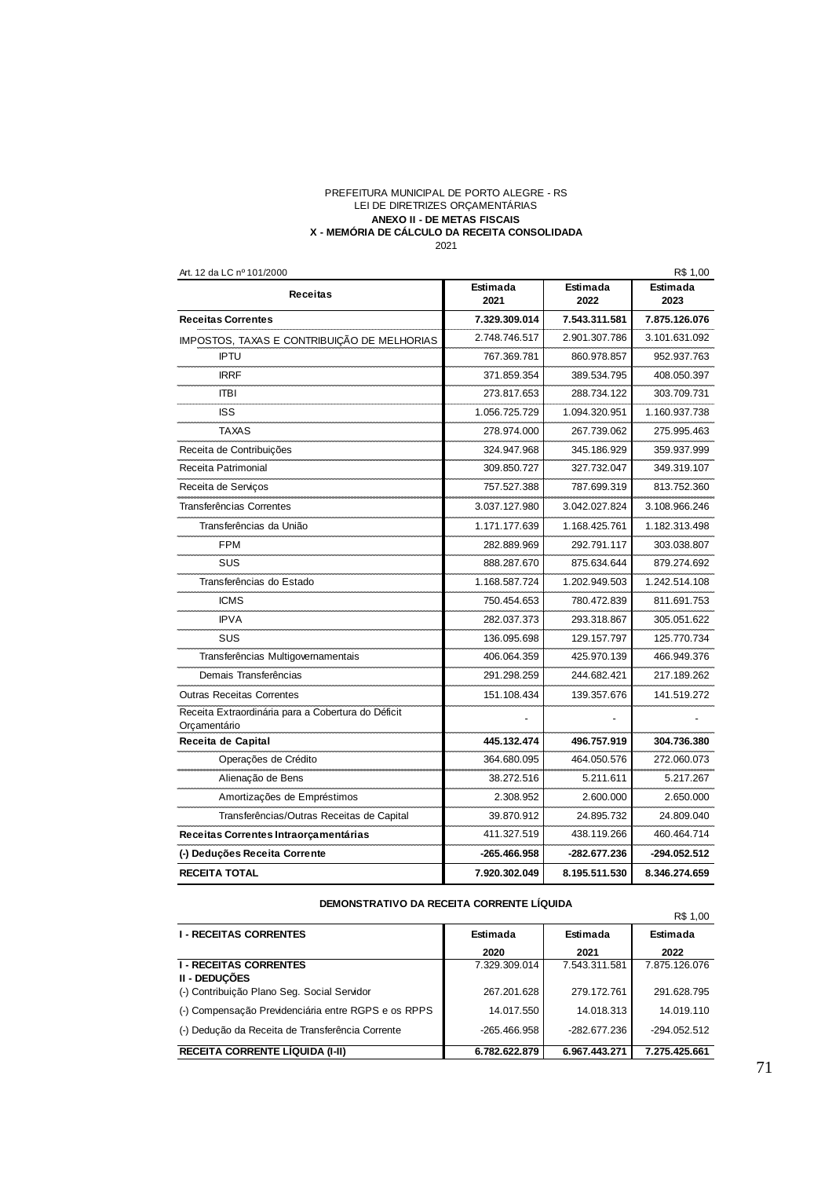PREFEITURA MUNICIPAL DE PORTO ALEGRE - RS
LEI DE DIRETRIZES ORÇAMENTÁRIAS
**ANEXO II - DE METAS FISCAIS**
**X - MEMÓRIA DE CÁLCULO DA RECEITA CONSOLIDADA**
2021

Art. 12 da LC nº 101/2000 — R$ 1,00

| Receitas | Estimada 2021 | Estimada 2022 | Estimada 2023 |
|---|---|---|---|
| **Receitas Correntes** | **7.329.309.014** | **7.543.311.581** | **7.875.126.076** |
| IMPOSTOS, TAXAS E CONTRIBUIÇÃO DE MELHORIAS | 2.748.746.517 | 2.901.307.786 | 3.101.631.092 |
| IPTU | 767.369.781 | 860.978.857 | 952.937.763 |
| IRRF | 371.859.354 | 389.534.795 | 408.050.397 |
| ITBI | 273.817.653 | 288.734.122 | 303.709.731 |
| ISS | 1.056.725.729 | 1.094.320.951 | 1.160.937.738 |
| TAXAS | 278.974.000 | 267.739.062 | 275.995.463 |
| Receita de Contribuições | 324.947.968 | 345.186.929 | 359.937.999 |
| Receita Patrimonial | 309.850.727 | 327.732.047 | 349.319.107 |
| Receita de Serviços | 757.527.388 | 787.699.319 | 813.752.360 |
| Transferências Correntes | 3.037.127.980 | 3.042.027.824 | 3.108.966.246 |
| Transferências da União | 1.171.177.639 | 1.168.425.761 | 1.182.313.498 |
| FPM | 282.889.969 | 292.791.117 | 303.038.807 |
| SUS | 888.287.670 | 875.634.644 | 879.274.692 |
| Transferências do Estado | 1.168.587.724 | 1.202.949.503 | 1.242.514.108 |
| ICMS | 750.454.653 | 780.472.839 | 811.691.753 |
| IPVA | 282.037.373 | 293.318.867 | 305.051.622 |
| SUS | 136.095.698 | 129.157.797 | 125.770.734 |
| Transferências Multigovernamentais | 406.064.359 | 425.970.139 | 466.949.376 |
| Demais Transferências | 291.298.259 | 244.682.421 | 217.189.262 |
| Outras Receitas Correntes | 151.108.434 | 139.357.676 | 141.519.272 |
| Receita Extraordinária para a Cobertura do Déficit Orçamentário | - | - | - |
| **Receita de Capital** | **445.132.474** | **496.757.919** | **304.736.380** |
| Operações de Crédito | 364.680.095 | 464.050.576 | 272.060.073 |
| Alienação de Bens | 38.272.516 | 5.211.611 | 5.217.267 |
| Amortizações de Empréstimos | 2.308.952 | 2.600.000 | 2.650.000 |
| Transferências/Outras Receitas de Capital | 39.870.912 | 24.895.732 | 24.809.040 |
| **Receitas Correntes Intraorçamentárias** | 411.327.519 | 438.119.266 | 460.464.714 |
| **(-) Deduções Receita Corrente** | **-265.466.958** | **-282.677.236** | **-294.052.512** |
| **RECEITA TOTAL** | **7.920.302.049** | **8.195.511.530** | **8.346.274.659** |

**DEMONSTRATIVO DA RECEITA CORRENTE LÍQUIDA**

R$ 1,00

| I - RECEITAS CORRENTES | Estimada 2020 | Estimada 2021 | Estimada 2022 |
|---|---|---|---|
| **I - RECEITAS CORRENTES** | 7.329.309.014 | 7.543.311.581 | 7.875.126.076 |
| **II - DEDUÇÕES** | | | |
| (-) Contribuição Plano Seg. Social Servidor | 267.201.628 | 279.172.761 | 291.628.795 |
| (-) Compensação Previdenciária entre RGPS e os RPPS | 14.017.550 | 14.018.313 | 14.019.110 |
| (-) Dedução da Receita de Transferência Corrente | -265.466.958 | -282.677.236 | -294.052.512 |
| **RECEITA CORRENTE LÍQUIDA (I-II)** | **6.782.622.879** | **6.967.443.271** | **7.275.425.661** |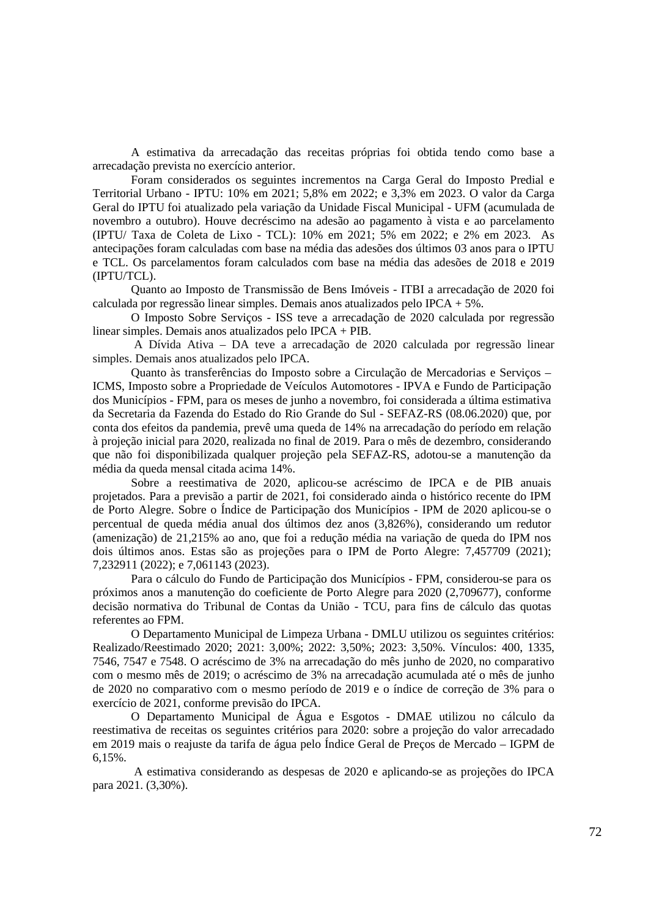A estimativa da arrecadação das receitas próprias foi obtida tendo como base a arrecadação prevista no exercício anterior.

Foram considerados os seguintes incrementos na Carga Geral do Imposto Predial e Territorial Urbano - IPTU: 10% em 2021; 5,8% em 2022; e 3,3% em 2023. O valor da Carga Geral do IPTU foi atualizado pela variação da Unidade Fiscal Municipal - UFM (acumulada de novembro a outubro). Houve decréscimo na adesão ao pagamento à vista e ao parcelamento (IPTU/ Taxa de Coleta de Lixo - TCL): 10% em 2021; 5% em 2022; e 2% em 2023. As antecipações foram calculadas com base na média das adesões dos últimos 03 anos para o IPTU e TCL. Os parcelamentos foram calculados com base na média das adesões de 2018 e 2019 (IPTU/TCL).

Quanto ao Imposto de Transmissão de Bens Imóveis - ITBI a arrecadação de 2020 foi calculada por regressão linear simples. Demais anos atualizados pelo IPCA + 5%.

O Imposto Sobre Serviços - ISS teve a arrecadação de 2020 calculada por regressão linear simples. Demais anos atualizados pelo IPCA + PIB.

A Dívida Ativa – DA teve a arrecadação de 2020 calculada por regressão linear simples. Demais anos atualizados pelo IPCA.

Quanto às transferências do Imposto sobre a Circulação de Mercadorias e Serviços – ICMS, Imposto sobre a Propriedade de Veículos Automotores - IPVA e Fundo de Participação dos Municípios - FPM, para os meses de junho a novembro, foi considerada a última estimativa da Secretaria da Fazenda do Estado do Rio Grande do Sul - SEFAZ-RS (08.06.2020) que, por conta dos efeitos da pandemia, prevê uma queda de 14% na arrecadação do período em relação à projeção inicial para 2020, realizada no final de 2019. Para o mês de dezembro, considerando que não foi disponibilizada qualquer projeção pela SEFAZ-RS, adotou-se a manutenção da média da queda mensal citada acima 14%.

Sobre a reestimativa de 2020, aplicou-se acréscimo de IPCA e de PIB anuais projetados. Para a previsão a partir de 2021, foi considerado ainda o histórico recente do IPM de Porto Alegre. Sobre o Índice de Participação dos Municípios - IPM de 2020 aplicou-se o percentual de queda média anual dos últimos dez anos (3,826%), considerando um redutor (amenização) de 21,215% ao ano, que foi a redução média na variação de queda do IPM nos dois últimos anos. Estas são as projeções para o IPM de Porto Alegre: 7,457709 (2021); 7,232911 (2022); e 7,061143 (2023).

Para o cálculo do Fundo de Participação dos Municípios - FPM, considerou-se para os próximos anos a manutenção do coeficiente de Porto Alegre para 2020 (2,709677), conforme decisão normativa do Tribunal de Contas da União - TCU, para fins de cálculo das quotas referentes ao FPM.

O Departamento Municipal de Limpeza Urbana - DMLU utilizou os seguintes critérios: Realizado/Reestimado 2020; 2021: 3,00%; 2022: 3,50%; 2023: 3,50%. Vínculos: 400, 1335, 7546, 7547 e 7548. O acréscimo de 3% na arrecadação do mês junho de 2020, no comparativo com o mesmo mês de 2019; o acréscimo de 3% na arrecadação acumulada até o mês de junho de 2020 no comparativo com o mesmo período de 2019 e o índice de correção de 3% para o exercício de 2021, conforme previsão do IPCA.

O Departamento Municipal de Água e Esgotos - DMAE utilizou no cálculo da reestimativa de receitas os seguintes critérios para 2020: sobre a projeção do valor arrecadado em 2019 mais o reajuste da tarifa de água pelo Índice Geral de Preços de Mercado – IGPM de 6,15%.

A estimativa considerando as despesas de 2020 e aplicando-se as projeções do IPCA para 2021. (3,30%).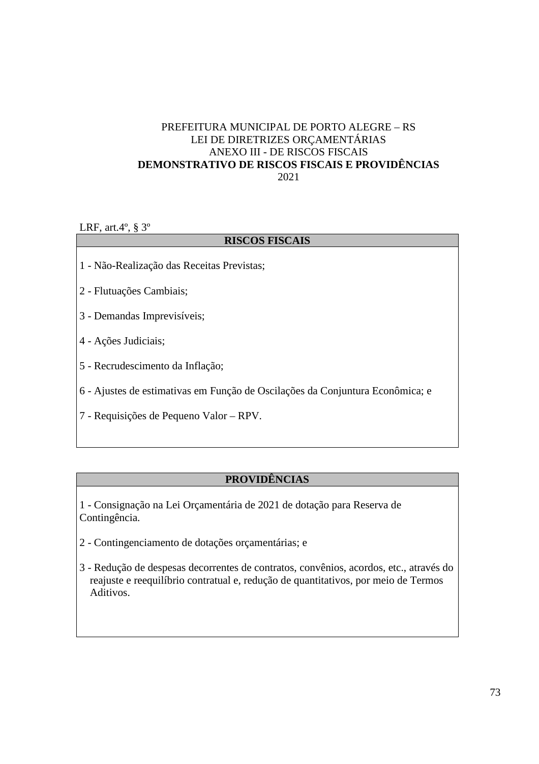PREFEITURA MUNICIPAL DE PORTO ALEGRE – RS
LEI DE DIRETRIZES ORÇAMENTÁRIAS
ANEXO III - DE RISCOS FISCAIS

**DEMONSTRATIVO DE RISCOS FISCAIS E PROVIDÊNCIAS**

2021

LRF, art.4º, § 3º

| **RISCOS FISCAIS** |
|---|
| 1 - Não-Realização das Receitas Previstas;<br><br>2 - Flutuações Cambiais;<br><br>3 - Demandas Imprevisíveis;<br><br>4 - Ações Judiciais;<br><br>5 - Recrudescimento da Inflação;<br><br>6 - Ajustes de estimativas em Função de Oscilações da Conjuntura Econômica; e<br><br>7 - Requisições de Pequeno Valor – RPV. |

| **PROVIDÊNCIAS** |
|---|
| 1 - Consignação na Lei Orçamentária de 2021 de dotação para Reserva de Contingência.<br><br>2 - Contingenciamento de dotações orçamentárias; e<br><br>3 - Redução de despesas decorrentes de contratos, convênios, acordos, etc., através do reajuste e reequilíbrio contratual e, redução de quantitativos, por meio de Termos Aditivos. |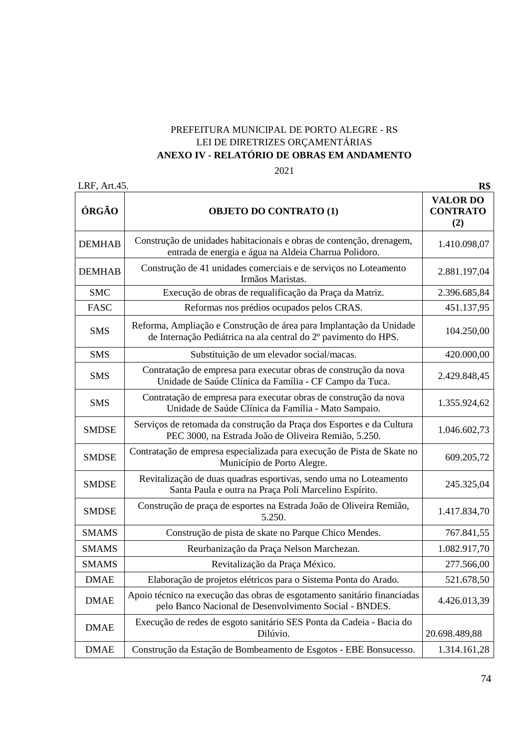PREFEITURA MUNICIPAL DE PORTO ALEGRE - RS
LEI DE DIRETRIZES ORÇAMENTÁRIAS
**ANEXO IV - RELATÓRIO DE OBRAS EM ANDAMENTO**
2021

LRF, Art.45. **R$**

| ÓRGÃO | OBJETO DO CONTRATO (1) | VALOR DO CONTRATO (2) |
|---|---|---|
| DEMHAB | Construção de unidades habitacionais e obras de contenção, drenagem, entrada de energia e água na Aldeia Charrua Polidoro. | 1.410.098,07 |
| DEMHAB | Construção de 41 unidades comerciais e de serviços no Loteamento Irmãos Maristas. | 2.881.197,04 |
| SMC | Execução de obras de requalificação da Praça da Matriz. | 2.396.685,84 |
| FASC | Reformas nos prédios ocupados pelos CRAS. | 451.137,95 |
| SMS | Reforma, Ampliação e Construção de área para Implantação da Unidade de Internação Pediátrica na ala central do 2º pavimento do HPS. | 104.250,00 |
| SMS | Substituição de um elevador social/macas. | 420.000,00 |
| SMS | Contratação de empresa para executar obras de construção da nova Unidade de Saúde Clínica da Família - CF Campo da Tuca. | 2.429.848,45 |
| SMS | Contratação de empresa para executar obras de construção da nova Unidade de Saúde Clínica da Família - Mato Sampaio. | 1.355.924,62 |
| SMDSE | Serviços de retomada da construção da Praça dos Esportes e da Cultura PEC 3000, na Estrada João de Oliveira Remião, 5.250. | 1.046.602,73 |
| SMDSE | Contratação de empresa especializada para execução de Pista de Skate no Município de Porto Alegre. | 609.205,72 |
| SMDSE | Revitalização de duas quadras esportivas, sendo uma no Loteamento Santa Paula e outra na Praça Poli Marcelino Espírito. | 245.325,04 |
| SMDSE | Construção de praça de esportes na Estrada João de Oliveira Remião, 5.250. | 1.417.834,70 |
| SMAMS | Construção de pista de skate no Parque Chico Mendes. | 767.841,55 |
| SMAMS | Reurbanização da Praça Nelson Marchezan. | 1.082.917,70 |
| SMAMS | Revitalização da Praça México. | 277.566,00 |
| DMAE | Elaboração de projetos elétricos para o Sistema Ponta do Arado. | 521.678,50 |
| DMAE | Apoio técnico na execução das obras de esgotamento sanitário financiadas pelo Banco Nacional de Desenvolvimento Social - BNDES. | 4.426.013,39 |
| DMAE | Execução de redes de esgoto sanitário SES Ponta da Cadeia - Bacia do Dilúvio. | 20.698.489,88 |
| DMAE | Construção da Estação de Bombeamento de Esgotos - EBE Bonsucesso. | 1.314.161,28 |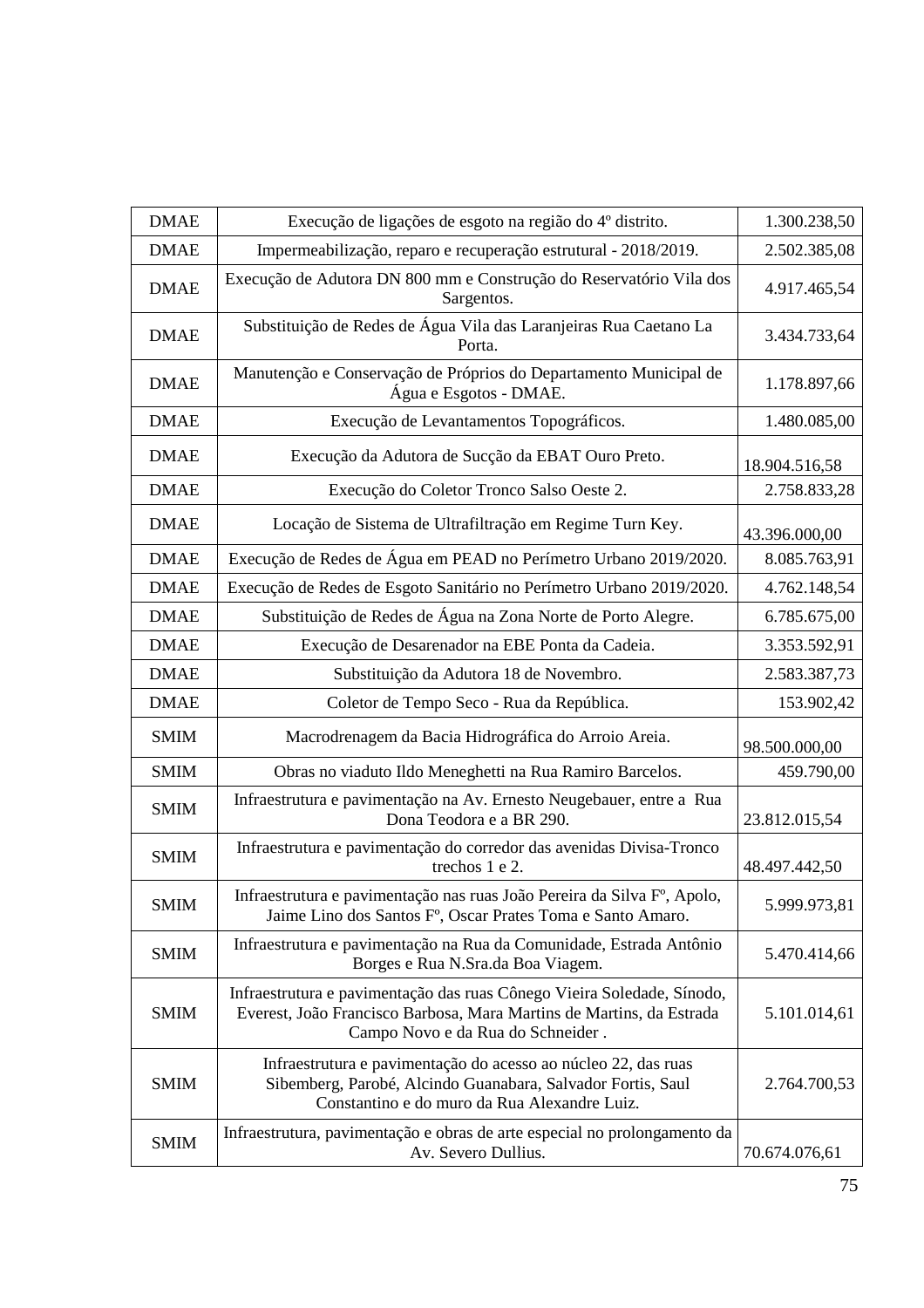| DMAE | Execução de ligações de esgoto na região do 4º distrito. | 1.300.238,50 |
|---|---|---|
| DMAE | Impermeabilização, reparo e recuperação estrutural - 2018/2019. | 2.502.385,08 |
| DMAE | Execução de Adutora DN 800 mm e Construção do Reservatório Vila dos Sargentos. | 4.917.465,54 |
| DMAE | Substituição de Redes de Água Vila das Laranjeiras Rua Caetano La Porta. | 3.434.733,64 |
| DMAE | Manutenção e Conservação de Próprios do Departamento Municipal de Água e Esgotos - DMAE. | 1.178.897,66 |
| DMAE | Execução de Levantamentos Topográficos. | 1.480.085,00 |
| DMAE | Execução da Adutora de Sucção da EBAT Ouro Preto. | 18.904.516,58 |
| DMAE | Execução do Coletor Tronco Salso Oeste 2. | 2.758.833,28 |
| DMAE | Locação de Sistema de Ultrafiltração em Regime Turn Key. | 43.396.000,00 |
| DMAE | Execução de Redes de Água em PEAD no Perímetro Urbano 2019/2020. | 8.085.763,91 |
| DMAE | Execução de Redes de Esgoto Sanitário no Perímetro Urbano 2019/2020. | 4.762.148,54 |
| DMAE | Substituição de Redes de Água na Zona Norte de Porto Alegre. | 6.785.675,00 |
| DMAE | Execução de Desarenador na EBE Ponta da Cadeia. | 3.353.592,91 |
| DMAE | Substituição da Adutora 18 de Novembro. | 2.583.387,73 |
| DMAE | Coletor de Tempo Seco - Rua da República. | 153.902,42 |
| SMIM | Macrodrenagem da Bacia Hidrográfica do Arroio Areia. | 98.500.000,00 |
| SMIM | Obras no viaduto Ildo Meneghetti na Rua Ramiro Barcelos. | 459.790,00 |
| SMIM | Infraestrutura e pavimentação na Av. Ernesto Neugebauer, entre a Rua Dona Teodora e a BR 290. | 23.812.015,54 |
| SMIM | Infraestrutura e pavimentação do corredor das avenidas Divisa-Tronco trechos 1 e 2. | 48.497.442,50 |
| SMIM | Infraestrutura e pavimentação nas ruas João Pereira da Silva Fº, Apolo, Jaime Lino dos Santos Fº, Oscar Prates Toma e Santo Amaro. | 5.999.973,81 |
| SMIM | Infraestrutura e pavimentação na Rua da Comunidade, Estrada Antônio Borges e Rua N.Sra.da Boa Viagem. | 5.470.414,66 |
| SMIM | Infraestrutura e pavimentação das ruas Cônego Vieira Soledade, Sínodo, Everest, João Francisco Barbosa, Mara Martins de Martins, da Estrada Campo Novo e da Rua do Schneider . | 5.101.014,61 |
| SMIM | Infraestrutura e pavimentação do acesso ao núcleo 22, das ruas Sibemberg, Parobé, Alcindo Guanabara, Salvador Fortis, Saul Constantino e do muro da Rua Alexandre Luiz. | 2.764.700,53 |
| SMIM | Infraestrutura, pavimentação e obras de arte especial no prolongamento da Av. Severo Dullius. | 70.674.076,61 |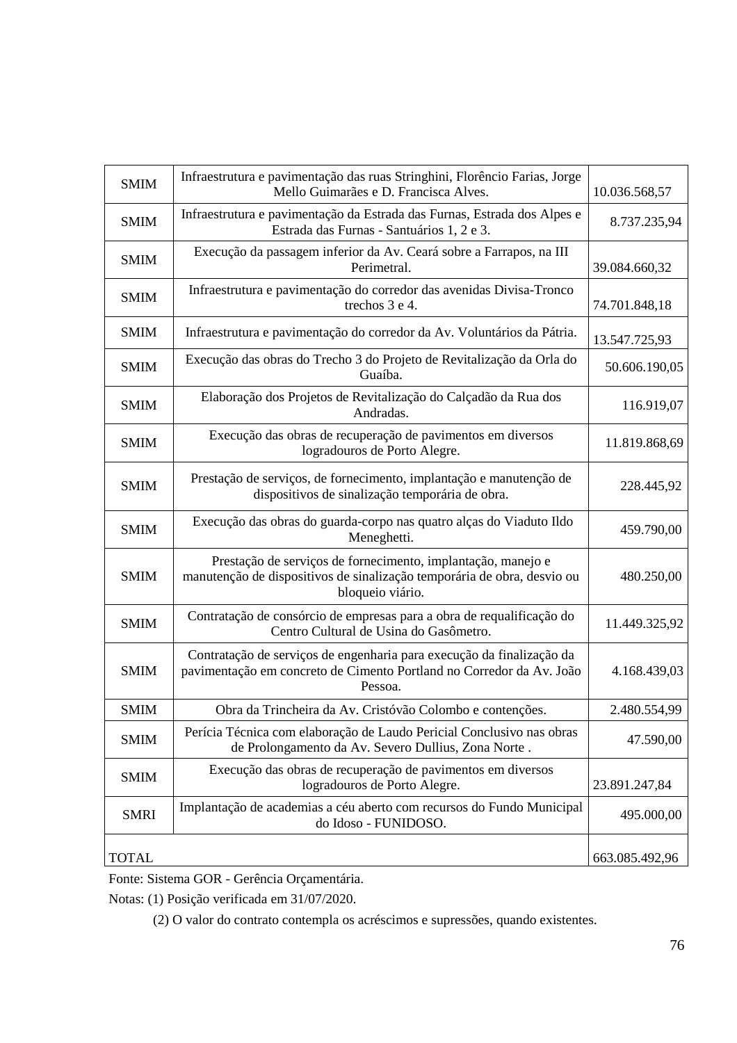| | | |
|---|---|---|
| SMIM | Infraestrutura e pavimentação das ruas Stringhini, Florêncio Farias, Jorge Mello Guimarães e D. Francisca Alves. | 10.036.568,57 |
| SMIM | Infraestrutura e pavimentação da Estrada das Furnas, Estrada dos Alpes e Estrada das Furnas - Santuários 1, 2 e 3. | 8.737.235,94 |
| SMIM | Execução da passagem inferior da Av. Ceará sobre a Farrapos, na III Perimetral. | 39.084.660,32 |
| SMIM | Infraestrutura e pavimentação do corredor das avenidas Divisa-Tronco trechos 3 e 4. | 74.701.848,18 |
| SMIM | Infraestrutura e pavimentação do corredor da Av. Voluntários da Pátria. | 13.547.725,93 |
| SMIM | Execução das obras do Trecho 3 do Projeto de Revitalização da Orla do Guaíba. | 50.606.190,05 |
| SMIM | Elaboração dos Projetos de Revitalização do Calçadão da Rua dos Andradas. | 116.919,07 |
| SMIM | Execução das obras de recuperação de pavimentos em diversos logradouros de Porto Alegre. | 11.819.868,69 |
| SMIM | Prestação de serviços, de fornecimento, implantação e manutenção de dispositivos de sinalização temporária de obra. | 228.445,92 |
| SMIM | Execução das obras do guarda-corpo nas quatro alças do Viaduto Ildo Meneghetti. | 459.790,00 |
| SMIM | Prestação de serviços de fornecimento, implantação, manejo e manutenção de dispositivos de sinalização temporária de obra, desvio ou bloqueio viário. | 480.250,00 |
| SMIM | Contratação de consórcio de empresas para a obra de requalificação do Centro Cultural de Usina do Gasômetro. | 11.449.325,92 |
| SMIM | Contratação de serviços de engenharia para execução da finalização da pavimentação em concreto de Cimento Portland no Corredor da Av. João Pessoa. | 4.168.439,03 |
| SMIM | Obra da Trincheira da Av. Cristóvão Colombo e contenções. | 2.480.554,99 |
| SMIM | Perícia Técnica com elaboração de Laudo Pericial Conclusivo nas obras de Prolongamento da Av. Severo Dullius, Zona Norte . | 47.590,00 |
| SMIM | Execução das obras de recuperação de pavimentos em diversos logradouros de Porto Alegre. | 23.891.247,84 |
| SMRI | Implantação de academias a céu aberto com recursos do Fundo Municipal do Idoso - FUNIDOSO. | 495.000,00 |
| TOTAL | | 663.085.492,96 |

Fonte: Sistema GOR - Gerência Orçamentária.

Notas: (1) Posição verificada em 31/07/2020.

(2) O valor do contrato contempla os acréscimos e supressões, quando existentes.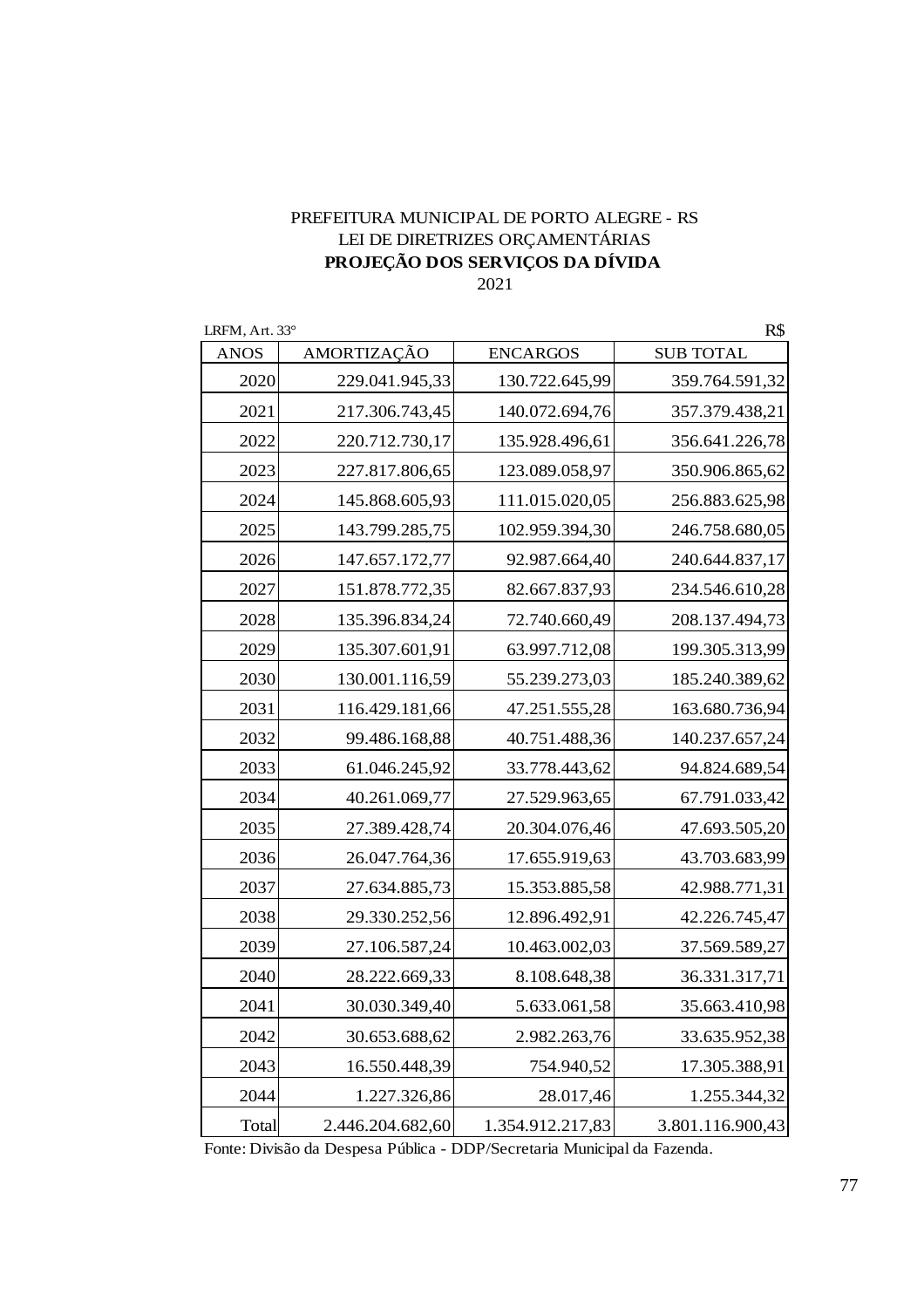PREFEITURA MUNICIPAL DE PORTO ALEGRE - RS

LEI DE DIRETRIZES ORÇAMENTÁRIAS

**PROJEÇÃO DOS SERVIÇOS DA DÍVIDA**

2021

LRFM, Art. 33° R$

| ANOS | AMORTIZAÇÃO | ENCARGOS | SUB TOTAL |
|---|---|---|---|
| 2020 | 229.041.945,33 | 130.722.645,99 | 359.764.591,32 |
| 2021 | 217.306.743,45 | 140.072.694,76 | 357.379.438,21 |
| 2022 | 220.712.730,17 | 135.928.496,61 | 356.641.226,78 |
| 2023 | 227.817.806,65 | 123.089.058,97 | 350.906.865,62 |
| 2024 | 145.868.605,93 | 111.015.020,05 | 256.883.625,98 |
| 2025 | 143.799.285,75 | 102.959.394,30 | 246.758.680,05 |
| 2026 | 147.657.172,77 | 92.987.664,40 | 240.644.837,17 |
| 2027 | 151.878.772,35 | 82.667.837,93 | 234.546.610,28 |
| 2028 | 135.396.834,24 | 72.740.660,49 | 208.137.494,73 |
| 2029 | 135.307.601,91 | 63.997.712,08 | 199.305.313,99 |
| 2030 | 130.001.116,59 | 55.239.273,03 | 185.240.389,62 |
| 2031 | 116.429.181,66 | 47.251.555,28 | 163.680.736,94 |
| 2032 | 99.486.168,88 | 40.751.488,36 | 140.237.657,24 |
| 2033 | 61.046.245,92 | 33.778.443,62 | 94.824.689,54 |
| 2034 | 40.261.069,77 | 27.529.963,65 | 67.791.033,42 |
| 2035 | 27.389.428,74 | 20.304.076,46 | 47.693.505,20 |
| 2036 | 26.047.764,36 | 17.655.919,63 | 43.703.683,99 |
| 2037 | 27.634.885,73 | 15.353.885,58 | 42.988.771,31 |
| 2038 | 29.330.252,56 | 12.896.492,91 | 42.226.745,47 |
| 2039 | 27.106.587,24 | 10.463.002,03 | 37.569.589,27 |
| 2040 | 28.222.669,33 | 8.108.648,38 | 36.331.317,71 |
| 2041 | 30.030.349,40 | 5.633.061,58 | 35.663.410,98 |
| 2042 | 30.653.688,62 | 2.982.263,76 | 33.635.952,38 |
| 2043 | 16.550.448,39 | 754.940,52 | 17.305.388,91 |
| 2044 | 1.227.326,86 | 28.017,46 | 1.255.344,32 |
| Total | 2.446.204.682,60 | 1.354.912.217,83 | 3.801.116.900,43 |

Fonte: Divisão da Despesa Pública - DDP/Secretaria Municipal da Fazenda.